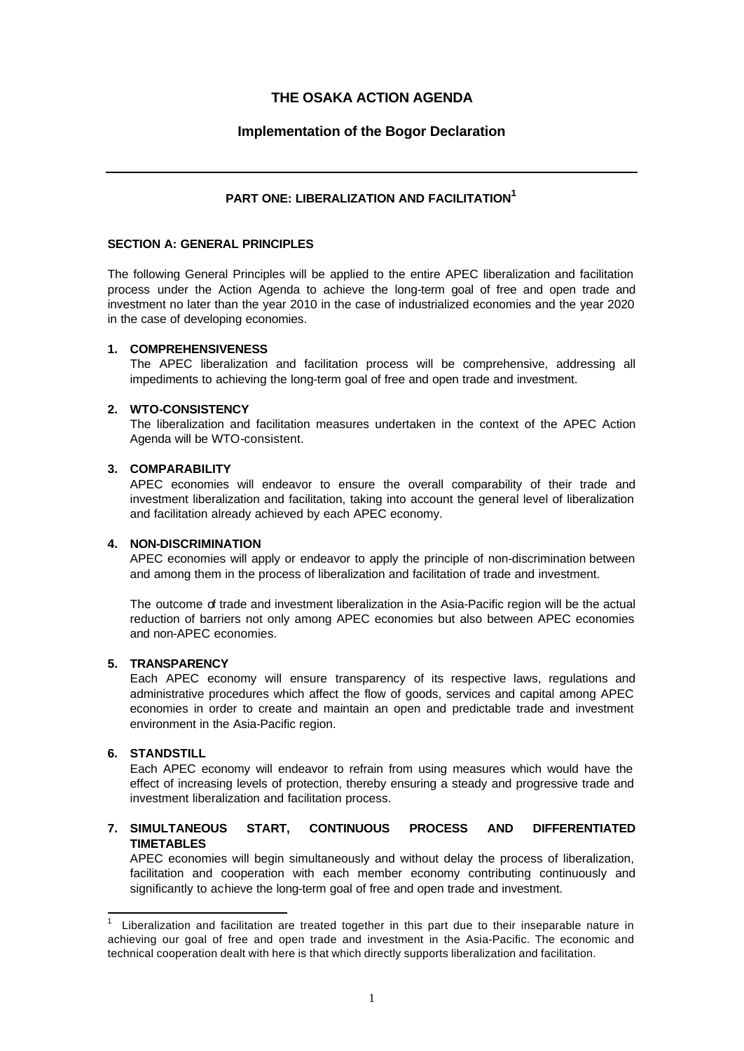# THE OSAKA ACTION AGENDA

## Implementation of the Bogor Declaration

---

## PART ONE: LIBERALIZATION AND FACILITATION[1]

### SECTION A: GENERAL PRINCIPLES

The following General Principles will be applied to the entire APEC liberalization and facilitation process under the Action Agenda to achieve the long-term goal of free and open trade and investment no later than the year 2010 in the case of industrialized economies and the year 2020 in the case of developing economies.

**1. COMPREHENSIVENESS**

The APEC liberalization and facilitation process will be comprehensive, addressing all impediments to achieving the long-term goal of free and open trade and investment.

**2. WTO-CONSISTENCY**

The liberalization and facilitation measures undertaken in the context of the APEC Action Agenda will be WTO-consistent.

**3. COMPARABILITY**

APEC economies will endeavor to ensure the overall comparability of their trade and investment liberalization and facilitation, taking into account the general level of liberalization and facilitation already achieved by each APEC economy.

**4. NON-DISCRIMINATION**

APEC economies will apply or endeavor to apply the principle of non-discrimination between and among them in the process of liberalization and facilitation of trade and investment.

The outcome of trade and investment liberalization in the Asia-Pacific region will be the actual reduction of barriers not only among APEC economies but also between APEC economies and non-APEC economies.

**5. TRANSPARENCY**

Each APEC economy will ensure transparency of its respective laws, regulations and administrative procedures which affect the flow of goods, services and capital among APEC economies in order to create and maintain an open and predictable trade and investment environment in the Asia-Pacific region.

**6. STANDSTILL**

Each APEC economy will endeavor to refrain from using measures which would have the effect of increasing levels of protection, thereby ensuring a steady and progressive trade and investment liberalization and facilitation process.

**7. SIMULTANEOUS START, CONTINUOUS PROCESS AND DIFFERENTIATED TIMETABLES**

APEC economies will begin simultaneously and without delay the process of liberalization, facilitation and cooperation with each member economy contributing continuously and significantly to achieve the long-term goal of free and open trade and investment.

---

[1] Liberalization and facilitation are treated together in this part due to their inseparable nature in achieving our goal of free and open trade and investment in the Asia-Pacific. The economic and technical cooperation dealt with here is that which directly supports liberalization and facilitation.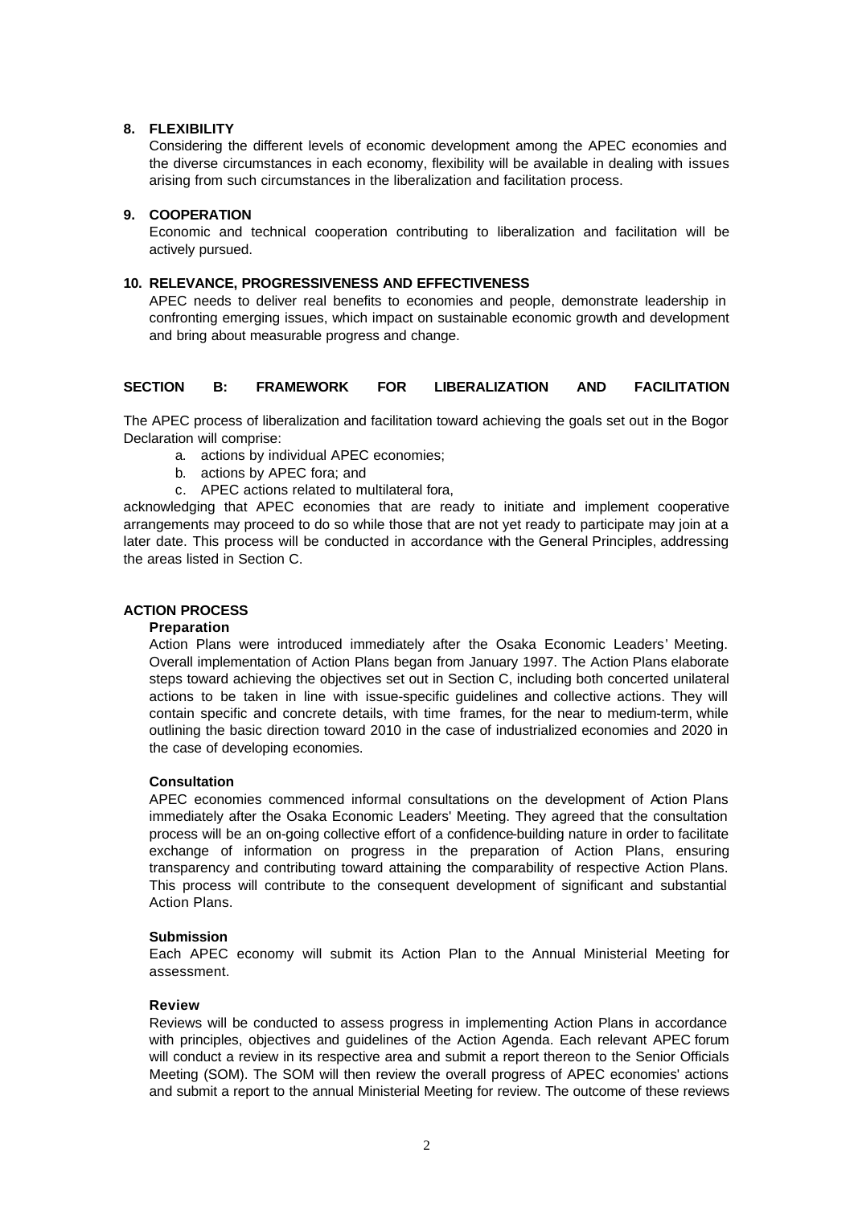**8. FLEXIBILITY**

Considering the different levels of economic development among the APEC economies and the diverse circumstances in each economy, flexibility will be available in dealing with issues arising from such circumstances in the liberalization and facilitation process.

**9. COOPERATION**

Economic and technical cooperation contributing to liberalization and facilitation will be actively pursued.

**10. RELEVANCE, PROGRESSIVENESS AND EFFECTIVENESS**

APEC needs to deliver real benefits to economies and people, demonstrate leadership in confronting emerging issues, which impact on sustainable economic growth and development and bring about measurable progress and change.

## SECTION B: FRAMEWORK FOR LIBERALIZATION AND FACILITATION

The APEC process of liberalization and facilitation toward achieving the goals set out in the Bogor Declaration will comprise:

a. actions by individual APEC economies;
b. actions by APEC fora; and
c. APEC actions related to multilateral fora,

acknowledging that APEC economies that are ready to initiate and implement cooperative arrangements may proceed to do so while those that are not yet ready to participate may join at a later date. This process will be conducted in accordance with the General Principles, addressing the areas listed in Section C.

### ACTION PROCESS

**Preparation**

Action Plans were introduced immediately after the Osaka Economic Leaders' Meeting. Overall implementation of Action Plans began from January 1997. The Action Plans elaborate steps toward achieving the objectives set out in Section C, including both concerted unilateral actions to be taken in line with issue-specific guidelines and collective actions. They will contain specific and concrete details, with time frames, for the near to medium-term, while outlining the basic direction toward 2010 in the case of industrialized economies and 2020 in the case of developing economies.

**Consultation**

APEC economies commenced informal consultations on the development of Action Plans immediately after the Osaka Economic Leaders' Meeting. They agreed that the consultation process will be an on-going collective effort of a confidence-building nature in order to facilitate exchange of information on progress in the preparation of Action Plans, ensuring transparency and contributing toward attaining the comparability of respective Action Plans. This process will contribute to the consequent development of significant and substantial Action Plans.

**Submission**

Each APEC economy will submit its Action Plan to the Annual Ministerial Meeting for assessment.

**Review**

Reviews will be conducted to assess progress in implementing Action Plans in accordance with principles, objectives and guidelines of the Action Agenda. Each relevant APEC forum will conduct a review in its respective area and submit a report thereon to the Senior Officials Meeting (SOM). The SOM will then review the overall progress of APEC economies' actions and submit a report to the annual Ministerial Meeting for review. The outcome of these reviews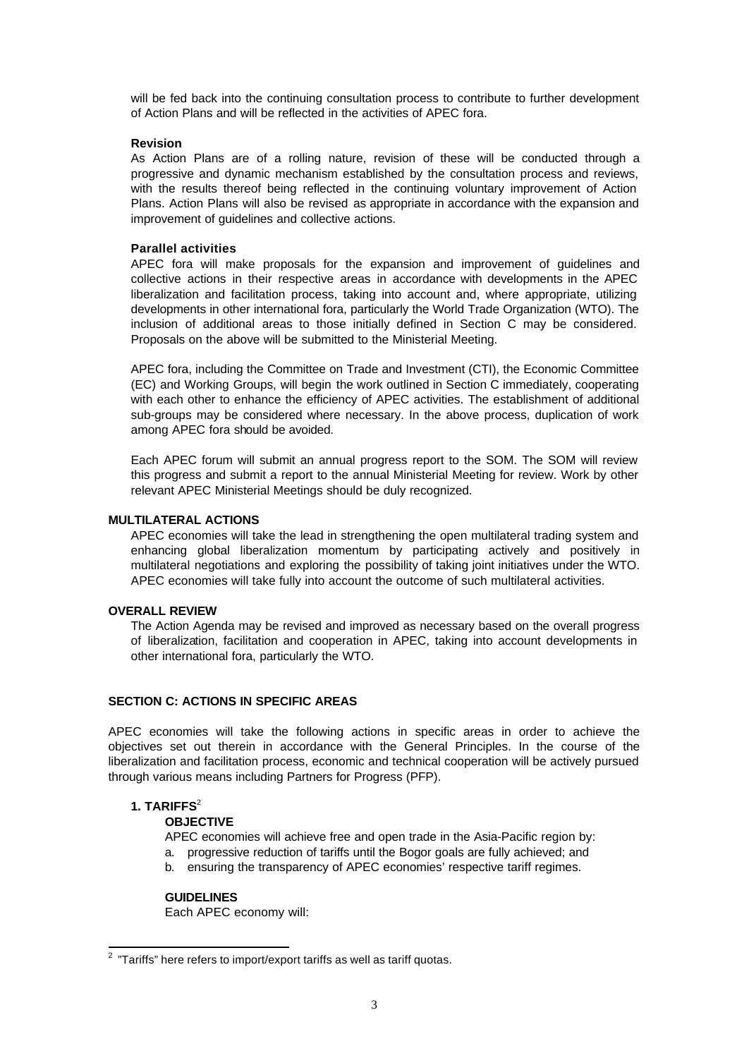will be fed back into the continuing consultation process to contribute to further development of Action Plans and will be reflected in the activities of APEC fora.

**Revision**

As Action Plans are of a rolling nature, revision of these will be conducted through a progressive and dynamic mechanism established by the consultation process and reviews, with the results thereof being reflected in the continuing voluntary improvement of Action Plans. Action Plans will also be revised as appropriate in accordance with the expansion and improvement of guidelines and collective actions.

**Parallel activities**

APEC fora will make proposals for the expansion and improvement of guidelines and collective actions in their respective areas in accordance with developments in the APEC liberalization and facilitation process, taking into account and, where appropriate, utilizing developments in other international fora, particularly the World Trade Organization (WTO). The inclusion of additional areas to those initially defined in Section C may be considered. Proposals on the above will be submitted to the Ministerial Meeting.

APEC fora, including the Committee on Trade and Investment (CTI), the Economic Committee (EC) and Working Groups, will begin the work outlined in Section C immediately, cooperating with each other to enhance the efficiency of APEC activities. The establishment of additional sub-groups may be considered where necessary. In the above process, duplication of work among APEC fora should be avoided.

Each APEC forum will submit an annual progress report to the SOM. The SOM will review this progress and submit a report to the annual Ministerial Meeting for review. Work by other relevant APEC Ministerial Meetings should be duly recognized.

**MULTILATERAL ACTIONS**

APEC economies will take the lead in strengthening the open multilateral trading system and enhancing global liberalization momentum by participating actively and positively in multilateral negotiations and exploring the possibility of taking joint initiatives under the WTO. APEC economies will take fully into account the outcome of such multilateral activities.

**OVERALL REVIEW**

The Action Agenda may be revised and improved as necessary based on the overall progress of liberalization, facilitation and cooperation in APEC, taking into account developments in other international fora, particularly the WTO.

## SECTION C: ACTIONS IN SPECIFIC AREAS

APEC economies will take the following actions in specific areas in order to achieve the objectives set out therein in accordance with the General Principles. In the course of the liberalization and facilitation process, economic and technical cooperation will be actively pursued through various means including Partners for Progress (PFP).

### 1. TARIFFS[2]

**OBJECTIVE**

APEC economies will achieve free and open trade in the Asia-Pacific region by:

a. progressive reduction of tariffs until the Bogor goals are fully achieved; and
b. ensuring the transparency of APEC economies' respective tariff regimes.

**GUIDELINES**

Each APEC economy will:

[2] "Tariffs" here refers to import/export tariffs as well as tariff quotas.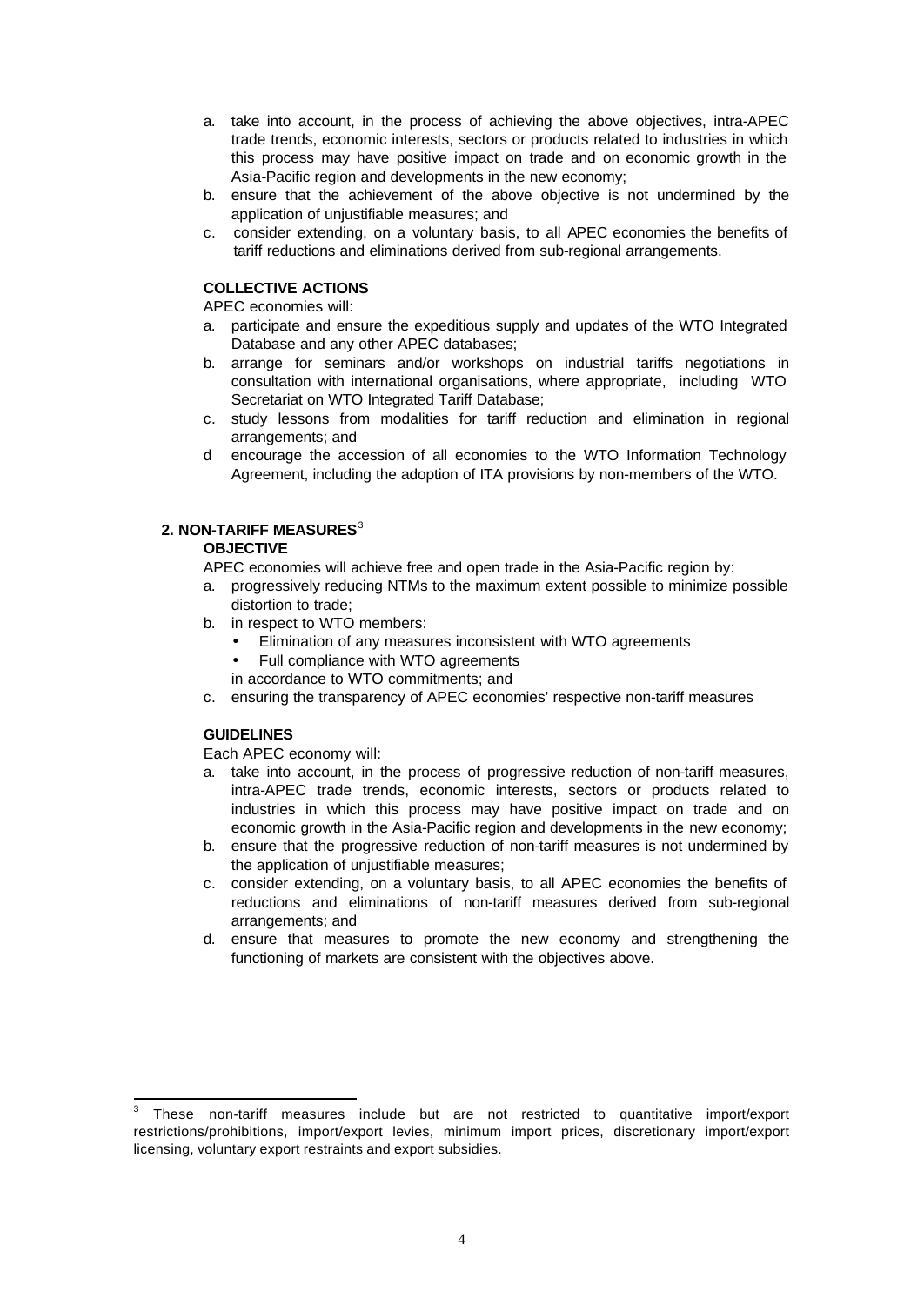a. take into account, in the process of achieving the above objectives, intra-APEC trade trends, economic interests, sectors or products related to industries in which this process may have positive impact on trade and on economic growth in the Asia-Pacific region and developments in the new economy;
b. ensure that the achievement of the above objective is not undermined by the application of unjustifiable measures; and
c. consider extending, on a voluntary basis, to all APEC economies the benefits of tariff reductions and eliminations derived from sub-regional arrangements.

**COLLECTIVE ACTIONS**

APEC economies will:

a. participate and ensure the expeditious supply and updates of the WTO Integrated Database and any other APEC databases;
b. arrange for seminars and/or workshops on industrial tariffs negotiations in consultation with international organisations, where appropriate, including WTO Secretariat on WTO Integrated Tariff Database;
c. study lessons from modalities for tariff reduction and elimination in regional arrangements; and
d encourage the accession of all economies to the WTO Information Technology Agreement, including the adoption of ITA provisions by non-members of the WTO.

## 2. NON-TARIFF MEASURES[3]

**OBJECTIVE**

APEC economies will achieve free and open trade in the Asia-Pacific region by:

a. progressively reducing NTMs to the maximum extent possible to minimize possible distortion to trade;
b. in respect to WTO members:
   - Elimination of any measures inconsistent with WTO agreements
   - Full compliance with WTO agreements

   in accordance to WTO commitments; and
c. ensuring the transparency of APEC economies' respective non-tariff measures

**GUIDELINES**

Each APEC economy will:

a. take into account, in the process of progressive reduction of non-tariff measures, intra-APEC trade trends, economic interests, sectors or products related to industries in which this process may have positive impact on trade and on economic growth in the Asia-Pacific region and developments in the new economy;
b. ensure that the progressive reduction of non-tariff measures is not undermined by the application of unjustifiable measures;
c. consider extending, on a voluntary basis, to all APEC economies the benefits of reductions and eliminations of non-tariff measures derived from sub-regional arrangements; and
d. ensure that measures to promote the new economy and strengthening the functioning of markets are consistent with the objectives above.

---

[3] These non-tariff measures include but are not restricted to quantitative import/export restrictions/prohibitions, import/export levies, minimum import prices, discretionary import/export licensing, voluntary export restraints and export subsidies.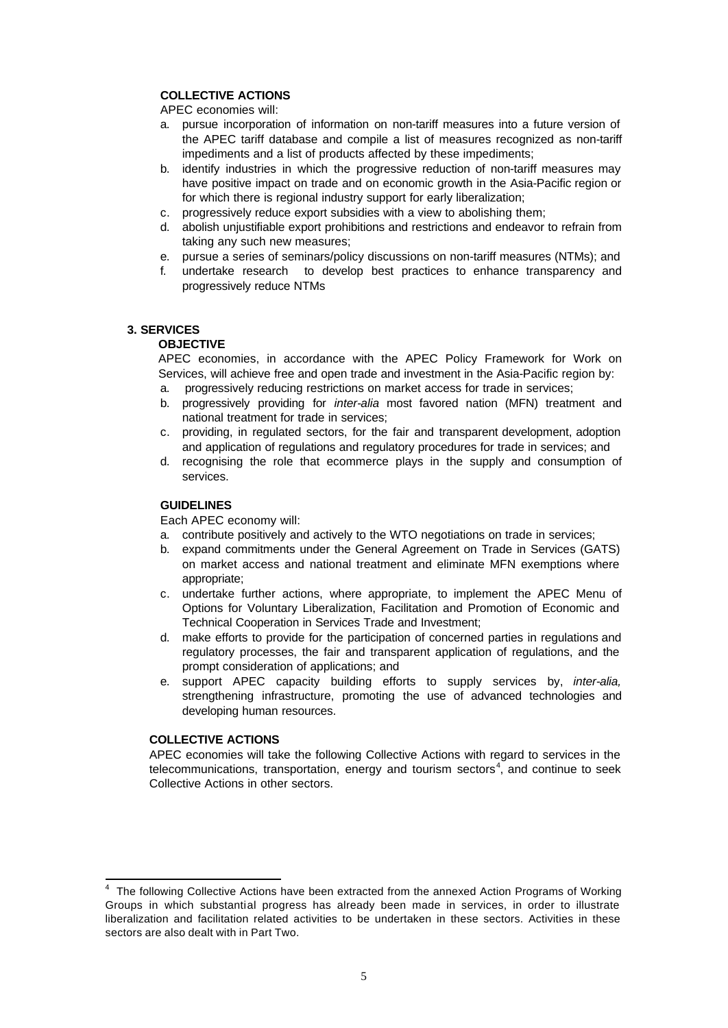#### COLLECTIVE ACTIONS

APEC economies will:

a. pursue incorporation of information on non-tariff measures into a future version of the APEC tariff database and compile a list of measures recognized as non-tariff impediments and a list of products affected by these impediments;
b. identify industries in which the progressive reduction of non-tariff measures may have positive impact on trade and on economic growth in the Asia-Pacific region or for which there is regional industry support for early liberalization;
c. progressively reduce export subsidies with a view to abolishing them;
d. abolish unjustifiable export prohibitions and restrictions and endeavor to refrain from taking any such new measures;
e. pursue a series of seminars/policy discussions on non-tariff measures (NTMs); and
f. undertake research to develop best practices to enhance transparency and progressively reduce NTMs

### 3. SERVICES

#### OBJECTIVE

APEC economies, in accordance with the APEC Policy Framework for Work on Services, will achieve free and open trade and investment in the Asia-Pacific region by:

a. progressively reducing restrictions on market access for trade in services;
b. progressively providing for *inter-alia* most favored nation (MFN) treatment and national treatment for trade in services;
c. providing, in regulated sectors, for the fair and transparent development, adoption and application of regulations and regulatory procedures for trade in services; and
d. recognising the role that ecommerce plays in the supply and consumption of services.

#### GUIDELINES

Each APEC economy will:

a. contribute positively and actively to the WTO negotiations on trade in services;
b. expand commitments under the General Agreement on Trade in Services (GATS) on market access and national treatment and eliminate MFN exemptions where appropriate;
c. undertake further actions, where appropriate, to implement the APEC Menu of Options for Voluntary Liberalization, Facilitation and Promotion of Economic and Technical Cooperation in Services Trade and Investment;
d. make efforts to provide for the participation of concerned parties in regulations and regulatory processes, the fair and transparent application of regulations, and the prompt consideration of applications; and
e. support APEC capacity building efforts to supply services by, *inter-alia,* strengthening infrastructure, promoting the use of advanced technologies and developing human resources.

#### COLLECTIVE ACTIONS

APEC economies will take the following Collective Actions with regard to services in the telecommunications, transportation, energy and tourism sectors[4], and continue to seek Collective Actions in other sectors.

---

[4] The following Collective Actions have been extracted from the annexed Action Programs of Working Groups in which substantial progress has already been made in services, in order to illustrate liberalization and facilitation related activities to be undertaken in these sectors. Activities in these sectors are also dealt with in Part Two.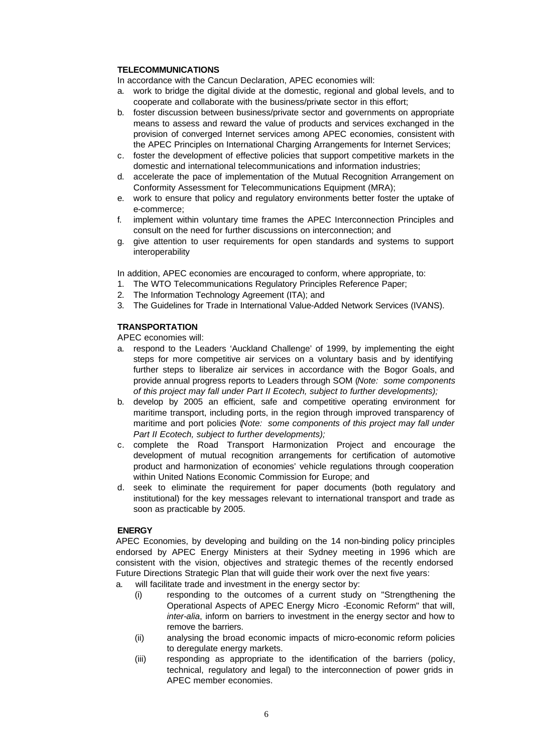**TELECOMMUNICATIONS**

In accordance with the Cancun Declaration, APEC economies will:

a. work to bridge the digital divide at the domestic, regional and global levels, and to cooperate and collaborate with the business/private sector in this effort;
b. foster discussion between business/private sector and governments on appropriate means to assess and reward the value of products and services exchanged in the provision of converged Internet services among APEC economies, consistent with the APEC Principles on International Charging Arrangements for Internet Services;
c. foster the development of effective policies that support competitive markets in the domestic and international telecommunications and information industries;
d. accelerate the pace of implementation of the Mutual Recognition Arrangement on Conformity Assessment for Telecommunications Equipment (MRA);
e. work to ensure that policy and regulatory environments better foster the uptake of e-commerce;
f. implement within voluntary time frames the APEC Interconnection Principles and consult on the need for further discussions on interconnection; and
g. give attention to user requirements for open standards and systems to support interoperability

In addition, APEC economies are encouraged to conform, where appropriate, to:

1. The WTO Telecommunications Regulatory Principles Reference Paper;
2. The Information Technology Agreement (ITA); and
3. The Guidelines for Trade in International Value-Added Network Services (IVANS).

**TRANSPORTATION**

APEC economies will:

a. respond to the Leaders 'Auckland Challenge' of 1999, by implementing the eight steps for more competitive air services on a voluntary basis and by identifying further steps to liberalize air services in accordance with the Bogor Goals, and provide annual progress reports to Leaders through SOM (*Note: some components of this project may fall under Part II Ecotech, subject to further developments);*
b. develop by 2005 an efficient, safe and competitive operating environment for maritime transport, including ports, in the region through improved transparency of maritime and port policies (*Note: some components of this project may fall under Part II Ecotech, subject to further developments);*
c. complete the Road Transport Harmonization Project and encourage the development of mutual recognition arrangements for certification of automotive product and harmonization of economies' vehicle regulations through cooperation within United Nations Economic Commission for Europe; and
d. seek to eliminate the requirement for paper documents (both regulatory and institutional) for the key messages relevant to international transport and trade as soon as practicable by 2005.

**ENERGY**

APEC Economies, by developing and building on the 14 non-binding policy principles endorsed by APEC Energy Ministers at their Sydney meeting in 1996 which are consistent with the vision, objectives and strategic themes of the recently endorsed Future Directions Strategic Plan that will guide their work over the next five years:

a. will facilitate trade and investment in the energy sector by:
    (i) responding to the outcomes of a current study on "Strengthening the Operational Aspects of APEC Energy Micro -Economic Reform" that will, *inter-alia*, inform on barriers to investment in the energy sector and how to remove the barriers.
    (ii) analysing the broad economic impacts of micro-economic reform policies to deregulate energy markets.
    (iii) responding as appropriate to the identification of the barriers (policy, technical, regulatory and legal) to the interconnection of power grids in APEC member economies.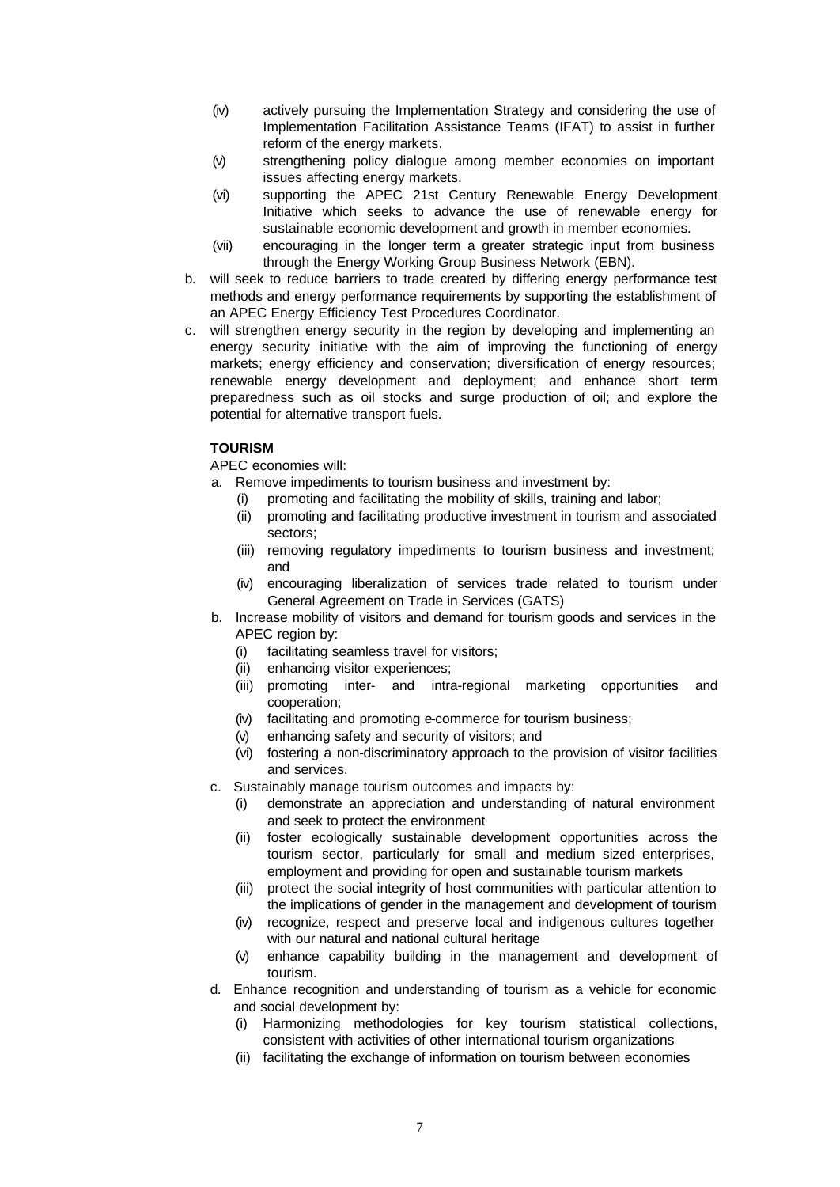(iv) actively pursuing the Implementation Strategy and considering the use of Implementation Facilitation Assistance Teams (IFAT) to assist in further reform of the energy markets.

(v) strengthening policy dialogue among member economies on important issues affecting energy markets.

(vi) supporting the APEC 21st Century Renewable Energy Development Initiative which seeks to advance the use of renewable energy for sustainable economic development and growth in member economies.

(vii) encouraging in the longer term a greater strategic input from business through the Energy Working Group Business Network (EBN).

b. will seek to reduce barriers to trade created by differing energy performance test methods and energy performance requirements by supporting the establishment of an APEC Energy Efficiency Test Procedures Coordinator.

c. will strengthen energy security in the region by developing and implementing an energy security initiative with the aim of improving the functioning of energy markets; energy efficiency and conservation; diversification of energy resources; renewable energy development and deployment; and enhance short term preparedness such as oil stocks and surge production of oil; and explore the potential for alternative transport fuels.

**TOURISM**

APEC economies will:

a. Remove impediments to tourism business and investment by:
   - (i) promoting and facilitating the mobility of skills, training and labor;
   - (ii) promoting and facilitating productive investment in tourism and associated sectors;
   - (iii) removing regulatory impediments to tourism business and investment; and
   - (iv) encouraging liberalization of services trade related to tourism under General Agreement on Trade in Services (GATS)

b. Increase mobility of visitors and demand for tourism goods and services in the APEC region by:
   - (i) facilitating seamless travel for visitors;
   - (ii) enhancing visitor experiences;
   - (iii) promoting inter- and intra-regional marketing opportunities and cooperation;
   - (iv) facilitating and promoting e-commerce for tourism business;
   - (v) enhancing safety and security of visitors; and
   - (vi) fostering a non-discriminatory approach to the provision of visitor facilities and services.

c. Sustainably manage tourism outcomes and impacts by:
   - (i) demonstrate an appreciation and understanding of natural environment and seek to protect the environment
   - (ii) foster ecologically sustainable development opportunities across the tourism sector, particularly for small and medium sized enterprises, employment and providing for open and sustainable tourism markets
   - (iii) protect the social integrity of host communities with particular attention to the implications of gender in the management and development of tourism
   - (iv) recognize, respect and preserve local and indigenous cultures together with our natural and national cultural heritage
   - (v) enhance capability building in the management and development of tourism.

d. Enhance recognition and understanding of tourism as a vehicle for economic and social development by:
   - (i) Harmonizing methodologies for key tourism statistical collections, consistent with activities of other international tourism organizations
   - (ii) facilitating the exchange of information on tourism between economies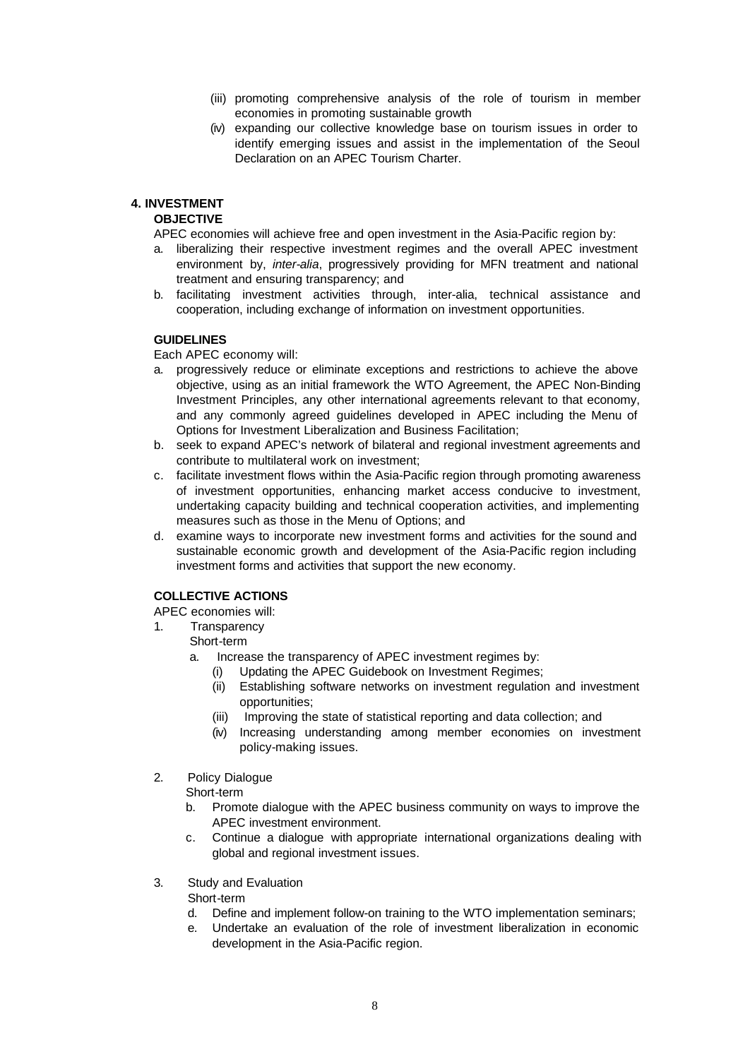(iii) promoting comprehensive analysis of the role of tourism in member economies in promoting sustainable growth

(iv) expanding our collective knowledge base on tourism issues in order to identify emerging issues and assist in the implementation of the Seoul Declaration on an APEC Tourism Charter.

## 4. INVESTMENT

### OBJECTIVE

APEC economies will achieve free and open investment in the Asia-Pacific region by:

a. liberalizing their respective investment regimes and the overall APEC investment environment by, *inter-alia*, progressively providing for MFN treatment and national treatment and ensuring transparency; and

b. facilitating investment activities through, inter-alia, technical assistance and cooperation, including exchange of information on investment opportunities.

### GUIDELINES

Each APEC economy will:

a. progressively reduce or eliminate exceptions and restrictions to achieve the above objective, using as an initial framework the WTO Agreement, the APEC Non-Binding Investment Principles, any other international agreements relevant to that economy, and any commonly agreed guidelines developed in APEC including the Menu of Options for Investment Liberalization and Business Facilitation;

b. seek to expand APEC's network of bilateral and regional investment agreements and contribute to multilateral work on investment;

c. facilitate investment flows within the Asia-Pacific region through promoting awareness of investment opportunities, enhancing market access conducive to investment, undertaking capacity building and technical cooperation activities, and implementing measures such as those in the Menu of Options; and

d. examine ways to incorporate new investment forms and activities for the sound and sustainable economic growth and development of the Asia-Pacific region including investment forms and activities that support the new economy.

### COLLECTIVE ACTIONS

APEC economies will:

1. Transparency

   Short-term

   a. Increase the transparency of APEC investment regimes by:
      (i) Updating the APEC Guidebook on Investment Regimes;
      (ii) Establishing software networks on investment regulation and investment opportunities;
      (iii) Improving the state of statistical reporting and data collection; and
      (iv) Increasing understanding among member economies on investment policy-making issues.

2. Policy Dialogue

   Short-term

   b. Promote dialogue with the APEC business community on ways to improve the APEC investment environment.

   c. Continue a dialogue with appropriate international organizations dealing with global and regional investment issues.

3. Study and Evaluation

   Short-term

   d. Define and implement follow-on training to the WTO implementation seminars;

   e. Undertake an evaluation of the role of investment liberalization in economic development in the Asia-Pacific region.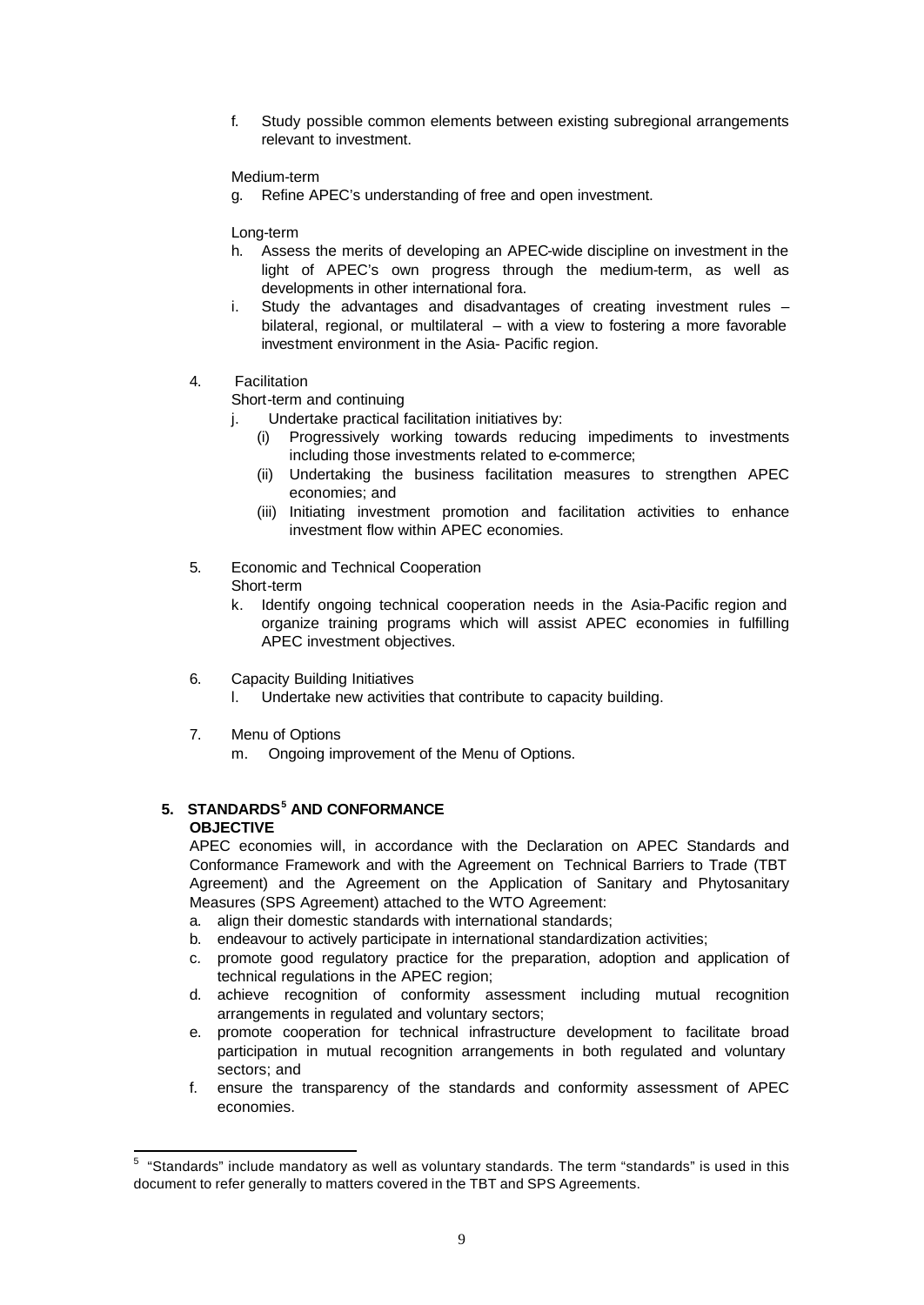f. Study possible common elements between existing subregional arrangements relevant to investment.

Medium-term

g. Refine APEC's understanding of free and open investment.

Long-term

h. Assess the merits of developing an APEC-wide discipline on investment in the light of APEC's own progress through the medium-term, as well as developments in other international fora.
i. Study the advantages and disadvantages of creating investment rules – bilateral, regional, or multilateral – with a view to fostering a more favorable investment environment in the Asia- Pacific region.

4. Facilitation

Short-term and continuing

j. Undertake practical facilitation initiatives by:
   (i) Progressively working towards reducing impediments to investments including those investments related to e-commerce;
   (ii) Undertaking the business facilitation measures to strengthen APEC economies; and
   (iii) Initiating investment promotion and facilitation activities to enhance investment flow within APEC economies.

5. Economic and Technical Cooperation

Short-term

k. Identify ongoing technical cooperation needs in the Asia-Pacific region and organize training programs which will assist APEC economies in fulfilling APEC investment objectives.

6. Capacity Building Initiatives

l. Undertake new activities that contribute to capacity building.

7. Menu of Options

m. Ongoing improvement of the Menu of Options.

## 5. STANDARDS[5] AND CONFORMANCE

**OBJECTIVE**

APEC economies will, in accordance with the Declaration on APEC Standards and Conformance Framework and with the Agreement on Technical Barriers to Trade (TBT Agreement) and the Agreement on the Application of Sanitary and Phytosanitary Measures (SPS Agreement) attached to the WTO Agreement:

a. align their domestic standards with international standards;
b. endeavour to actively participate in international standardization activities;
c. promote good regulatory practice for the preparation, adoption and application of technical regulations in the APEC region;
d. achieve recognition of conformity assessment including mutual recognition arrangements in regulated and voluntary sectors;
e. promote cooperation for technical infrastructure development to facilitate broad participation in mutual recognition arrangements in both regulated and voluntary sectors; and
f. ensure the transparency of the standards and conformity assessment of APEC economies.

---

[5] "Standards" include mandatory as well as voluntary standards. The term "standards" is used in this document to refer generally to matters covered in the TBT and SPS Agreements.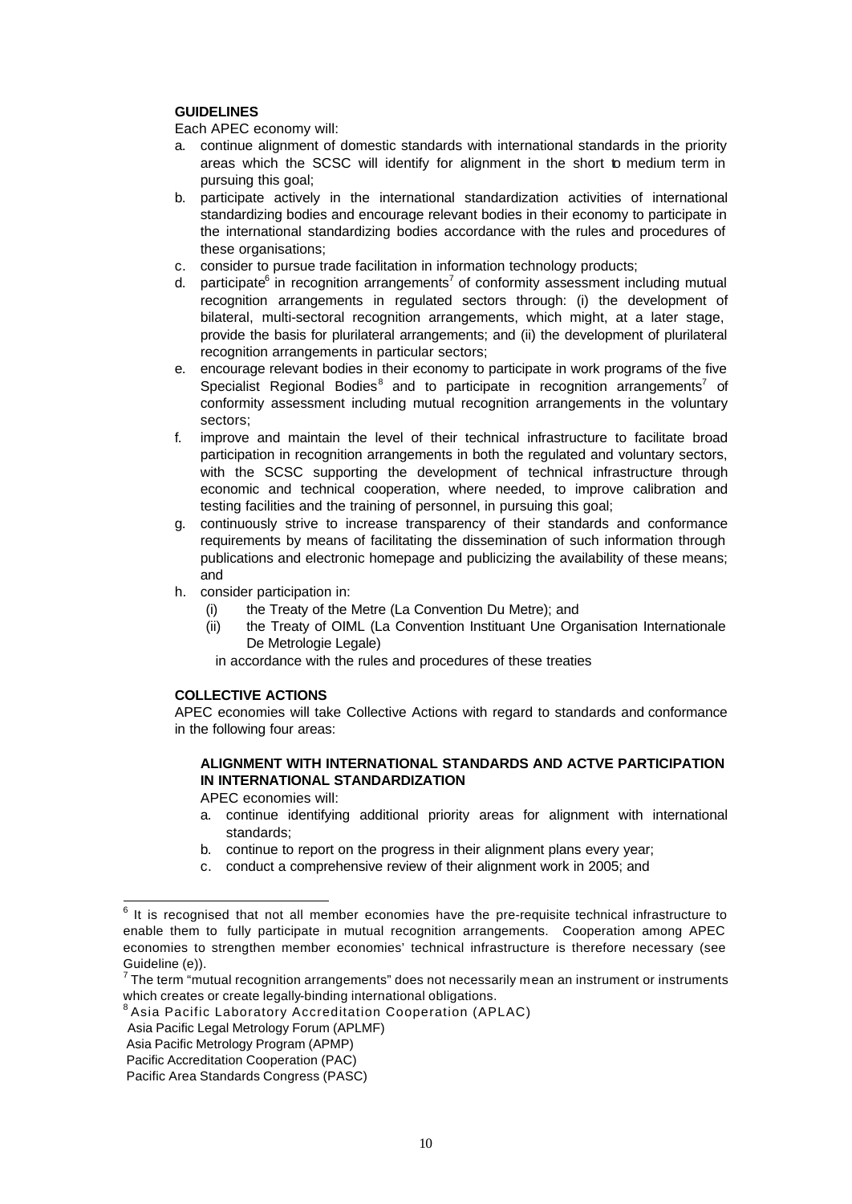**GUIDELINES**

Each APEC economy will:

a. continue alignment of domestic standards with international standards in the priority areas which the SCSC will identify for alignment in the short to medium term in pursuing this goal;
b. participate actively in the international standardization activities of international standardizing bodies and encourage relevant bodies in their economy to participate in the international standardizing bodies accordance with the rules and procedures of these organisations;
c. consider to pursue trade facilitation in information technology products;
d. participate[6] in recognition arrangements[7] of conformity assessment including mutual recognition arrangements in regulated sectors through: (i) the development of bilateral, multi-sectoral recognition arrangements, which might, at a later stage, provide the basis for plurilateral arrangements; and (ii) the development of plurilateral recognition arrangements in particular sectors;
e. encourage relevant bodies in their economy to participate in work programs of the five Specialist Regional Bodies[8] and to participate in recognition arrangements[7] of conformity assessment including mutual recognition arrangements in the voluntary sectors;
f. improve and maintain the level of their technical infrastructure to facilitate broad participation in recognition arrangements in both the regulated and voluntary sectors, with the SCSC supporting the development of technical infrastructure through economic and technical cooperation, where needed, to improve calibration and testing facilities and the training of personnel, in pursuing this goal;
g. continuously strive to increase transparency of their standards and conformance requirements by means of facilitating the dissemination of such information through publications and electronic homepage and publicizing the availability of these means; and
h. consider participation in:
   (i) the Treaty of the Metre (La Convention Du Metre); and
   (ii) the Treaty of OIML (La Convention Instituant Une Organisation Internationale De Metrologie Legale)

   in accordance with the rules and procedures of these treaties

**COLLECTIVE ACTIONS**

APEC economies will take Collective Actions with regard to standards and conformance in the following four areas:

**ALIGNMENT WITH INTERNATIONAL STANDARDS AND ACTVE PARTICIPATION IN INTERNATIONAL STANDARDIZATION**

APEC economies will:

a. continue identifying additional priority areas for alignment with international standards;
b. continue to report on the progress in their alignment plans every year;
c. conduct a comprehensive review of their alignment work in 2005; and

---

[6] It is recognised that not all member economies have the pre-requisite technical infrastructure to enable them to fully participate in mutual recognition arrangements. Cooperation among APEC economies to strengthen member economies' technical infrastructure is therefore necessary (see Guideline (e)).

[7] The term "mutual recognition arrangements" does not necessarily mean an instrument or instruments which creates or create legally-binding international obligations.

[8] Asia Pacific Laboratory Accreditation Cooperation (APLAC)
Asia Pacific Legal Metrology Forum (APLMF)
Asia Pacific Metrology Program (APMP)
Pacific Accreditation Cooperation (PAC)
Pacific Area Standards Congress (PASC)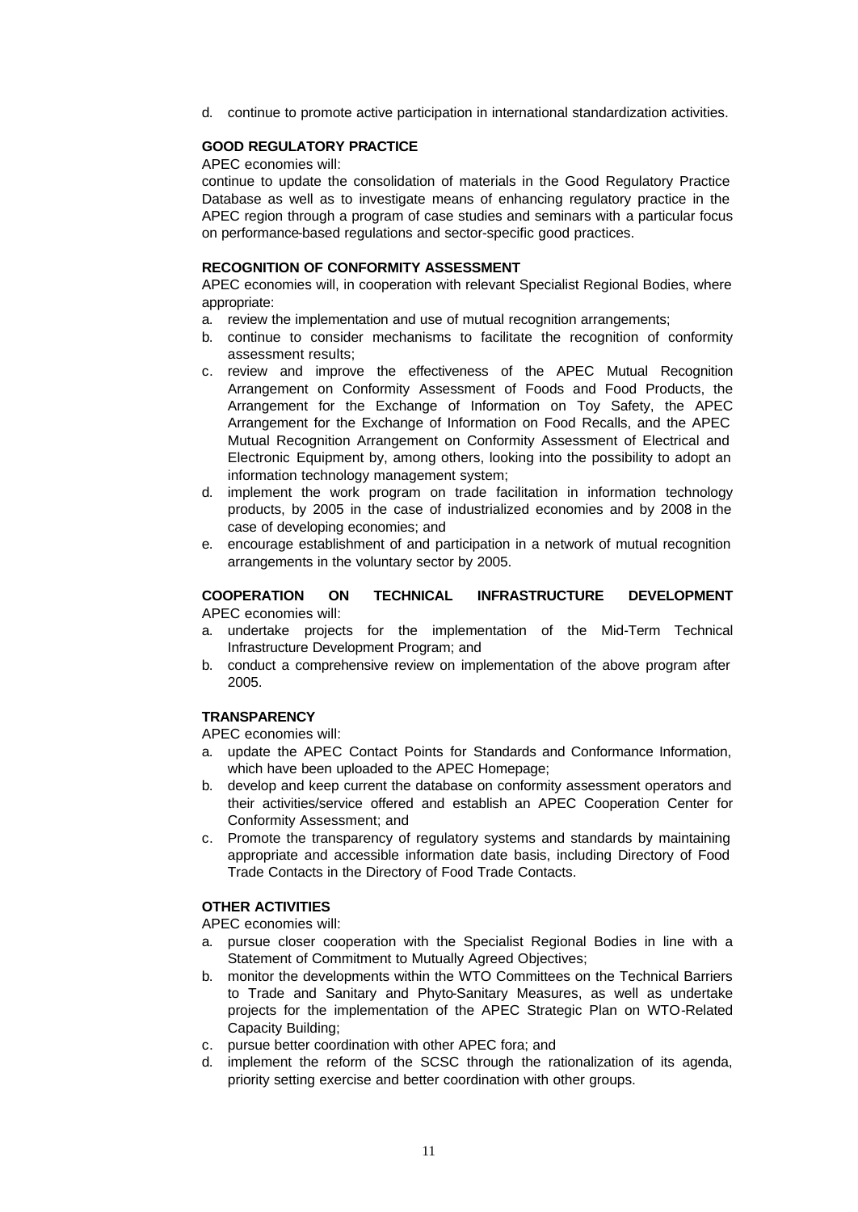d. continue to promote active participation in international standardization activities.

**GOOD REGULATORY PRACTICE**

APEC economies will:

continue to update the consolidation of materials in the Good Regulatory Practice Database as well as to investigate means of enhancing regulatory practice in the APEC region through a program of case studies and seminars with a particular focus on performance-based regulations and sector-specific good practices.

**RECOGNITION OF CONFORMITY ASSESSMENT**

APEC economies will, in cooperation with relevant Specialist Regional Bodies, where appropriate:

a. review the implementation and use of mutual recognition arrangements;
b. continue to consider mechanisms to facilitate the recognition of conformity assessment results;
c. review and improve the effectiveness of the APEC Mutual Recognition Arrangement on Conformity Assessment of Foods and Food Products, the Arrangement for the Exchange of Information on Toy Safety, the APEC Arrangement for the Exchange of Information on Food Recalls, and the APEC Mutual Recognition Arrangement on Conformity Assessment of Electrical and Electronic Equipment by, among others, looking into the possibility to adopt an information technology management system;
d. implement the work program on trade facilitation in information technology products, by 2005 in the case of industrialized economies and by 2008 in the case of developing economies; and
e. encourage establishment of and participation in a network of mutual recognition arrangements in the voluntary sector by 2005.

**COOPERATION ON TECHNICAL INFRASTRUCTURE DEVELOPMENT**

APEC economies will:

a. undertake projects for the implementation of the Mid-Term Technical Infrastructure Development Program; and
b. conduct a comprehensive review on implementation of the above program after 2005.

**TRANSPARENCY**

APEC economies will:

a. update the APEC Contact Points for Standards and Conformance Information, which have been uploaded to the APEC Homepage;
b. develop and keep current the database on conformity assessment operators and their activities/service offered and establish an APEC Cooperation Center for Conformity Assessment; and
c. Promote the transparency of regulatory systems and standards by maintaining appropriate and accessible information date basis, including Directory of Food Trade Contacts in the Directory of Food Trade Contacts.

**OTHER ACTIVITIES**

APEC economies will:

a. pursue closer cooperation with the Specialist Regional Bodies in line with a Statement of Commitment to Mutually Agreed Objectives;
b. monitor the developments within the WTO Committees on the Technical Barriers to Trade and Sanitary and Phyto-Sanitary Measures, as well as undertake projects for the implementation of the APEC Strategic Plan on WTO-Related Capacity Building;
c. pursue better coordination with other APEC fora; and
d. implement the reform of the SCSC through the rationalization of its agenda, priority setting exercise and better coordination with other groups.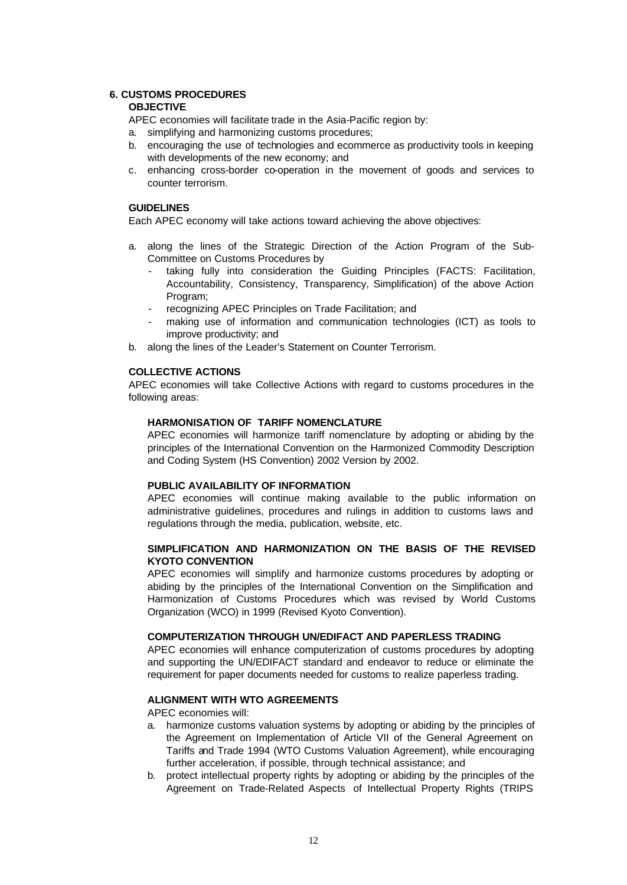## 6. CUSTOMS PROCEDURES

### OBJECTIVE

APEC economies will facilitate trade in the Asia-Pacific region by:

a. simplifying and harmonizing customs procedures;
b. encouraging the use of technologies and ecommerce as productivity tools in keeping with developments of the new economy; and
c. enhancing cross-border co-operation in the movement of goods and services to counter terrorism.

### GUIDELINES

Each APEC economy will take actions toward achieving the above objectives:

a. along the lines of the Strategic Direction of the Action Program of the Sub-Committee on Customs Procedures by
   - taking fully into consideration the Guiding Principles (FACTS: Facilitation, Accountability, Consistency, Transparency, Simplification) of the above Action Program;
   - recognizing APEC Principles on Trade Facilitation; and
   - making use of information and communication technologies (ICT) as tools to improve productivity; and
b. along the lines of the Leader's Statement on Counter Terrorism.

### COLLECTIVE ACTIONS

APEC economies will take Collective Actions with regard to customs procedures in the following areas:

#### HARMONISATION OF TARIFF NOMENCLATURE

APEC economies will harmonize tariff nomenclature by adopting or abiding by the principles of the International Convention on the Harmonized Commodity Description and Coding System (HS Convention) 2002 Version by 2002.

#### PUBLIC AVAILABILITY OF INFORMATION

APEC economies will continue making available to the public information on administrative guidelines, procedures and rulings in addition to customs laws and regulations through the media, publication, website, etc.

#### SIMPLIFICATION AND HARMONIZATION ON THE BASIS OF THE REVISED KYOTO CONVENTION

APEC economies will simplify and harmonize customs procedures by adopting or abiding by the principles of the International Convention on the Simplification and Harmonization of Customs Procedures which was revised by World Customs Organization (WCO) in 1999 (Revised Kyoto Convention).

#### COMPUTERIZATION THROUGH UN/EDIFACT AND PAPERLESS TRADING

APEC economies will enhance computerization of customs procedures by adopting and supporting the UN/EDIFACT standard and endeavor to reduce or eliminate the requirement for paper documents needed for customs to realize paperless trading.

#### ALIGNMENT WITH WTO AGREEMENTS

APEC economies will:

a. harmonize customs valuation systems by adopting or abiding by the principles of the Agreement on Implementation of Article VII of the General Agreement on Tariffs and Trade 1994 (WTO Customs Valuation Agreement), while encouraging further acceleration, if possible, through technical assistance; and
b. protect intellectual property rights by adopting or abiding by the principles of the Agreement on Trade-Related Aspects of Intellectual Property Rights (TRIPS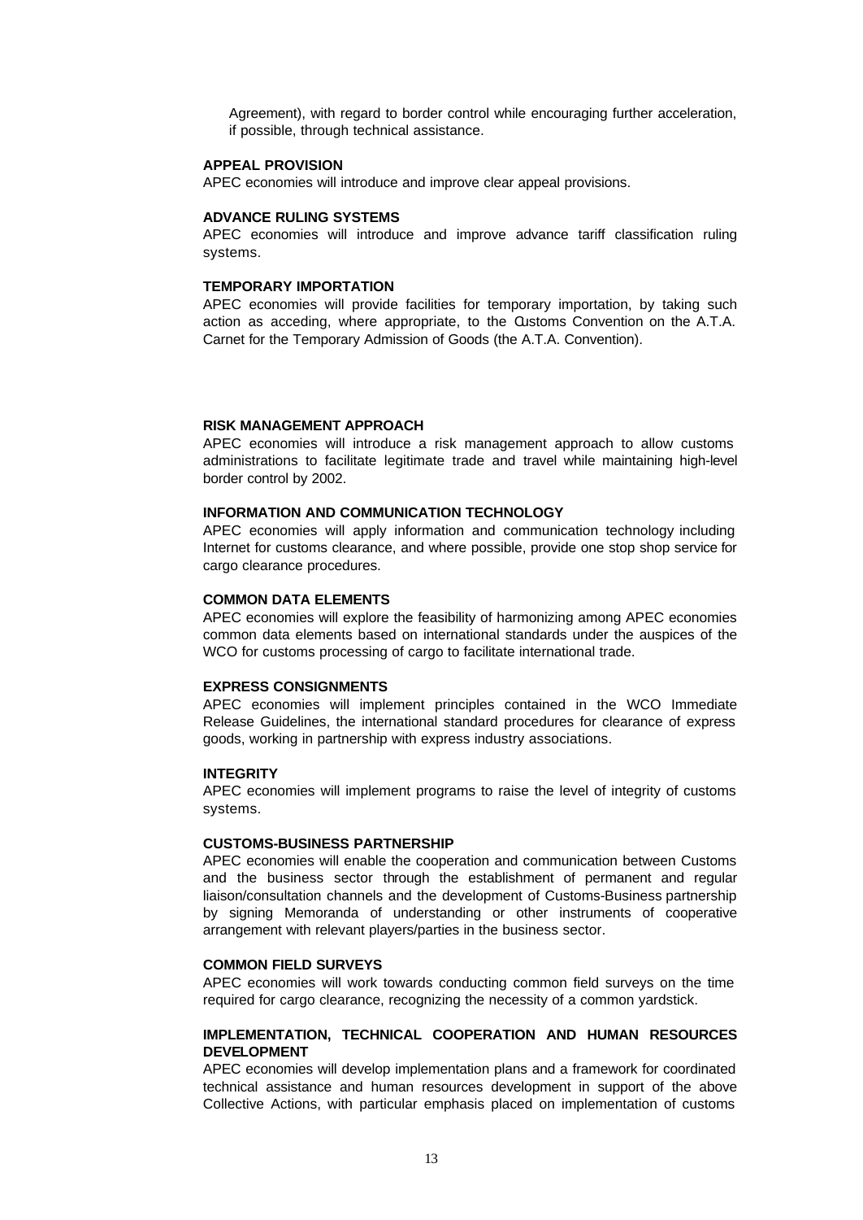Agreement), with regard to border control while encouraging further acceleration, if possible, through technical assistance.

**APPEAL PROVISION**

APEC economies will introduce and improve clear appeal provisions.

**ADVANCE RULING SYSTEMS**

APEC economies will introduce and improve advance tariff classification ruling systems.

**TEMPORARY IMPORTATION**

APEC economies will provide facilities for temporary importation, by taking such action as acceding, where appropriate, to the Customs Convention on the A.T.A. Carnet for the Temporary Admission of Goods (the A.T.A. Convention).

**RISK MANAGEMENT APPROACH**

APEC economies will introduce a risk management approach to allow customs administrations to facilitate legitimate trade and travel while maintaining high-level border control by 2002.

**INFORMATION AND COMMUNICATION TECHNOLOGY**

APEC economies will apply information and communication technology including Internet for customs clearance, and where possible, provide one stop shop service for cargo clearance procedures.

**COMMON DATA ELEMENTS**

APEC economies will explore the feasibility of harmonizing among APEC economies common data elements based on international standards under the auspices of the WCO for customs processing of cargo to facilitate international trade.

**EXPRESS CONSIGNMENTS**

APEC economies will implement principles contained in the WCO Immediate Release Guidelines, the international standard procedures for clearance of express goods, working in partnership with express industry associations.

**INTEGRITY**

APEC economies will implement programs to raise the level of integrity of customs systems.

**CUSTOMS-BUSINESS PARTNERSHIP**

APEC economies will enable the cooperation and communication between Customs and the business sector through the establishment of permanent and regular liaison/consultation channels and the development of Customs-Business partnership by signing Memoranda of understanding or other instruments of cooperative arrangement with relevant players/parties in the business sector.

**COMMON FIELD SURVEYS**

APEC economies will work towards conducting common field surveys on the time required for cargo clearance, recognizing the necessity of a common yardstick.

**IMPLEMENTATION, TECHNICAL COOPERATION AND HUMAN RESOURCES DEVELOPMENT**

APEC economies will develop implementation plans and a framework for coordinated technical assistance and human resources development in support of the above Collective Actions, with particular emphasis placed on implementation of customs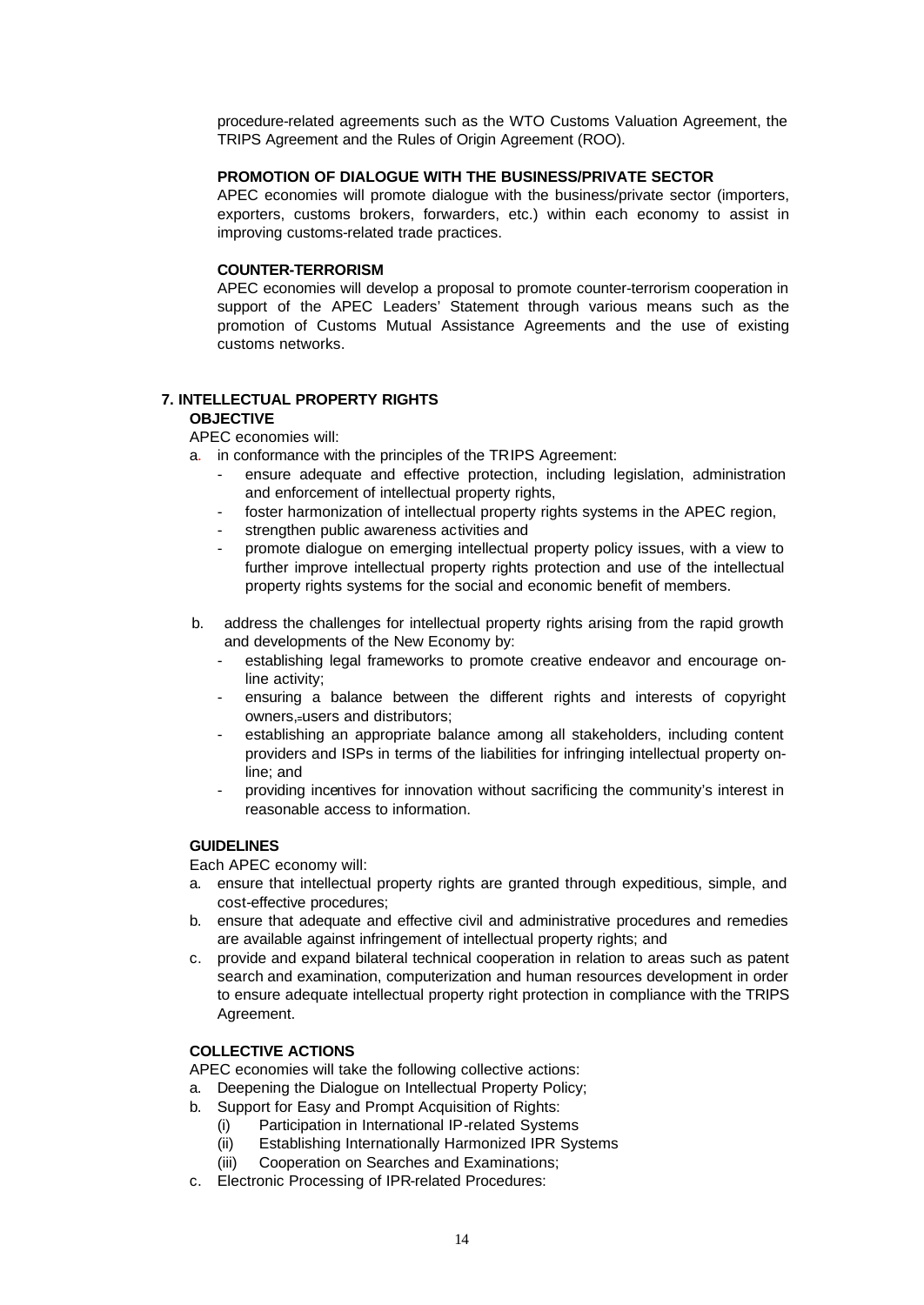procedure-related agreements such as the WTO Customs Valuation Agreement, the TRIPS Agreement and the Rules of Origin Agreement (ROO).

**PROMOTION OF DIALOGUE WITH THE BUSINESS/PRIVATE SECTOR**

APEC economies will promote dialogue with the business/private sector (importers, exporters, customs brokers, forwarders, etc.) within each economy to assist in improving customs-related trade practices.

**COUNTER-TERRORISM**

APEC economies will develop a proposal to promote counter-terrorism cooperation in support of the APEC Leaders' Statement through various means such as the promotion of Customs Mutual Assistance Agreements and the use of existing customs networks.

## 7. INTELLECTUAL PROPERTY RIGHTS

**OBJECTIVE**

APEC economies will:

a. in conformance with the principles of the TRIPS Agreement:
   - ensure adequate and effective protection, including legislation, administration and enforcement of intellectual property rights,
   - foster harmonization of intellectual property rights systems in the APEC region,
   - strengthen public awareness activities and
   - promote dialogue on emerging intellectual property policy issues, with a view to further improve intellectual property rights protection and use of the intellectual property rights systems for the social and economic benefit of members.

b. address the challenges for intellectual property rights arising from the rapid growth and developments of the New Economy by:
   - establishing legal frameworks to promote creative endeavor and encourage on-line activity;
   - ensuring a balance between the different rights and interests of copyright owners, users and distributors;
   - establishing an appropriate balance among all stakeholders, including content providers and ISPs in terms of the liabilities for infringing intellectual property on-line; and
   - providing incentives for innovation without sacrificing the community's interest in reasonable access to information.

**GUIDELINES**

Each APEC economy will:

a. ensure that intellectual property rights are granted through expeditious, simple, and cost-effective procedures;
b. ensure that adequate and effective civil and administrative procedures and remedies are available against infringement of intellectual property rights; and
c. provide and expand bilateral technical cooperation in relation to areas such as patent search and examination, computerization and human resources development in order to ensure adequate intellectual property right protection in compliance with the TRIPS Agreement.

**COLLECTIVE ACTIONS**

APEC economies will take the following collective actions:

a. Deepening the Dialogue on Intellectual Property Policy;
b. Support for Easy and Prompt Acquisition of Rights:
   (i) Participation in International IP-related Systems
   (ii) Establishing Internationally Harmonized IPR Systems
   (iii) Cooperation on Searches and Examinations;
c. Electronic Processing of IPR-related Procedures: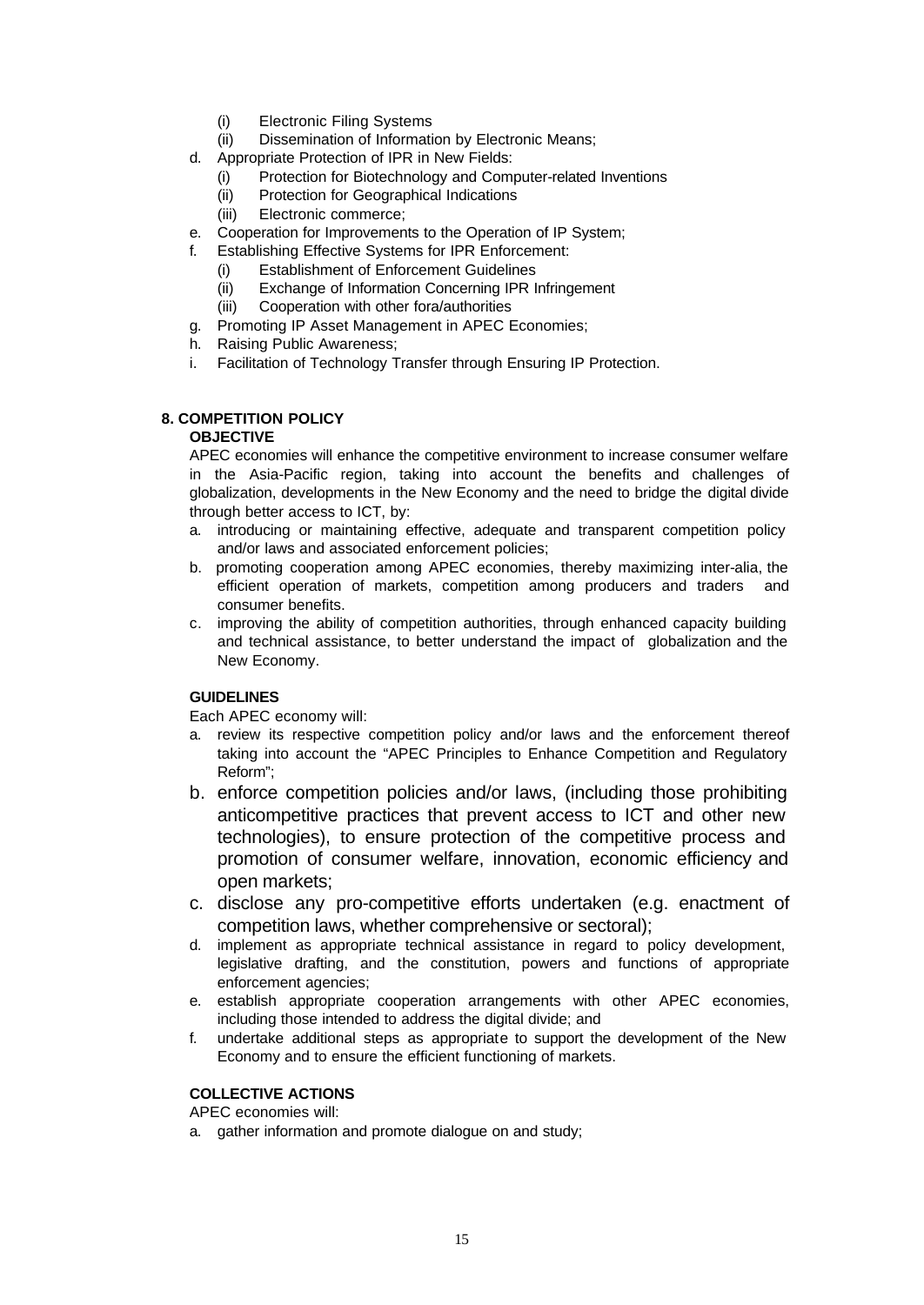(i) Electronic Filing Systems
   (ii) Dissemination of Information by Electronic Means;
d. Appropriate Protection of IPR in New Fields:
   (i) Protection for Biotechnology and Computer-related Inventions
   (ii) Protection for Geographical Indications
   (iii) Electronic commerce;
e. Cooperation for Improvements to the Operation of IP System;
f. Establishing Effective Systems for IPR Enforcement:
   (i) Establishment of Enforcement Guidelines
   (ii) Exchange of Information Concerning IPR Infringement
   (iii) Cooperation with other fora/authorities
g. Promoting IP Asset Management in APEC Economies;
h. Raising Public Awareness;
i. Facilitation of Technology Transfer through Ensuring IP Protection.

## 8. COMPETITION POLICY

**OBJECTIVE**

APEC economies will enhance the competitive environment to increase consumer welfare in the Asia-Pacific region, taking into account the benefits and challenges of globalization, developments in the New Economy and the need to bridge the digital divide through better access to ICT, by:

a. introducing or maintaining effective, adequate and transparent competition policy and/or laws and associated enforcement policies;
b. promoting cooperation among APEC economies, thereby maximizing inter-alia, the efficient operation of markets, competition among producers and traders and consumer benefits.
c. improving the ability of competition authorities, through enhanced capacity building and technical assistance, to better understand the impact of globalization and the New Economy.

**GUIDELINES**

Each APEC economy will:

a. review its respective competition policy and/or laws and the enforcement thereof taking into account the "APEC Principles to Enhance Competition and Regulatory Reform";
b. enforce competition policies and/or laws, (including those prohibiting anticompetitive practices that prevent access to ICT and other new technologies), to ensure protection of the competitive process and promotion of consumer welfare, innovation, economic efficiency and open markets;
c. disclose any pro-competitive efforts undertaken (e.g. enactment of competition laws, whether comprehensive or sectoral);
d. implement as appropriate technical assistance in regard to policy development, legislative drafting, and the constitution, powers and functions of appropriate enforcement agencies;
e. establish appropriate cooperation arrangements with other APEC economies, including those intended to address the digital divide; and
f. undertake additional steps as appropriate to support the development of the New Economy and to ensure the efficient functioning of markets.

**COLLECTIVE ACTIONS**

APEC economies will:

a. gather information and promote dialogue on and study;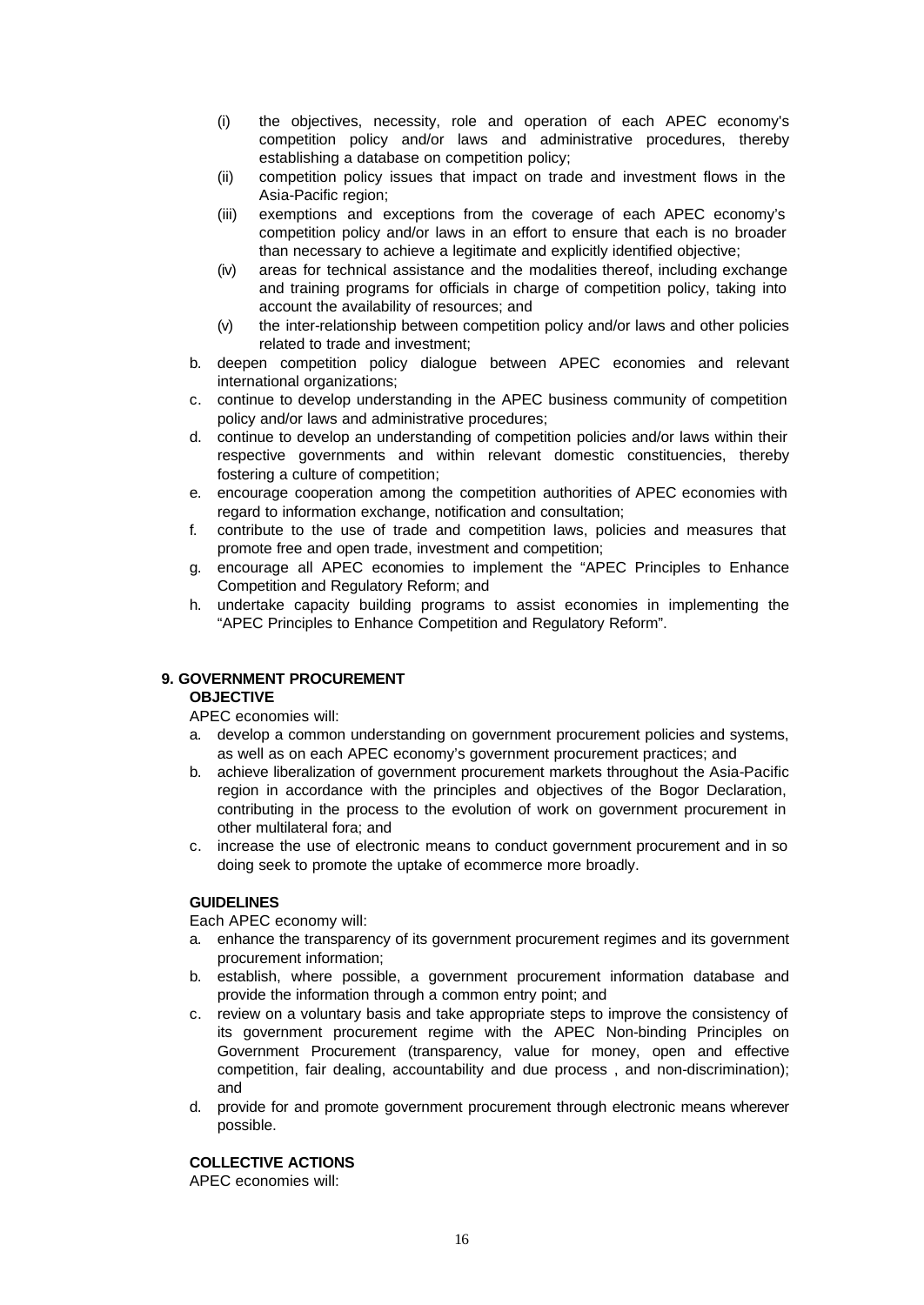(i) the objectives, necessity, role and operation of each APEC economy's competition policy and/or laws and administrative procedures, thereby establishing a database on competition policy;

(ii) competition policy issues that impact on trade and investment flows in the Asia-Pacific region;

(iii) exemptions and exceptions from the coverage of each APEC economy's competition policy and/or laws in an effort to ensure that each is no broader than necessary to achieve a legitimate and explicitly identified objective;

(iv) areas for technical assistance and the modalities thereof, including exchange and training programs for officials in charge of competition policy, taking into account the availability of resources; and

(v) the inter-relationship between competition policy and/or laws and other policies related to trade and investment;

b. deepen competition policy dialogue between APEC economies and relevant international organizations;

c. continue to develop understanding in the APEC business community of competition policy and/or laws and administrative procedures;

d. continue to develop an understanding of competition policies and/or laws within their respective governments and within relevant domestic constituencies, thereby fostering a culture of competition;

e. encourage cooperation among the competition authorities of APEC economies with regard to information exchange, notification and consultation;

f. contribute to the use of trade and competition laws, policies and measures that promote free and open trade, investment and competition;

g. encourage all APEC economies to implement the "APEC Principles to Enhance Competition and Regulatory Reform; and

h. undertake capacity building programs to assist economies in implementing the "APEC Principles to Enhance Competition and Regulatory Reform".

## 9. GOVERNMENT PROCUREMENT

### OBJECTIVE

APEC economies will:

a. develop a common understanding on government procurement policies and systems, as well as on each APEC economy's government procurement practices; and

b. achieve liberalization of government procurement markets throughout the Asia-Pacific region in accordance with the principles and objectives of the Bogor Declaration, contributing in the process to the evolution of work on government procurement in other multilateral fora; and

c. increase the use of electronic means to conduct government procurement and in so doing seek to promote the uptake of ecommerce more broadly.

### GUIDELINES

Each APEC economy will:

a. enhance the transparency of its government procurement regimes and its government procurement information;

b. establish, where possible, a government procurement information database and provide the information through a common entry point; and

c. review on a voluntary basis and take appropriate steps to improve the consistency of its government procurement regime with the APEC Non-binding Principles on Government Procurement (transparency, value for money, open and effective competition, fair dealing, accountability and due process , and non-discrimination); and

d. provide for and promote government procurement through electronic means wherever possible.

### COLLECTIVE ACTIONS

APEC economies will: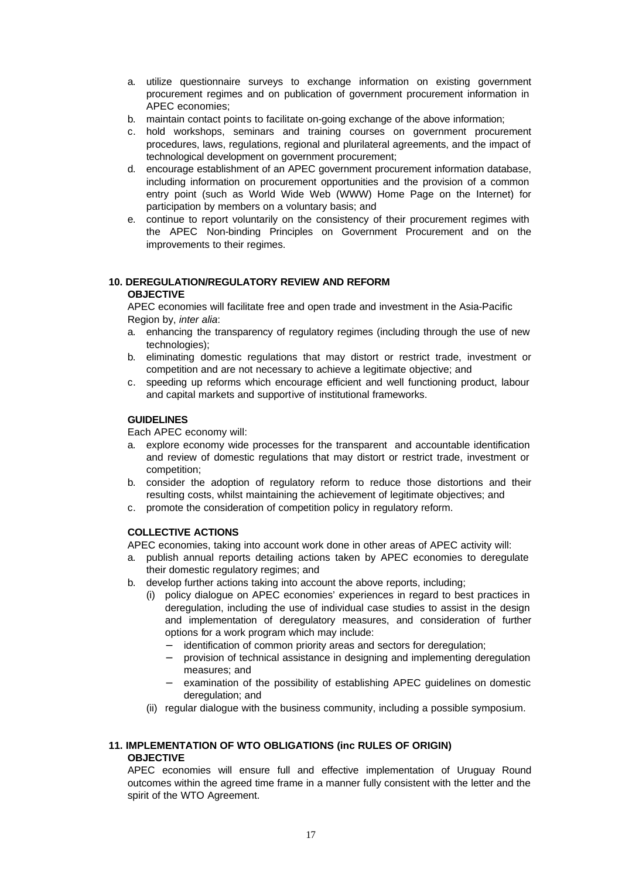a. utilize questionnaire surveys to exchange information on existing government procurement regimes and on publication of government procurement information in APEC economies;
b. maintain contact points to facilitate on-going exchange of the above information;
c. hold workshops, seminars and training courses on government procurement procedures, laws, regulations, regional and plurilateral agreements, and the impact of technological development on government procurement;
d. encourage establishment of an APEC government procurement information database, including information on procurement opportunities and the provision of a common entry point (such as World Wide Web (WWW) Home Page on the Internet) for participation by members on a voluntary basis; and
e. continue to report voluntarily on the consistency of their procurement regimes with the APEC Non-binding Principles on Government Procurement and on the improvements to their regimes.

## 10. DEREGULATION/REGULATORY REVIEW AND REFORM

### OBJECTIVE

APEC economies will facilitate free and open trade and investment in the Asia-Pacific Region by, *inter alia*:

a. enhancing the transparency of regulatory regimes (including through the use of new technologies);
b. eliminating domestic regulations that may distort or restrict trade, investment or competition and are not necessary to achieve a legitimate objective; and
c. speeding up reforms which encourage efficient and well functioning product, labour and capital markets and supportive of institutional frameworks.

### GUIDELINES

Each APEC economy will:

a. explore economy wide processes for the transparent and accountable identification and review of domestic regulations that may distort or restrict trade, investment or competition;
b. consider the adoption of regulatory reform to reduce those distortions and their resulting costs, whilst maintaining the achievement of legitimate objectives; and
c. promote the consideration of competition policy in regulatory reform.

### COLLECTIVE ACTIONS

APEC economies, taking into account work done in other areas of APEC activity will:

a. publish annual reports detailing actions taken by APEC economies to deregulate their domestic regulatory regimes; and
b. develop further actions taking into account the above reports, including;
   (i) policy dialogue on APEC economies' experiences in regard to best practices in deregulation, including the use of individual case studies to assist in the design and implementation of deregulatory measures, and consideration of further options for a work program which may include:
      - identification of common priority areas and sectors for deregulation;
      - provision of technical assistance in designing and implementing deregulation measures; and
      - examination of the possibility of establishing APEC guidelines on domestic deregulation; and
   (ii) regular dialogue with the business community, including a possible symposium.

## 11. IMPLEMENTATION OF WTO OBLIGATIONS (inc RULES OF ORIGIN)

### OBJECTIVE

APEC economies will ensure full and effective implementation of Uruguay Round outcomes within the agreed time frame in a manner fully consistent with the letter and the spirit of the WTO Agreement.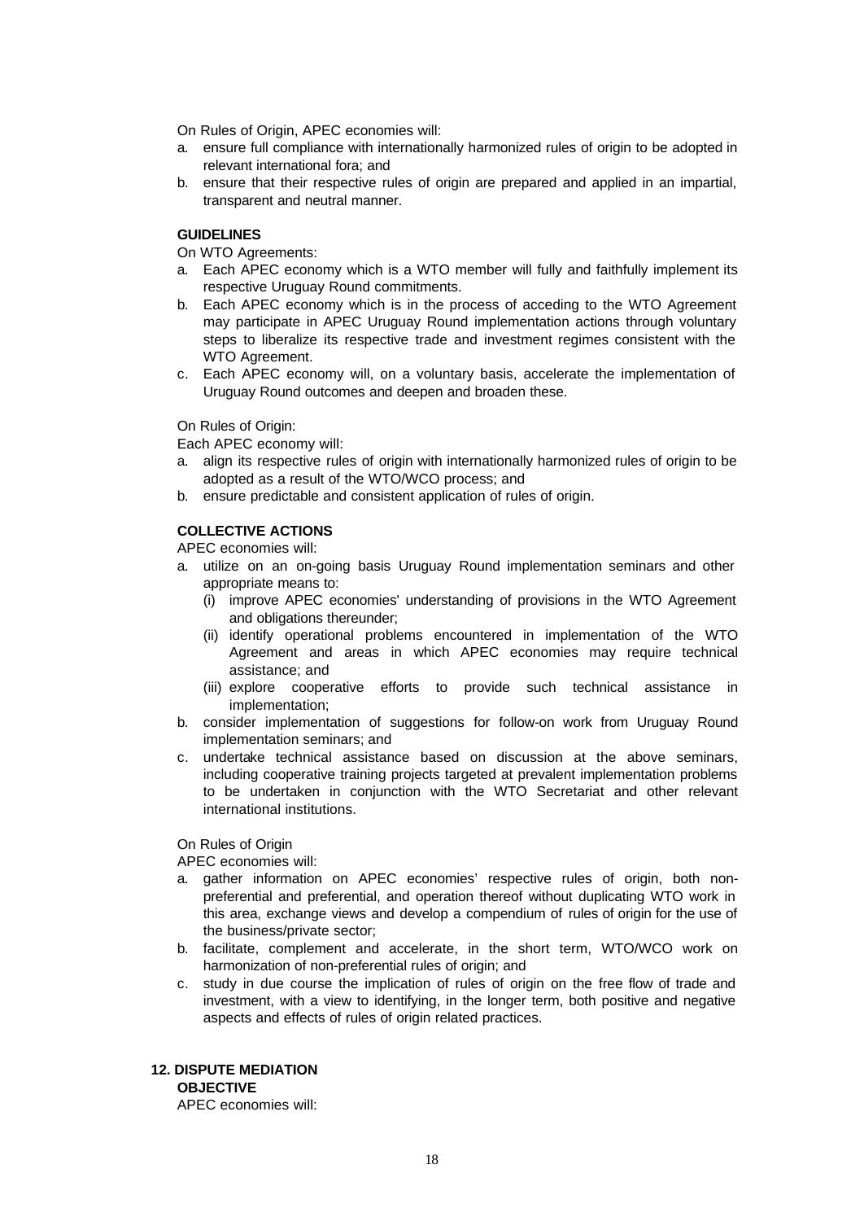On Rules of Origin, APEC economies will:

a. ensure full compliance with internationally harmonized rules of origin to be adopted in relevant international fora; and
b. ensure that their respective rules of origin are prepared and applied in an impartial, transparent and neutral manner.

**GUIDELINES**

On WTO Agreements:

a. Each APEC economy which is a WTO member will fully and faithfully implement its respective Uruguay Round commitments.
b. Each APEC economy which is in the process of acceding to the WTO Agreement may participate in APEC Uruguay Round implementation actions through voluntary steps to liberalize its respective trade and investment regimes consistent with the WTO Agreement.
c. Each APEC economy will, on a voluntary basis, accelerate the implementation of Uruguay Round outcomes and deepen and broaden these.

On Rules of Origin:

Each APEC economy will:

a. align its respective rules of origin with internationally harmonized rules of origin to be adopted as a result of the WTO/WCO process; and
b. ensure predictable and consistent application of rules of origin.

**COLLECTIVE ACTIONS**

APEC economies will:

a. utilize on an on-going basis Uruguay Round implementation seminars and other appropriate means to:
   (i) improve APEC economies' understanding of provisions in the WTO Agreement and obligations thereunder;
   (ii) identify operational problems encountered in implementation of the WTO Agreement and areas in which APEC economies may require technical assistance; and
   (iii) explore cooperative efforts to provide such technical assistance in implementation;
b. consider implementation of suggestions for follow-on work from Uruguay Round implementation seminars; and
c. undertake technical assistance based on discussion at the above seminars, including cooperative training projects targeted at prevalent implementation problems to be undertaken in conjunction with the WTO Secretariat and other relevant international institutions.

On Rules of Origin

APEC economies will:

a. gather information on APEC economies' respective rules of origin, both non-preferential and preferential, and operation thereof without duplicating WTO work in this area, exchange views and develop a compendium of rules of origin for the use of the business/private sector;
b. facilitate, complement and accelerate, in the short term, WTO/WCO work on harmonization of non-preferential rules of origin; and
c. study in due course the implication of rules of origin on the free flow of trade and investment, with a view to identifying, in the longer term, both positive and negative aspects and effects of rules of origin related practices.

## 12. DISPUTE MEDIATION

**OBJECTIVE**

APEC economies will: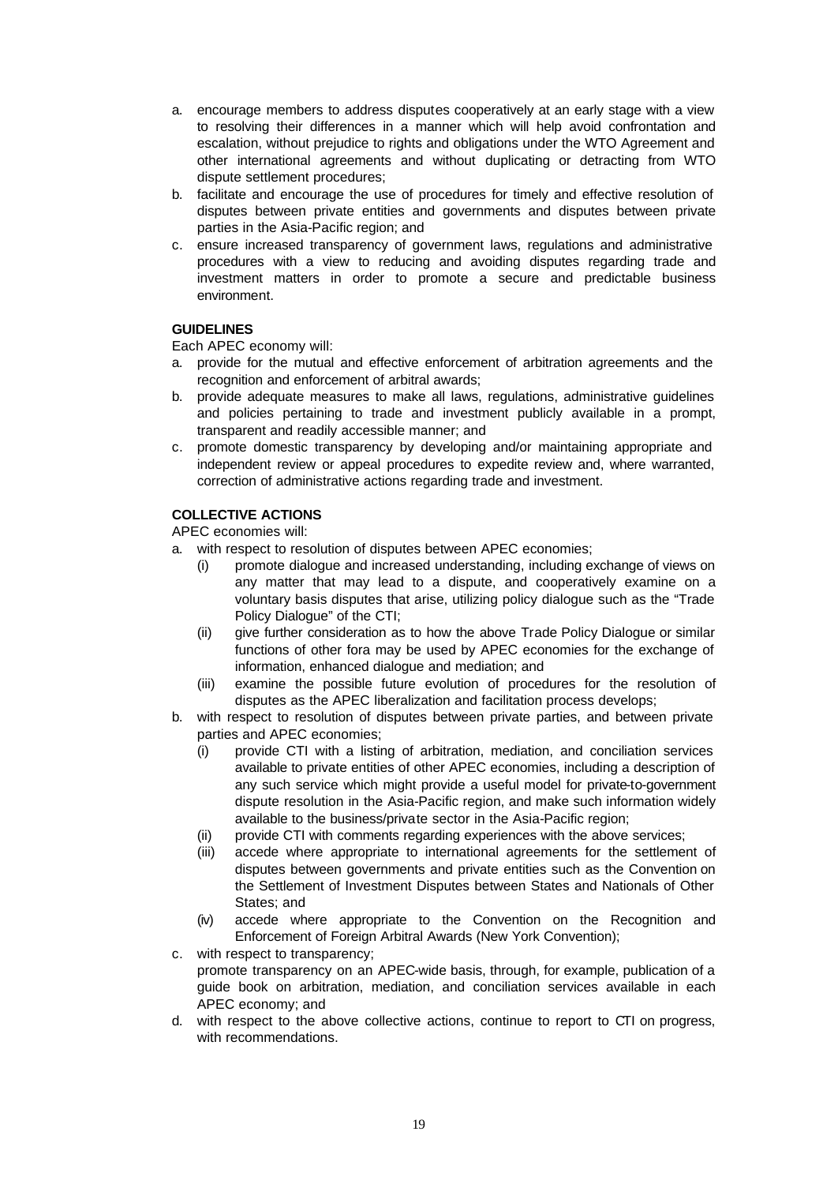a. encourage members to address disputes cooperatively at an early stage with a view to resolving their differences in a manner which will help avoid confrontation and escalation, without prejudice to rights and obligations under the WTO Agreement and other international agreements and without duplicating or detracting from WTO dispute settlement procedures;
b. facilitate and encourage the use of procedures for timely and effective resolution of disputes between private entities and governments and disputes between private parties in the Asia-Pacific region; and
c. ensure increased transparency of government laws, regulations and administrative procedures with a view to reducing and avoiding disputes regarding trade and investment matters in order to promote a secure and predictable business environment.

**GUIDELINES**

Each APEC economy will:

a. provide for the mutual and effective enforcement of arbitration agreements and the recognition and enforcement of arbitral awards;
b. provide adequate measures to make all laws, regulations, administrative guidelines and policies pertaining to trade and investment publicly available in a prompt, transparent and readily accessible manner; and
c. promote domestic transparency by developing and/or maintaining appropriate and independent review or appeal procedures to expedite review and, where warranted, correction of administrative actions regarding trade and investment.

**COLLECTIVE ACTIONS**

APEC economies will:

a. with respect to resolution of disputes between APEC economies;
   (i) promote dialogue and increased understanding, including exchange of views on any matter that may lead to a dispute, and cooperatively examine on a voluntary basis disputes that arise, utilizing policy dialogue such as the "Trade Policy Dialogue" of the CTI;
   (ii) give further consideration as to how the above Trade Policy Dialogue or similar functions of other fora may be used by APEC economies for the exchange of information, enhanced dialogue and mediation; and
   (iii) examine the possible future evolution of procedures for the resolution of disputes as the APEC liberalization and facilitation process develops;
b. with respect to resolution of disputes between private parties, and between private parties and APEC economies;
   (i) provide CTI with a listing of arbitration, mediation, and conciliation services available to private entities of other APEC economies, including a description of any such service which might provide a useful model for private-to-government dispute resolution in the Asia-Pacific region, and make such information widely available to the business/private sector in the Asia-Pacific region;
   (ii) provide CTI with comments regarding experiences with the above services;
   (iii) accede where appropriate to international agreements for the settlement of disputes between governments and private entities such as the Convention on the Settlement of Investment Disputes between States and Nationals of Other States; and
   (iv) accede where appropriate to the Convention on the Recognition and Enforcement of Foreign Arbitral Awards (New York Convention);
c. with respect to transparency;
   promote transparency on an APEC-wide basis, through, for example, publication of a guide book on arbitration, mediation, and conciliation services available in each APEC economy; and
d. with respect to the above collective actions, continue to report to CTI on progress, with recommendations.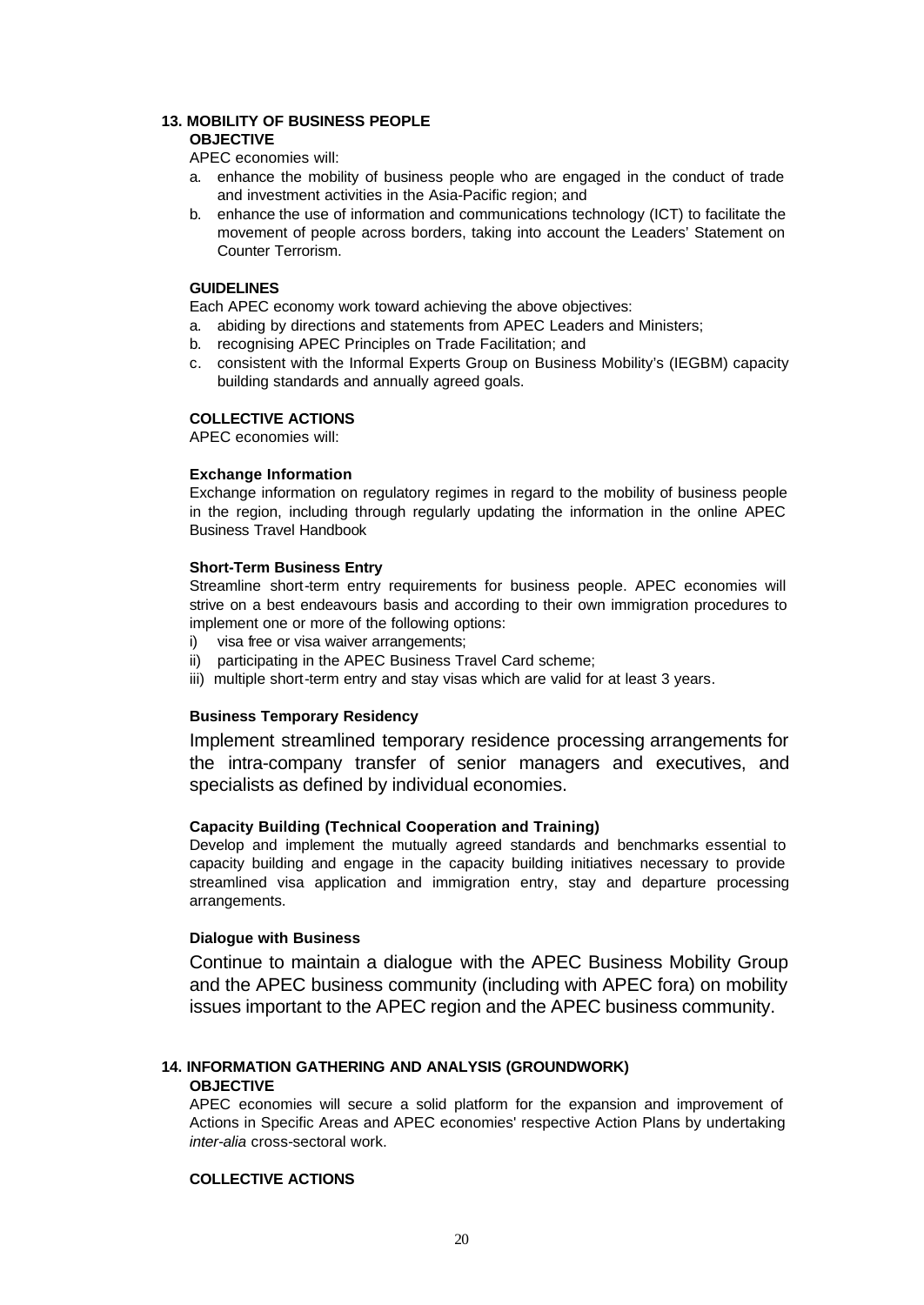## 13. MOBILITY OF BUSINESS PEOPLE

### OBJECTIVE

APEC economies will:

a. enhance the mobility of business people who are engaged in the conduct of trade and investment activities in the Asia-Pacific region; and
b. enhance the use of information and communications technology (ICT) to facilitate the movement of people across borders, taking into account the Leaders' Statement on Counter Terrorism.

### GUIDELINES

Each APEC economy work toward achieving the above objectives:

a. abiding by directions and statements from APEC Leaders and Ministers;
b. recognising APEC Principles on Trade Facilitation; and
c. consistent with the Informal Experts Group on Business Mobility's (IEGBM) capacity building standards and annually agreed goals.

### COLLECTIVE ACTIONS

APEC economies will:

**Exchange Information**

Exchange information on regulatory regimes in regard to the mobility of business people in the region, including through regularly updating the information in the online APEC Business Travel Handbook

**Short-Term Business Entry**

Streamline short-term entry requirements for business people. APEC economies will strive on a best endeavours basis and according to their own immigration procedures to implement one or more of the following options:

i) visa free or visa waiver arrangements;
ii) participating in the APEC Business Travel Card scheme;
iii) multiple short-term entry and stay visas which are valid for at least 3 years.

**Business Temporary Residency**

Implement streamlined temporary residence processing arrangements for the intra-company transfer of senior managers and executives, and specialists as defined by individual economies.

**Capacity Building (Technical Cooperation and Training)**

Develop and implement the mutually agreed standards and benchmarks essential to capacity building and engage in the capacity building initiatives necessary to provide streamlined visa application and immigration entry, stay and departure processing arrangements.

**Dialogue with Business**

Continue to maintain a dialogue with the APEC Business Mobility Group and the APEC business community (including with APEC fora) on mobility issues important to the APEC region and the APEC business community.

## 14. INFORMATION GATHERING AND ANALYSIS (GROUNDWORK)

### OBJECTIVE

APEC economies will secure a solid platform for the expansion and improvement of Actions in Specific Areas and APEC economies' respective Action Plans by undertaking *inter-alia* cross-sectoral work.

### COLLECTIVE ACTIONS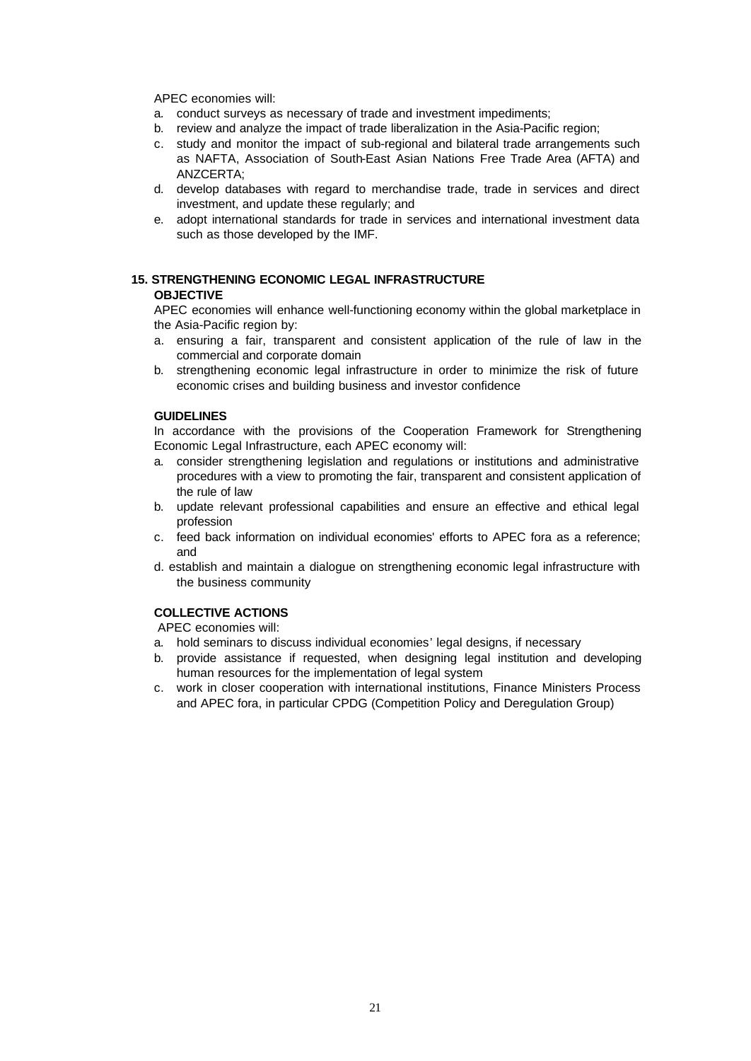APEC economies will:

a. conduct surveys as necessary of trade and investment impediments;
b. review and analyze the impact of trade liberalization in the Asia-Pacific region;
c. study and monitor the impact of sub-regional and bilateral trade arrangements such as NAFTA, Association of South-East Asian Nations Free Trade Area (AFTA) and ANZCERTA;
d. develop databases with regard to merchandise trade, trade in services and direct investment, and update these regularly; and
e. adopt international standards for trade in services and international investment data such as those developed by the IMF.

## 15. STRENGTHENING ECONOMIC LEGAL INFRASTRUCTURE

**OBJECTIVE**

APEC economies will enhance well-functioning economy within the global marketplace in the Asia-Pacific region by:

a. ensuring a fair, transparent and consistent application of the rule of law in the commercial and corporate domain
b. strengthening economic legal infrastructure in order to minimize the risk of future economic crises and building business and investor confidence

**GUIDELINES**

In accordance with the provisions of the Cooperation Framework for Strengthening Economic Legal Infrastructure, each APEC economy will:

a. consider strengthening legislation and regulations or institutions and administrative procedures with a view to promoting the fair, transparent and consistent application of the rule of law
b. update relevant professional capabilities and ensure an effective and ethical legal profession
c. feed back information on individual economies' efforts to APEC fora as a reference; and
d. establish and maintain a dialogue on strengthening economic legal infrastructure with the business community

**COLLECTIVE ACTIONS**

APEC economies will:

a. hold seminars to discuss individual economies' legal designs, if necessary
b. provide assistance if requested, when designing legal institution and developing human resources for the implementation of legal system
c. work in closer cooperation with international institutions, Finance Ministers Process and APEC fora, in particular CPDG (Competition Policy and Deregulation Group)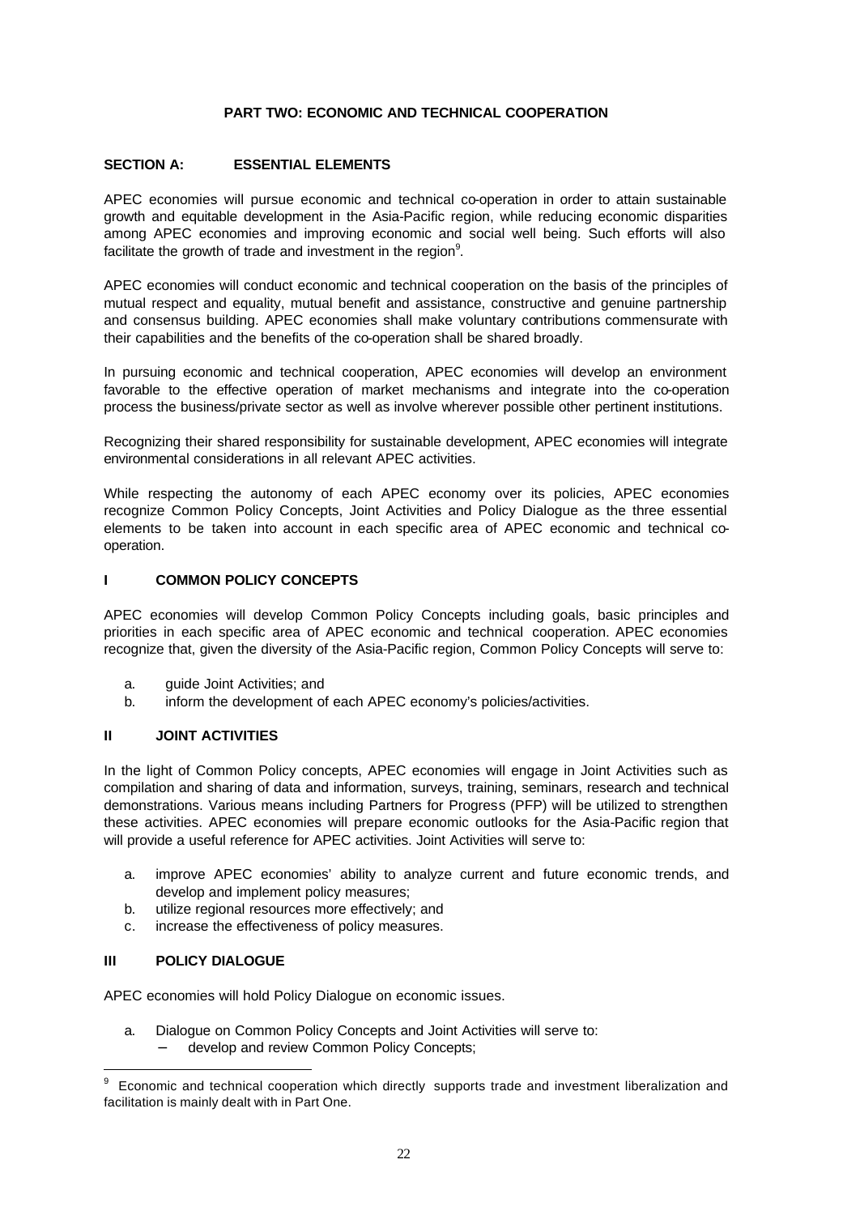## PART TWO: ECONOMIC AND TECHNICAL COOPERATION

### SECTION A: ESSENTIAL ELEMENTS

APEC economies will pursue economic and technical co-operation in order to attain sustainable growth and equitable development in the Asia-Pacific region, while reducing economic disparities among APEC economies and improving economic and social well being. Such efforts will also facilitate the growth of trade and investment in the region[9].

APEC economies will conduct economic and technical cooperation on the basis of the principles of mutual respect and equality, mutual benefit and assistance, constructive and genuine partnership and consensus building. APEC economies shall make voluntary contributions commensurate with their capabilities and the benefits of the co-operation shall be shared broadly.

In pursuing economic and technical cooperation, APEC economies will develop an environment favorable to the effective operation of market mechanisms and integrate into the co-operation process the business/private sector as well as involve wherever possible other pertinent institutions.

Recognizing their shared responsibility for sustainable development, APEC economies will integrate environmental considerations in all relevant APEC activities.

While respecting the autonomy of each APEC economy over its policies, APEC economies recognize Common Policy Concepts, Joint Activities and Policy Dialogue as the three essential elements to be taken into account in each specific area of APEC economic and technical co-operation.

#### I COMMON POLICY CONCEPTS

APEC economies will develop Common Policy Concepts including goals, basic principles and priorities in each specific area of APEC economic and technical cooperation. APEC economies recognize that, given the diversity of the Asia-Pacific region, Common Policy Concepts will serve to:

a. guide Joint Activities; and
b. inform the development of each APEC economy's policies/activities.

#### II JOINT ACTIVITIES

In the light of Common Policy concepts, APEC economies will engage in Joint Activities such as compilation and sharing of data and information, surveys, training, seminars, research and technical demonstrations. Various means including Partners for Progress (PFP) will be utilized to strengthen these activities. APEC economies will prepare economic outlooks for the Asia-Pacific region that will provide a useful reference for APEC activities. Joint Activities will serve to:

a. improve APEC economies' ability to analyze current and future economic trends, and develop and implement policy measures;
b. utilize regional resources more effectively; and
c. increase the effectiveness of policy measures.

#### III POLICY DIALOGUE

APEC economies will hold Policy Dialogue on economic issues.

a. Dialogue on Common Policy Concepts and Joint Activities will serve to:
   - develop and review Common Policy Concepts;

---

[9] Economic and technical cooperation which directly supports trade and investment liberalization and facilitation is mainly dealt with in Part One.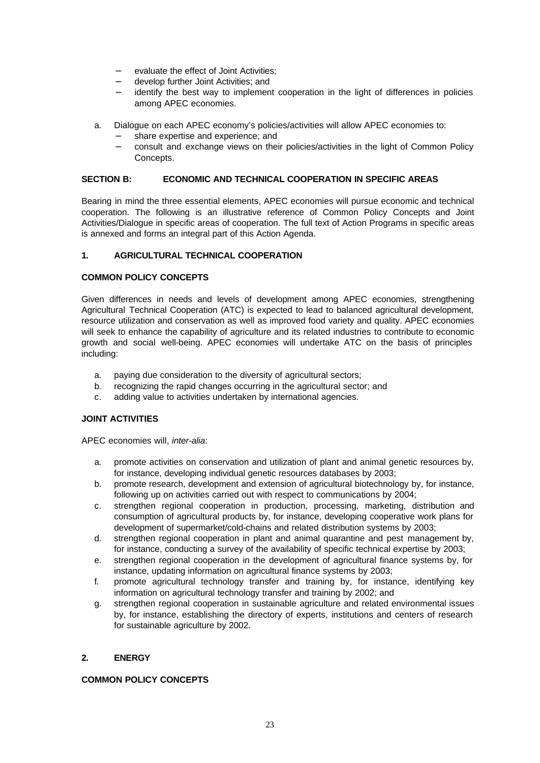- evaluate the effect of Joint Activities;
   - develop further Joint Activities; and
   - identify the best way to implement cooperation in the light of differences in policies among APEC economies.

a. Dialogue on each APEC economy's policies/activities will allow APEC economies to:
   - share expertise and experience; and
   - consult and exchange views on their policies/activities in the light of Common Policy Concepts.

## SECTION B: ECONOMIC AND TECHNICAL COOPERATION IN SPECIFIC AREAS

Bearing in mind the three essential elements, APEC economies will pursue economic and technical cooperation. The following is an illustrative reference of Common Policy Concepts and Joint Activities/Dialogue in specific areas of cooperation. The full text of Action Programs in specific areas is annexed and forms an integral part of this Action Agenda.

### 1. AGRICULTURAL TECHNICAL COOPERATION

#### COMMON POLICY CONCEPTS

Given differences in needs and levels of development among APEC economies, strengthening Agricultural Technical Cooperation (ATC) is expected to lead to balanced agricultural development, resource utilization and conservation as well as improved food variety and quality. APEC economies will seek to enhance the capability of agriculture and its related industries to contribute to economic growth and social well-being. APEC economies will undertake ATC on the basis of principles including:

a. paying due consideration to the diversity of agricultural sectors;
b. recognizing the rapid changes occurring in the agricultural sector; and
c. adding value to activities undertaken by international agencies.

#### JOINT ACTIVITIES

APEC economies will, *inter-alia*:

a. promote activities on conservation and utilization of plant and animal genetic resources by, for instance, developing individual genetic resources databases by 2003;
b. promote research, development and extension of agricultural biotechnology by, for instance, following up on activities carried out with respect to communications by 2004;
c. strengthen regional cooperation in production, processing, marketing, distribution and consumption of agricultural products by, for instance, developing cooperative work plans for development of supermarket/cold-chains and related distribution systems by 2003;
d. strengthen regional cooperation in plant and animal quarantine and pest management by, for instance, conducting a survey of the availability of specific technical expertise by 2003;
e. strengthen regional cooperation in the development of agricultural finance systems by, for instance, updating information on agricultural finance systems by 2003;
f. promote agricultural technology transfer and training by, for instance, identifying key information on agricultural technology transfer and training by 2002; and
g. strengthen regional cooperation in sustainable agriculture and related environmental issues by, for instance, establishing the directory of experts, institutions and centers of research for sustainable agriculture by 2002.

### 2. ENERGY

#### COMMON POLICY CONCEPTS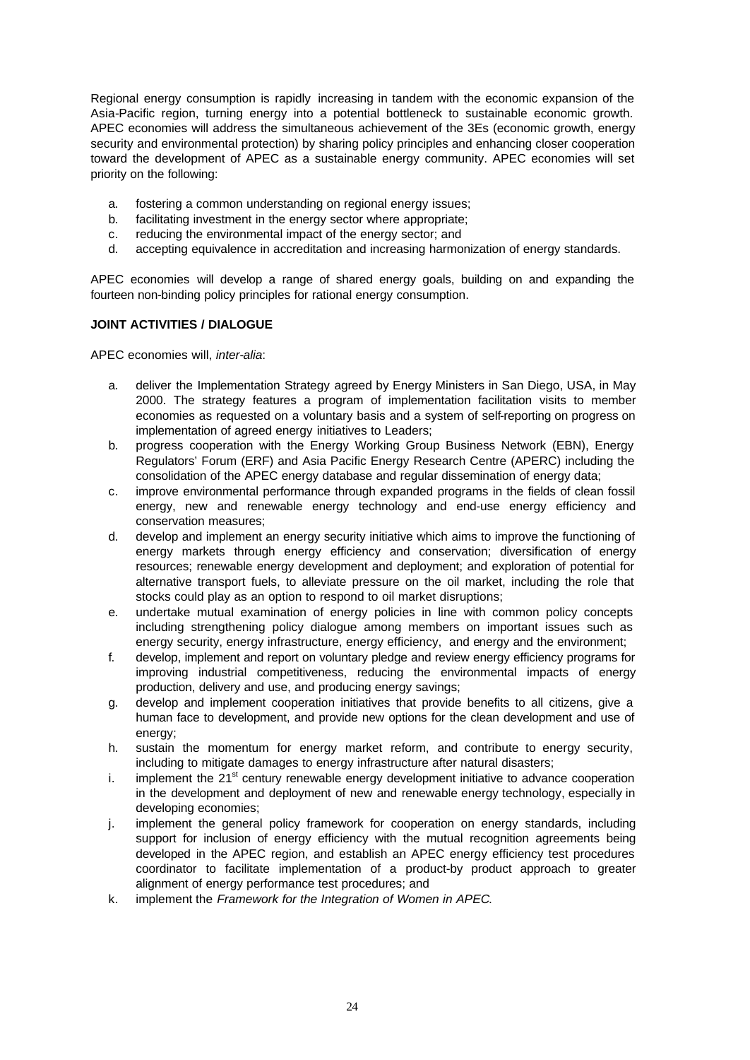Regional energy consumption is rapidly increasing in tandem with the economic expansion of the Asia-Pacific region, turning energy into a potential bottleneck to sustainable economic growth. APEC economies will address the simultaneous achievement of the 3Es (economic growth, energy security and environmental protection) by sharing policy principles and enhancing closer cooperation toward the development of APEC as a sustainable energy community. APEC economies will set priority on the following:

a. fostering a common understanding on regional energy issues;
b. facilitating investment in the energy sector where appropriate;
c. reducing the environmental impact of the energy sector; and
d. accepting equivalence in accreditation and increasing harmonization of energy standards.

APEC economies will develop a range of shared energy goals, building on and expanding the fourteen non-binding policy principles for rational energy consumption.

**JOINT ACTIVITIES / DIALOGUE**

APEC economies will, *inter-alia*:

a. deliver the Implementation Strategy agreed by Energy Ministers in San Diego, USA, in May 2000. The strategy features a program of implementation facilitation visits to member economies as requested on a voluntary basis and a system of self-reporting on progress on implementation of agreed energy initiatives to Leaders;
b. progress cooperation with the Energy Working Group Business Network (EBN), Energy Regulators' Forum (ERF) and Asia Pacific Energy Research Centre (APERC) including the consolidation of the APEC energy database and regular dissemination of energy data;
c. improve environmental performance through expanded programs in the fields of clean fossil energy, new and renewable energy technology and end-use energy efficiency and conservation measures;
d. develop and implement an energy security initiative which aims to improve the functioning of energy markets through energy efficiency and conservation; diversification of energy resources; renewable energy development and deployment; and exploration of potential for alternative transport fuels, to alleviate pressure on the oil market, including the role that stocks could play as an option to respond to oil market disruptions;
e. undertake mutual examination of energy policies in line with common policy concepts including strengthening policy dialogue among members on important issues such as energy security, energy infrastructure, energy efficiency, and energy and the environment;
f. develop, implement and report on voluntary pledge and review energy efficiency programs for improving industrial competitiveness, reducing the environmental impacts of energy production, delivery and use, and producing energy savings;
g. develop and implement cooperation initiatives that provide benefits to all citizens, give a human face to development, and provide new options for the clean development and use of energy;
h. sustain the momentum for energy market reform, and contribute to energy security, including to mitigate damages to energy infrastructure after natural disasters;
i. implement the 21st century renewable energy development initiative to advance cooperation in the development and deployment of new and renewable energy technology, especially in developing economies;
j. implement the general policy framework for cooperation on energy standards, including support for inclusion of energy efficiency with the mutual recognition agreements being developed in the APEC region, and establish an APEC energy efficiency test procedures coordinator to facilitate implementation of a product-by product approach to greater alignment of energy performance test procedures; and
k. implement the *Framework for the Integration of Women in APEC.*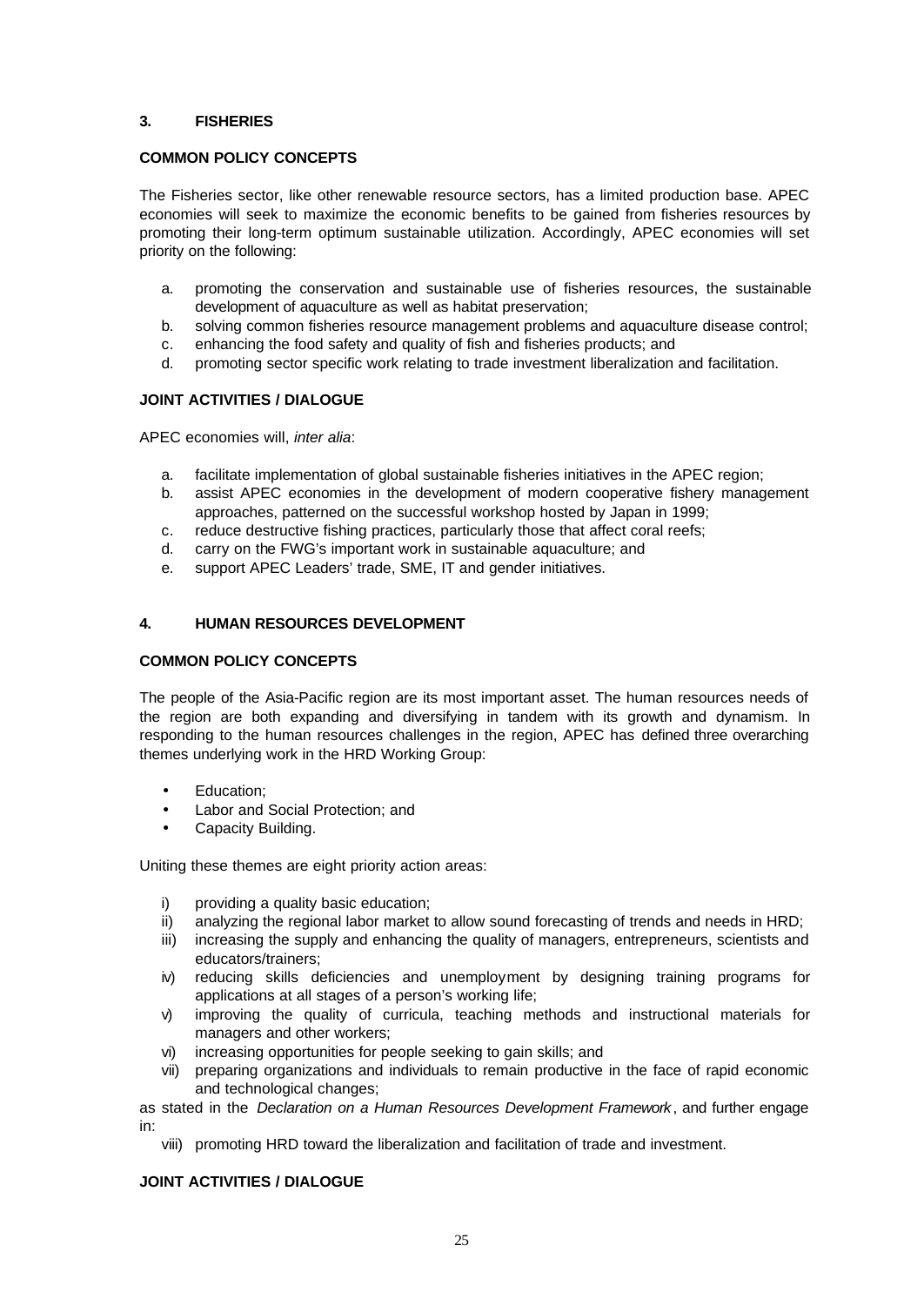## 3. FISHERIES

### COMMON POLICY CONCEPTS

The Fisheries sector, like other renewable resource sectors, has a limited production base. APEC economies will seek to maximize the economic benefits to be gained from fisheries resources by promoting their long-term optimum sustainable utilization. Accordingly, APEC economies will set priority on the following:

a. promoting the conservation and sustainable use of fisheries resources, the sustainable development of aquaculture as well as habitat preservation;
b. solving common fisheries resource management problems and aquaculture disease control;
c. enhancing the food safety and quality of fish and fisheries products; and
d. promoting sector specific work relating to trade investment liberalization and facilitation.

### JOINT ACTIVITIES / DIALOGUE

APEC economies will, *inter alia*:

a. facilitate implementation of global sustainable fisheries initiatives in the APEC region;
b. assist APEC economies in the development of modern cooperative fishery management approaches, patterned on the successful workshop hosted by Japan in 1999;
c. reduce destructive fishing practices, particularly those that affect coral reefs;
d. carry on the FWG's important work in sustainable aquaculture; and
e. support APEC Leaders' trade, SME, IT and gender initiatives.

## 4. HUMAN RESOURCES DEVELOPMENT

### COMMON POLICY CONCEPTS

The people of the Asia-Pacific region are its most important asset. The human resources needs of the region are both expanding and diversifying in tandem with its growth and dynamism. In responding to the human resources challenges in the region, APEC has defined three overarching themes underlying work in the HRD Working Group:

- Education;
- Labor and Social Protection; and
- Capacity Building.

Uniting these themes are eight priority action areas:

i) providing a quality basic education;
ii) analyzing the regional labor market to allow sound forecasting of trends and needs in HRD;
iii) increasing the supply and enhancing the quality of managers, entrepreneurs, scientists and educators/trainers;
iv) reducing skills deficiencies and unemployment by designing training programs for applications at all stages of a person's working life;
v) improving the quality of curricula, teaching methods and instructional materials for managers and other workers;
vi) increasing opportunities for people seeking to gain skills; and
vii) preparing organizations and individuals to remain productive in the face of rapid economic and technological changes;

as stated in the *Declaration on a Human Resources Development Framework*, and further engage in:

viii) promoting HRD toward the liberalization and facilitation of trade and investment.

### JOINT ACTIVITIES / DIALOGUE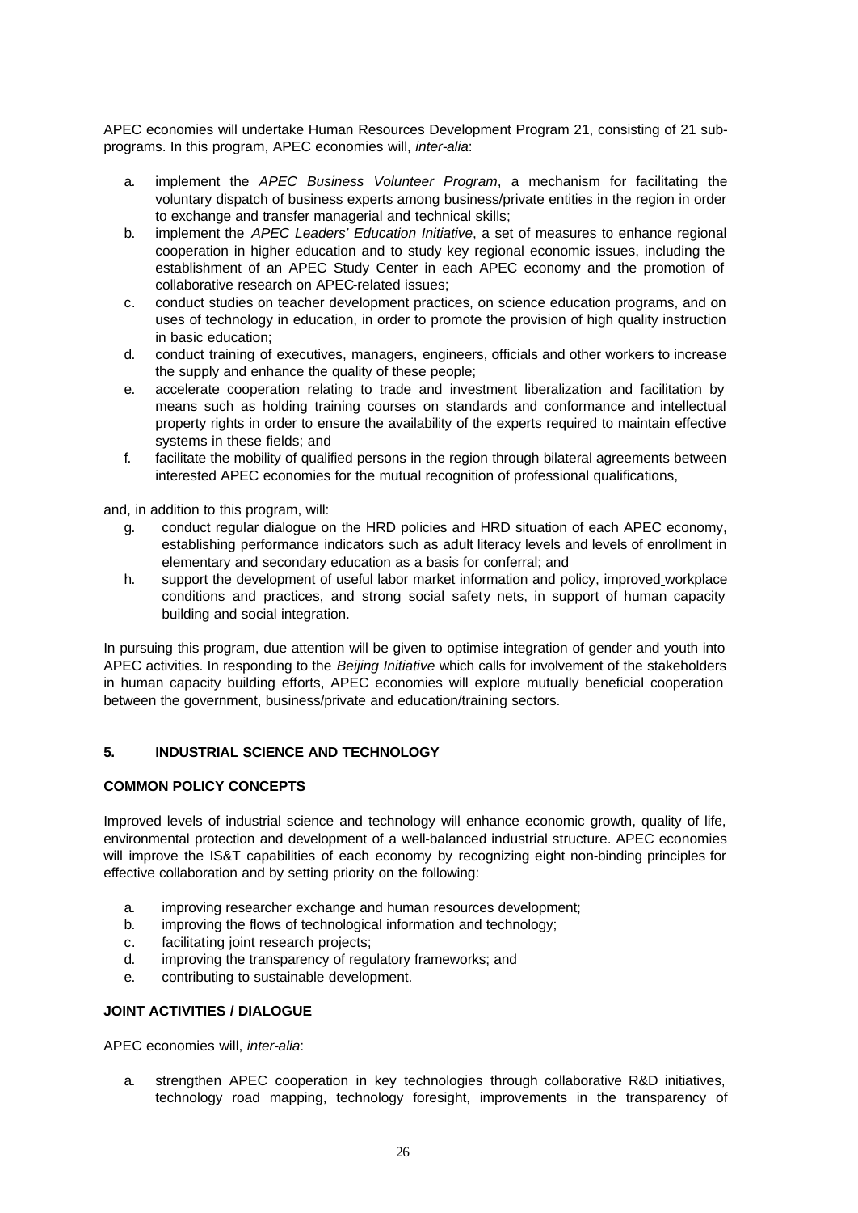APEC economies will undertake Human Resources Development Program 21, consisting of 21 sub-programs. In this program, APEC economies will, *inter-alia*:

a. implement the *APEC Business Volunteer Program*, a mechanism for facilitating the voluntary dispatch of business experts among business/private entities in the region in order to exchange and transfer managerial and technical skills;
b. implement the *APEC Leaders' Education Initiative*, a set of measures to enhance regional cooperation in higher education and to study key regional economic issues, including the establishment of an APEC Study Center in each APEC economy and the promotion of collaborative research on APEC-related issues;
c. conduct studies on teacher development practices, on science education programs, and on uses of technology in education, in order to promote the provision of high quality instruction in basic education;
d. conduct training of executives, managers, engineers, officials and other workers to increase the supply and enhance the quality of these people;
e. accelerate cooperation relating to trade and investment liberalization and facilitation by means such as holding training courses on standards and conformance and intellectual property rights in order to ensure the availability of the experts required to maintain effective systems in these fields; and
f. facilitate the mobility of qualified persons in the region through bilateral agreements between interested APEC economies for the mutual recognition of professional qualifications,

and, in addition to this program, will:

g. conduct regular dialogue on the HRD policies and HRD situation of each APEC economy, establishing performance indicators such as adult literacy levels and levels of enrollment in elementary and secondary education as a basis for conferral; and
h. support the development of useful labor market information and policy, improved workplace conditions and practices, and strong social safety nets, in support of human capacity building and social integration.

In pursuing this program, due attention will be given to optimise integration of gender and youth into APEC activities. In responding to the *Beijing Initiative* which calls for involvement of the stakeholders in human capacity building efforts, APEC economies will explore mutually beneficial cooperation between the government, business/private and education/training sectors.

## 5. INDUSTRIAL SCIENCE AND TECHNOLOGY

### COMMON POLICY CONCEPTS

Improved levels of industrial science and technology will enhance economic growth, quality of life, environmental protection and development of a well-balanced industrial structure. APEC economies will improve the IS&T capabilities of each economy by recognizing eight non-binding principles for effective collaboration and by setting priority on the following:

a. improving researcher exchange and human resources development;
b. improving the flows of technological information and technology;
c. facilitating joint research projects;
d. improving the transparency of regulatory frameworks; and
e. contributing to sustainable development.

### JOINT ACTIVITIES / DIALOGUE

APEC economies will, *inter-alia*:

a. strengthen APEC cooperation in key technologies through collaborative R&D initiatives, technology road mapping, technology foresight, improvements in the transparency of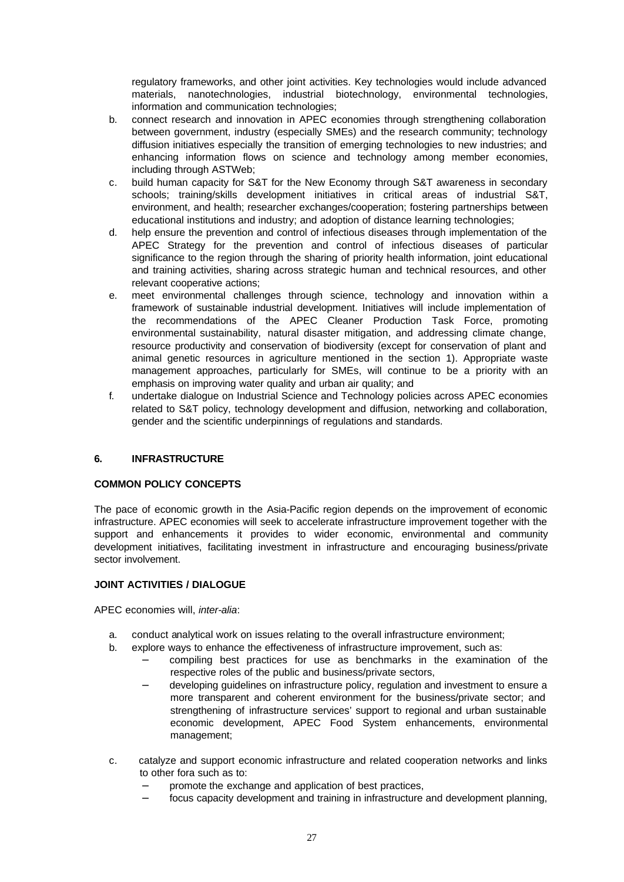regulatory frameworks, and other joint activities. Key technologies would include advanced materials, nanotechnologies, industrial biotechnology, environmental technologies, information and communication technologies;

b. connect research and innovation in APEC economies through strengthening collaboration between government, industry (especially SMEs) and the research community; technology diffusion initiatives especially the transition of emerging technologies to new industries; and enhancing information flows on science and technology among member economies, including through ASTWeb;

c. build human capacity for S&T for the New Economy through S&T awareness in secondary schools; training/skills development initiatives in critical areas of industrial S&T, environment, and health; researcher exchanges/cooperation; fostering partnerships between educational institutions and industry; and adoption of distance learning technologies;

d. help ensure the prevention and control of infectious diseases through implementation of the APEC Strategy for the prevention and control of infectious diseases of particular significance to the region through the sharing of priority health information, joint educational and training activities, sharing across strategic human and technical resources, and other relevant cooperative actions;

e. meet environmental challenges through science, technology and innovation within a framework of sustainable industrial development. Initiatives will include implementation of the recommendations of the APEC Cleaner Production Task Force, promoting environmental sustainability, natural disaster mitigation, and addressing climate change, resource productivity and conservation of biodiversity (except for conservation of plant and animal genetic resources in agriculture mentioned in the section 1). Appropriate waste management approaches, particularly for SMEs, will continue to be a priority with an emphasis on improving water quality and urban air quality; and

f. undertake dialogue on Industrial Science and Technology policies across APEC economies related to S&T policy, technology development and diffusion, networking and collaboration, gender and the scientific underpinnings of regulations and standards.

## 6. INFRASTRUCTURE

### COMMON POLICY CONCEPTS

The pace of economic growth in the Asia-Pacific region depends on the improvement of economic infrastructure. APEC economies will seek to accelerate infrastructure improvement together with the support and enhancements it provides to wider economic, environmental and community development initiatives, facilitating investment in infrastructure and encouraging business/private sector involvement.

### JOINT ACTIVITIES / DIALOGUE

APEC economies will, *inter-alia*:

a. conduct analytical work on issues relating to the overall infrastructure environment;

b. explore ways to enhance the effectiveness of infrastructure improvement, such as:
   - compiling best practices for use as benchmarks in the examination of the respective roles of the public and business/private sectors,
   - developing guidelines on infrastructure policy, regulation and investment to ensure a more transparent and coherent environment for the business/private sector; and strengthening of infrastructure services' support to regional and urban sustainable economic development, APEC Food System enhancements, environmental management;

c. catalyze and support economic infrastructure and related cooperation networks and links to other fora such as to:
   - promote the exchange and application of best practices,
   - focus capacity development and training in infrastructure and development planning,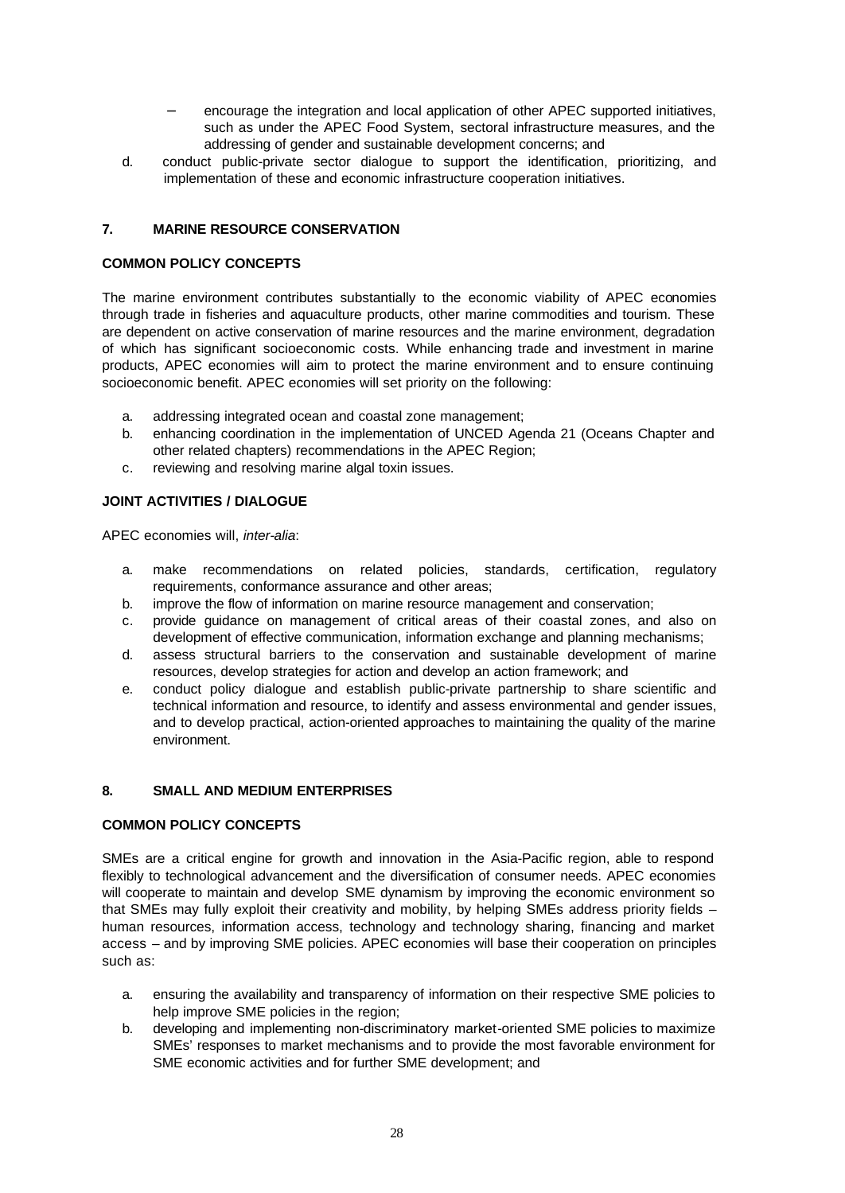– encourage the integration and local application of other APEC supported initiatives, such as under the APEC Food System, sectoral infrastructure measures, and the addressing of gender and sustainable development concerns; and

d. conduct public-private sector dialogue to support the identification, prioritizing, and implementation of these and economic infrastructure cooperation initiatives.

## 7. MARINE RESOURCE CONSERVATION

### COMMON POLICY CONCEPTS

The marine environment contributes substantially to the economic viability of APEC economies through trade in fisheries and aquaculture products, other marine commodities and tourism. These are dependent on active conservation of marine resources and the marine environment, degradation of which has significant socioeconomic costs. While enhancing trade and investment in marine products, APEC economies will aim to protect the marine environment and to ensure continuing socioeconomic benefit. APEC economies will set priority on the following:

a. addressing integrated ocean and coastal zone management;
b. enhancing coordination in the implementation of UNCED Agenda 21 (Oceans Chapter and other related chapters) recommendations in the APEC Region;
c. reviewing and resolving marine algal toxin issues.

### JOINT ACTIVITIES / DIALOGUE

APEC economies will, *inter-alia*:

a. make recommendations on related policies, standards, certification, regulatory requirements, conformance assurance and other areas;
b. improve the flow of information on marine resource management and conservation;
c. provide guidance on management of critical areas of their coastal zones, and also on development of effective communication, information exchange and planning mechanisms;
d. assess structural barriers to the conservation and sustainable development of marine resources, develop strategies for action and develop an action framework; and
e. conduct policy dialogue and establish public-private partnership to share scientific and technical information and resource, to identify and assess environmental and gender issues, and to develop practical, action-oriented approaches to maintaining the quality of the marine environment.

## 8. SMALL AND MEDIUM ENTERPRISES

### COMMON POLICY CONCEPTS

SMEs are a critical engine for growth and innovation in the Asia-Pacific region, able to respond flexibly to technological advancement and the diversification of consumer needs. APEC economies will cooperate to maintain and develop SME dynamism by improving the economic environment so that SMEs may fully exploit their creativity and mobility, by helping SMEs address priority fields – human resources, information access, technology and technology sharing, financing and market access – and by improving SME policies. APEC economies will base their cooperation on principles such as:

a. ensuring the availability and transparency of information on their respective SME policies to help improve SME policies in the region;
b. developing and implementing non-discriminatory market-oriented SME policies to maximize SMEs' responses to market mechanisms and to provide the most favorable environment for SME economic activities and for further SME development; and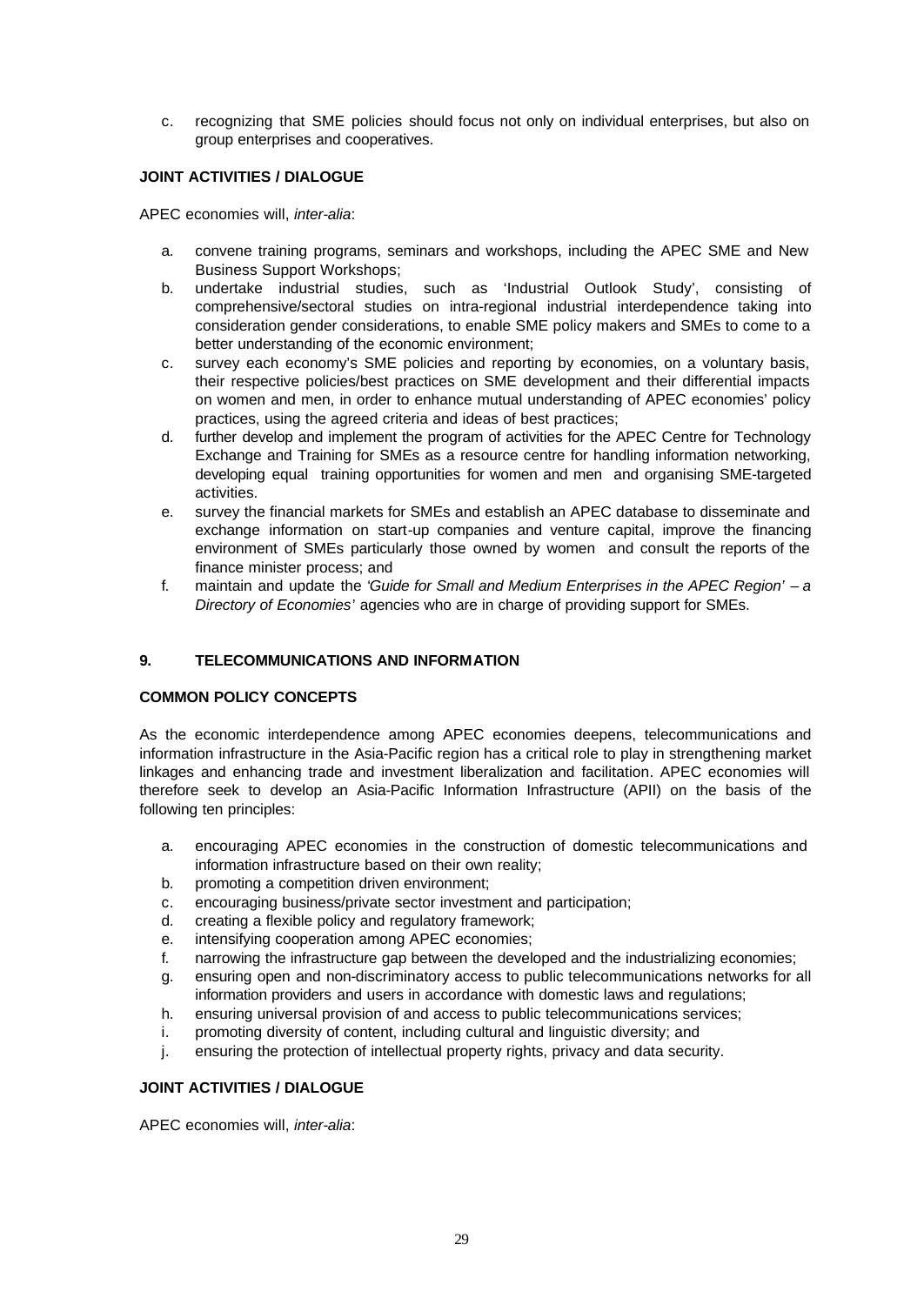c. recognizing that SME policies should focus not only on individual enterprises, but also on group enterprises and cooperatives.

**JOINT ACTIVITIES / DIALOGUE**

APEC economies will, *inter-alia*:

a. convene training programs, seminars and workshops, including the APEC SME and New Business Support Workshops;
b. undertake industrial studies, such as 'Industrial Outlook Study', consisting of comprehensive/sectoral studies on intra-regional industrial interdependence taking into consideration gender considerations, to enable SME policy makers and SMEs to come to a better understanding of the economic environment;
c. survey each economy's SME policies and reporting by economies, on a voluntary basis, their respective policies/best practices on SME development and their differential impacts on women and men, in order to enhance mutual understanding of APEC economies' policy practices, using the agreed criteria and ideas of best practices;
d. further develop and implement the program of activities for the APEC Centre for Technology Exchange and Training for SMEs as a resource centre for handling information networking, developing equal training opportunities for women and men and organising SME-targeted activities.
e. survey the financial markets for SMEs and establish an APEC database to disseminate and exchange information on start-up companies and venture capital, improve the financing environment of SMEs particularly those owned by women and consult the reports of the finance minister process; and
f. maintain and update the *'Guide for Small and Medium Enterprises in the APEC Region' – a Directory of Economies'* agencies who are in charge of providing support for SMEs.

## 9. TELECOMMUNICATIONS AND INFORMATION

**COMMON POLICY CONCEPTS**

As the economic interdependence among APEC economies deepens, telecommunications and information infrastructure in the Asia-Pacific region has a critical role to play in strengthening market linkages and enhancing trade and investment liberalization and facilitation. APEC economies will therefore seek to develop an Asia-Pacific Information Infrastructure (APII) on the basis of the following ten principles:

a. encouraging APEC economies in the construction of domestic telecommunications and information infrastructure based on their own reality;
b. promoting a competition driven environment;
c. encouraging business/private sector investment and participation;
d. creating a flexible policy and regulatory framework;
e. intensifying cooperation among APEC economies;
f. narrowing the infrastructure gap between the developed and the industrializing economies;
g. ensuring open and non-discriminatory access to public telecommunications networks for all information providers and users in accordance with domestic laws and regulations;
h. ensuring universal provision of and access to public telecommunications services;
i. promoting diversity of content, including cultural and linguistic diversity; and
j. ensuring the protection of intellectual property rights, privacy and data security.

**JOINT ACTIVITIES / DIALOGUE**

APEC economies will, *inter-alia*: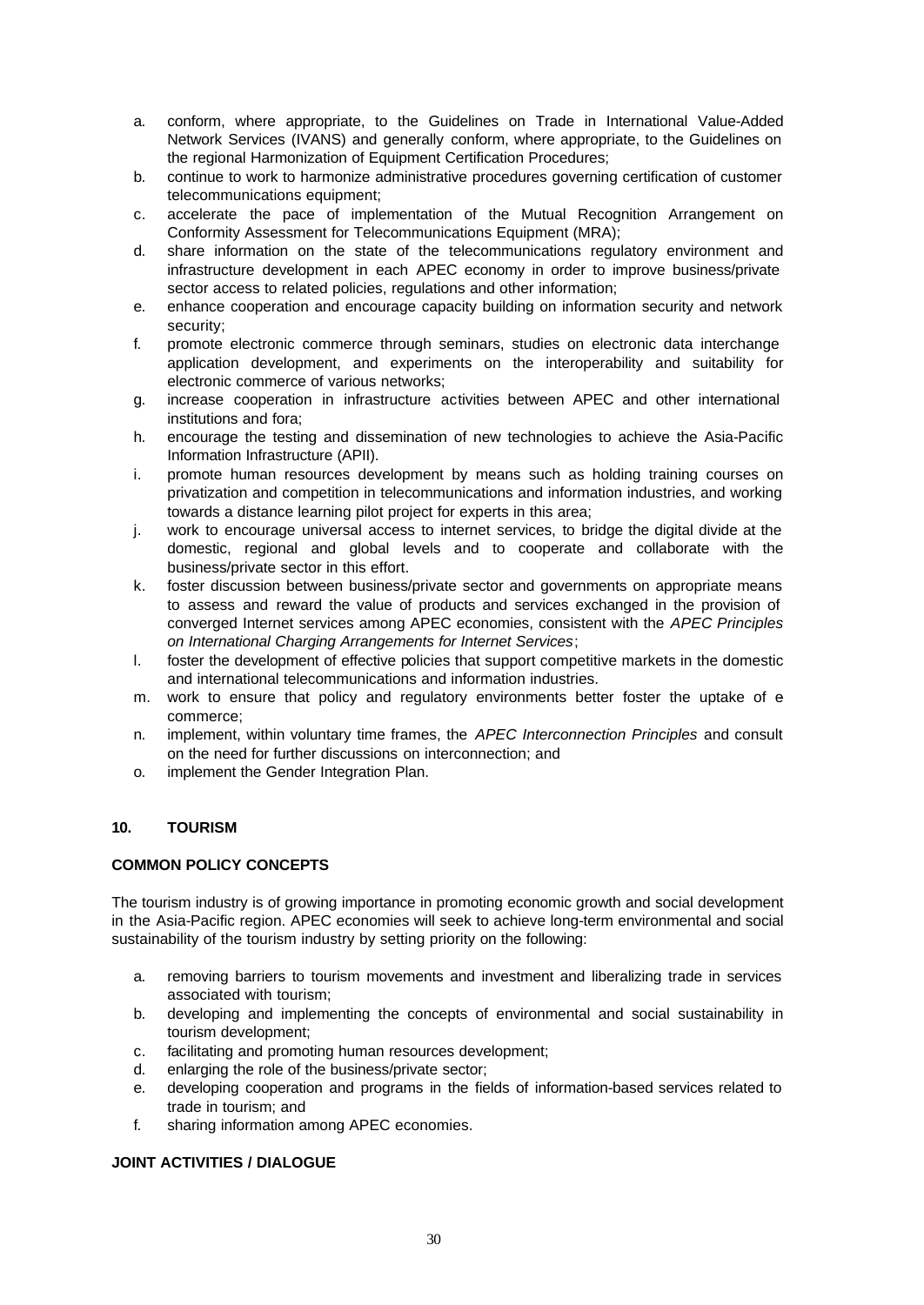a. conform, where appropriate, to the Guidelines on Trade in International Value-Added Network Services (IVANS) and generally conform, where appropriate, to the Guidelines on the regional Harmonization of Equipment Certification Procedures;
b. continue to work to harmonize administrative procedures governing certification of customer telecommunications equipment;
c. accelerate the pace of implementation of the Mutual Recognition Arrangement on Conformity Assessment for Telecommunications Equipment (MRA);
d. share information on the state of the telecommunications regulatory environment and infrastructure development in each APEC economy in order to improve business/private sector access to related policies, regulations and other information;
e. enhance cooperation and encourage capacity building on information security and network security;
f. promote electronic commerce through seminars, studies on electronic data interchange application development, and experiments on the interoperability and suitability for electronic commerce of various networks;
g. increase cooperation in infrastructure activities between APEC and other international institutions and fora;
h. encourage the testing and dissemination of new technologies to achieve the Asia-Pacific Information Infrastructure (APII).
i. promote human resources development by means such as holding training courses on privatization and competition in telecommunications and information industries, and working towards a distance learning pilot project for experts in this area;
j. work to encourage universal access to internet services, to bridge the digital divide at the domestic, regional and global levels and to cooperate and collaborate with the business/private sector in this effort.
k. foster discussion between business/private sector and governments on appropriate means to assess and reward the value of products and services exchanged in the provision of converged Internet services among APEC economies, consistent with the *APEC Principles on International Charging Arrangements for Internet Services*;
l. foster the development of effective policies that support competitive markets in the domestic and international telecommunications and information industries.
m. work to ensure that policy and regulatory environments better foster the uptake of e commerce;
n. implement, within voluntary time frames, the *APEC Interconnection Principles* and consult on the need for further discussions on interconnection; and
o. implement the Gender Integration Plan.

## 10. TOURISM

### COMMON POLICY CONCEPTS

The tourism industry is of growing importance in promoting economic growth and social development in the Asia-Pacific region. APEC economies will seek to achieve long-term environmental and social sustainability of the tourism industry by setting priority on the following:

a. removing barriers to tourism movements and investment and liberalizing trade in services associated with tourism;
b. developing and implementing the concepts of environmental and social sustainability in tourism development;
c. facilitating and promoting human resources development;
d. enlarging the role of the business/private sector;
e. developing cooperation and programs in the fields of information-based services related to trade in tourism; and
f. sharing information among APEC economies.

### JOINT ACTIVITIES / DIALOGUE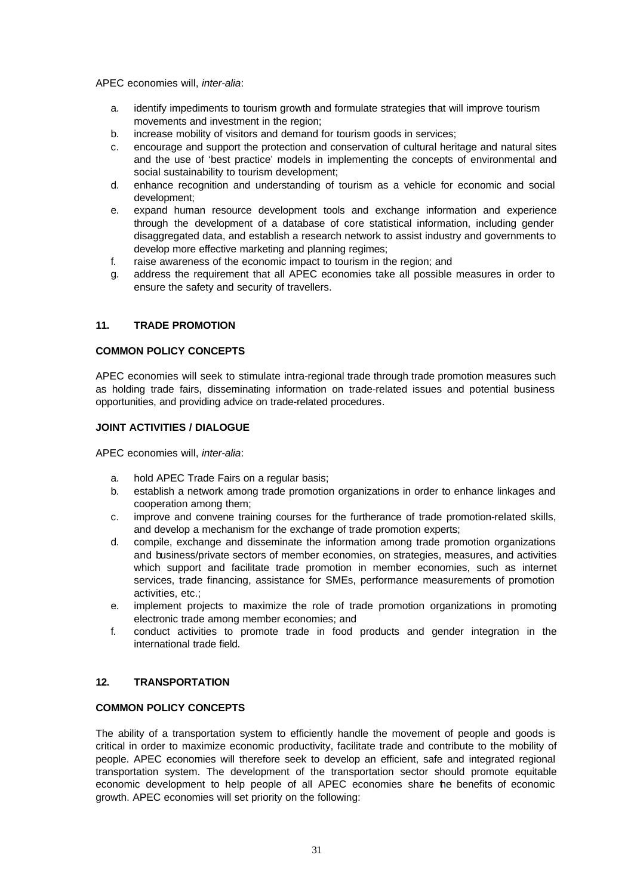APEC economies will, *inter-alia*:

a. identify impediments to tourism growth and formulate strategies that will improve tourism movements and investment in the region;
b. increase mobility of visitors and demand for tourism goods in services;
c. encourage and support the protection and conservation of cultural heritage and natural sites and the use of 'best practice' models in implementing the concepts of environmental and social sustainability to tourism development;
d. enhance recognition and understanding of tourism as a vehicle for economic and social development;
e. expand human resource development tools and exchange information and experience through the development of a database of core statistical information, including gender disaggregated data, and establish a research network to assist industry and governments to develop more effective marketing and planning regimes;
f. raise awareness of the economic impact to tourism in the region; and
g. address the requirement that all APEC economies take all possible measures in order to ensure the safety and security of travellers.

## 11. TRADE PROMOTION

### COMMON POLICY CONCEPTS

APEC economies will seek to stimulate intra-regional trade through trade promotion measures such as holding trade fairs, disseminating information on trade-related issues and potential business opportunities, and providing advice on trade-related procedures.

### JOINT ACTIVITIES / DIALOGUE

APEC economies will, *inter-alia*:

a. hold APEC Trade Fairs on a regular basis;
b. establish a network among trade promotion organizations in order to enhance linkages and cooperation among them;
c. improve and convene training courses for the furtherance of trade promotion-related skills, and develop a mechanism for the exchange of trade promotion experts;
d. compile, exchange and disseminate the information among trade promotion organizations and business/private sectors of member economies, on strategies, measures, and activities which support and facilitate trade promotion in member economies, such as internet services, trade financing, assistance for SMEs, performance measurements of promotion activities, etc.;
e. implement projects to maximize the role of trade promotion organizations in promoting electronic trade among member economies; and
f. conduct activities to promote trade in food products and gender integration in the international trade field.

## 12. TRANSPORTATION

### COMMON POLICY CONCEPTS

The ability of a transportation system to efficiently handle the movement of people and goods is critical in order to maximize economic productivity, facilitate trade and contribute to the mobility of people. APEC economies will therefore seek to develop an efficient, safe and integrated regional transportation system. The development of the transportation sector should promote equitable economic development to help people of all APEC economies share the benefits of economic growth. APEC economies will set priority on the following: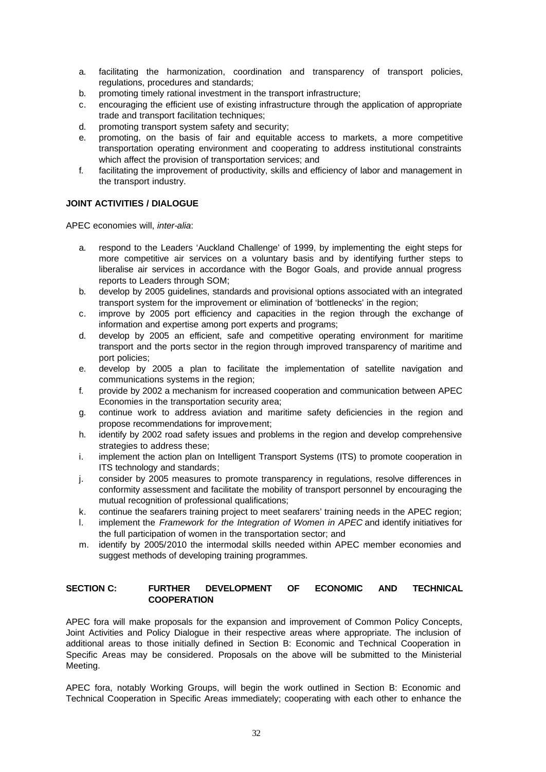a. facilitating the harmonization, coordination and transparency of transport policies, regulations, procedures and standards;
b. promoting timely rational investment in the transport infrastructure;
c. encouraging the efficient use of existing infrastructure through the application of appropriate trade and transport facilitation techniques;
d. promoting transport system safety and security;
e. promoting, on the basis of fair and equitable access to markets, a more competitive transportation operating environment and cooperating to address institutional constraints which affect the provision of transportation services; and
f. facilitating the improvement of productivity, skills and efficiency of labor and management in the transport industry.

**JOINT ACTIVITIES / DIALOGUE**

APEC economies will, *inter-alia*:

a. respond to the Leaders 'Auckland Challenge' of 1999, by implementing the eight steps for more competitive air services on a voluntary basis and by identifying further steps to liberalise air services in accordance with the Bogor Goals, and provide annual progress reports to Leaders through SOM;
b. develop by 2005 guidelines, standards and provisional options associated with an integrated transport system for the improvement or elimination of 'bottlenecks' in the region;
c. improve by 2005 port efficiency and capacities in the region through the exchange of information and expertise among port experts and programs;
d. develop by 2005 an efficient, safe and competitive operating environment for maritime transport and the ports sector in the region through improved transparency of maritime and port policies;
e. develop by 2005 a plan to facilitate the implementation of satellite navigation and communications systems in the region;
f. provide by 2002 a mechanism for increased cooperation and communication between APEC Economies in the transportation security area;
g. continue work to address aviation and maritime safety deficiencies in the region and propose recommendations for improvement;
h. identify by 2002 road safety issues and problems in the region and develop comprehensive strategies to address these;
i. implement the action plan on Intelligent Transport Systems (ITS) to promote cooperation in ITS technology and standards;
j. consider by 2005 measures to promote transparency in regulations, resolve differences in conformity assessment and facilitate the mobility of transport personnel by encouraging the mutual recognition of professional qualifications;
k. continue the seafarers training project to meet seafarers' training needs in the APEC region;
l. implement the *Framework for the Integration of Women in APEC* and identify initiatives for the full participation of women in the transportation sector; and
m. identify by 2005/2010 the intermodal skills needed within APEC member economies and suggest methods of developing training programmes.

## SECTION C: FURTHER DEVELOPMENT OF ECONOMIC AND TECHNICAL COOPERATION

APEC fora will make proposals for the expansion and improvement of Common Policy Concepts, Joint Activities and Policy Dialogue in their respective areas where appropriate. The inclusion of additional areas to those initially defined in Section B: Economic and Technical Cooperation in Specific Areas may be considered. Proposals on the above will be submitted to the Ministerial Meeting.

APEC fora, notably Working Groups, will begin the work outlined in Section B: Economic and Technical Cooperation in Specific Areas immediately; cooperating with each other to enhance the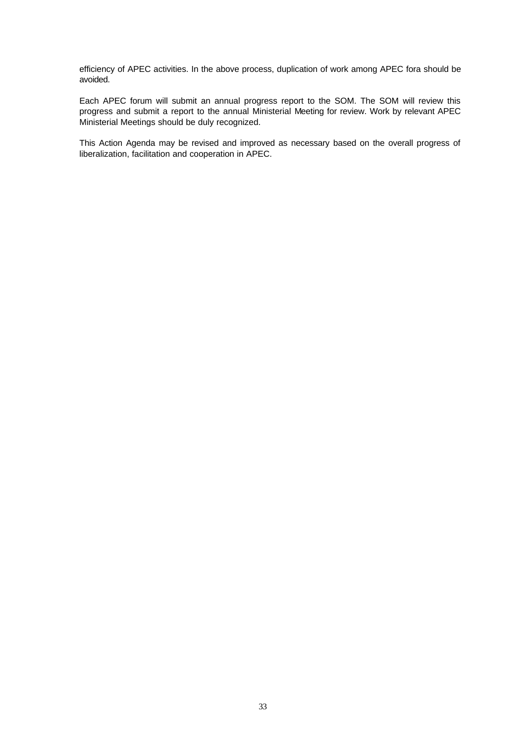efficiency of APEC activities. In the above process, duplication of work among APEC fora should be avoided.

Each APEC forum will submit an annual progress report to the SOM. The SOM will review this progress and submit a report to the annual Ministerial Meeting for review. Work by relevant APEC Ministerial Meetings should be duly recognized.

This Action Agenda may be revised and improved as necessary based on the overall progress of liberalization, facilitation and cooperation in APEC.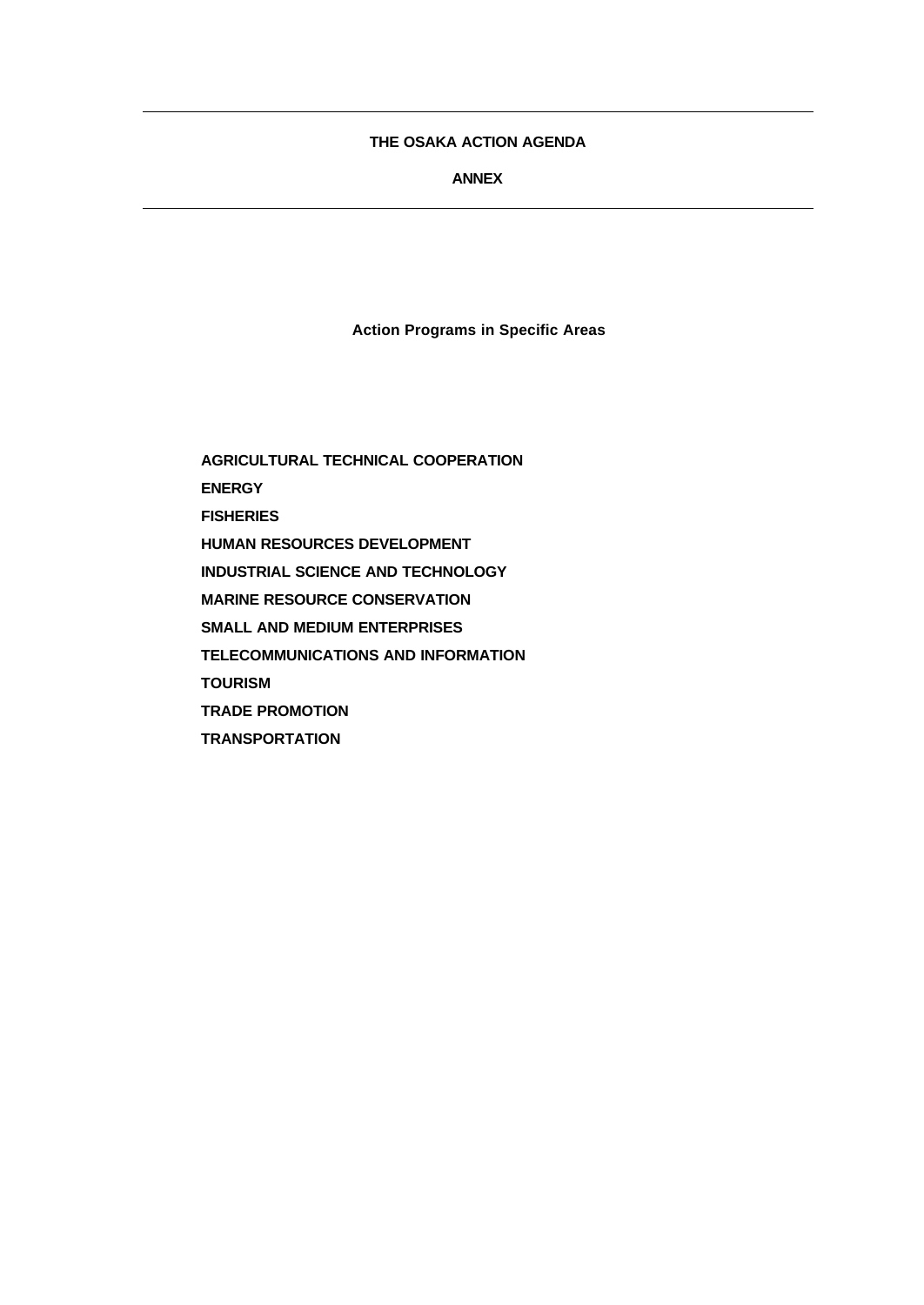# THE OSAKA ACTION AGENDA

## ANNEX

---

### Action Programs in Specific Areas

**AGRICULTURAL TECHNICAL COOPERATION**

**ENERGY**

**FISHERIES**

**HUMAN RESOURCES DEVELOPMENT**

**INDUSTRIAL SCIENCE AND TECHNOLOGY**

**MARINE RESOURCE CONSERVATION**

**SMALL AND MEDIUM ENTERPRISES**

**TELECOMMUNICATIONS AND INFORMATION**

**TOURISM**

**TRADE PROMOTION**

**TRANSPORTATION**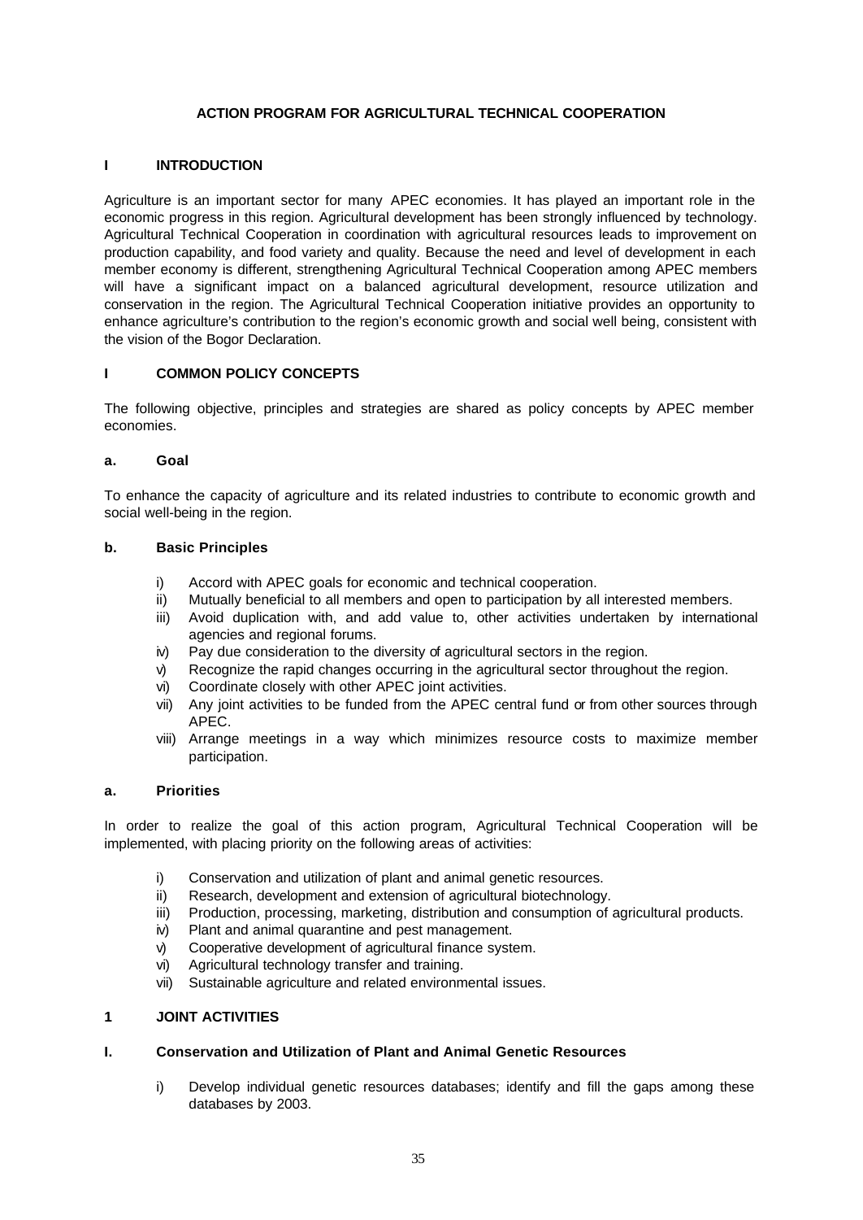# ACTION PROGRAM FOR AGRICULTURAL TECHNICAL COOPERATION

## I INTRODUCTION

Agriculture is an important sector for many APEC economies. It has played an important role in the economic progress in this region. Agricultural development has been strongly influenced by technology. Agricultural Technical Cooperation in coordination with agricultural resources leads to improvement on production capability, and food variety and quality. Because the need and level of development in each member economy is different, strengthening Agricultural Technical Cooperation among APEC members will have a significant impact on a balanced agricultural development, resource utilization and conservation in the region. The Agricultural Technical Cooperation initiative provides an opportunity to enhance agriculture's contribution to the region's economic growth and social well being, consistent with the vision of the Bogor Declaration.

## I COMMON POLICY CONCEPTS

The following objective, principles and strategies are shared as policy concepts by APEC member economies.

### a. Goal

To enhance the capacity of agriculture and its related industries to contribute to economic growth and social well-being in the region.

### b. Basic Principles

- i) Accord with APEC goals for economic and technical cooperation.
- ii) Mutually beneficial to all members and open to participation by all interested members.
- iii) Avoid duplication with, and add value to, other activities undertaken by international agencies and regional forums.
- iv) Pay due consideration to the diversity of agricultural sectors in the region.
- v) Recognize the rapid changes occurring in the agricultural sector throughout the region.
- vi) Coordinate closely with other APEC joint activities.
- vii) Any joint activities to be funded from the APEC central fund or from other sources through APEC.
- viii) Arrange meetings in a way which minimizes resource costs to maximize member participation.

### a. Priorities

In order to realize the goal of this action program, Agricultural Technical Cooperation will be implemented, with placing priority on the following areas of activities:

- i) Conservation and utilization of plant and animal genetic resources.
- ii) Research, development and extension of agricultural biotechnology.
- iii) Production, processing, marketing, distribution and consumption of agricultural products.
- iv) Plant and animal quarantine and pest management.
- v) Cooperative development of agricultural finance system.
- vi) Agricultural technology transfer and training.
- vii) Sustainable agriculture and related environmental issues.

## 1 JOINT ACTIVITIES

### I. Conservation and Utilization of Plant and Animal Genetic Resources

- i) Develop individual genetic resources databases; identify and fill the gaps among these databases by 2003.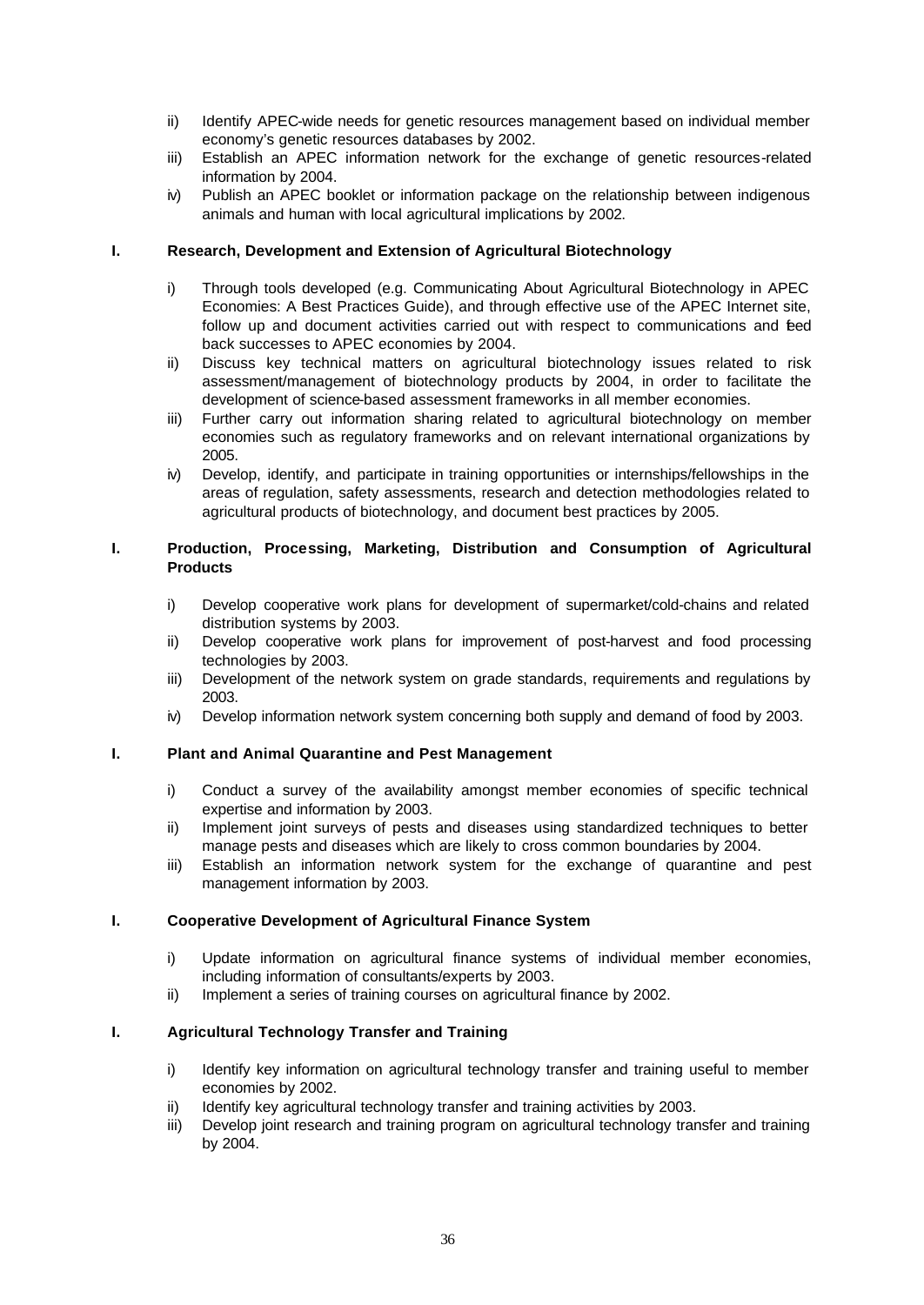ii) Identify APEC-wide needs for genetic resources management based on individual member economy's genetic resources databases by 2002.

iii) Establish an APEC information network for the exchange of genetic resources-related information by 2004.

iv) Publish an APEC booklet or information package on the relationship between indigenous animals and human with local agricultural implications by 2002.

**I. Research, Development and Extension of Agricultural Biotechnology**

i) Through tools developed (e.g. Communicating About Agricultural Biotechnology in APEC Economies: A Best Practices Guide), and through effective use of the APEC Internet site, follow up and document activities carried out with respect to communications and feed back successes to APEC economies by 2004.

ii) Discuss key technical matters on agricultural biotechnology issues related to risk assessment/management of biotechnology products by 2004, in order to facilitate the development of science-based assessment frameworks in all member economies.

iii) Further carry out information sharing related to agricultural biotechnology on member economies such as regulatory frameworks and on relevant international organizations by 2005.

iv) Develop, identify, and participate in training opportunities or internships/fellowships in the areas of regulation, safety assessments, research and detection methodologies related to agricultural products of biotechnology, and document best practices by 2005.

**I. Production, Processing, Marketing, Distribution and Consumption of Agricultural Products**

i) Develop cooperative work plans for development of supermarket/cold-chains and related distribution systems by 2003.

ii) Develop cooperative work plans for improvement of post-harvest and food processing technologies by 2003.

iii) Development of the network system on grade standards, requirements and regulations by 2003.

iv) Develop information network system concerning both supply and demand of food by 2003.

**I. Plant and Animal Quarantine and Pest Management**

i) Conduct a survey of the availability amongst member economies of specific technical expertise and information by 2003.

ii) Implement joint surveys of pests and diseases using standardized techniques to better manage pests and diseases which are likely to cross common boundaries by 2004.

iii) Establish an information network system for the exchange of quarantine and pest management information by 2003.

**I. Cooperative Development of Agricultural Finance System**

i) Update information on agricultural finance systems of individual member economies, including information of consultants/experts by 2003.

ii) Implement a series of training courses on agricultural finance by 2002.

**I. Agricultural Technology Transfer and Training**

i) Identify key information on agricultural technology transfer and training useful to member economies by 2002.

ii) Identify key agricultural technology transfer and training activities by 2003.

iii) Develop joint research and training program on agricultural technology transfer and training by 2004.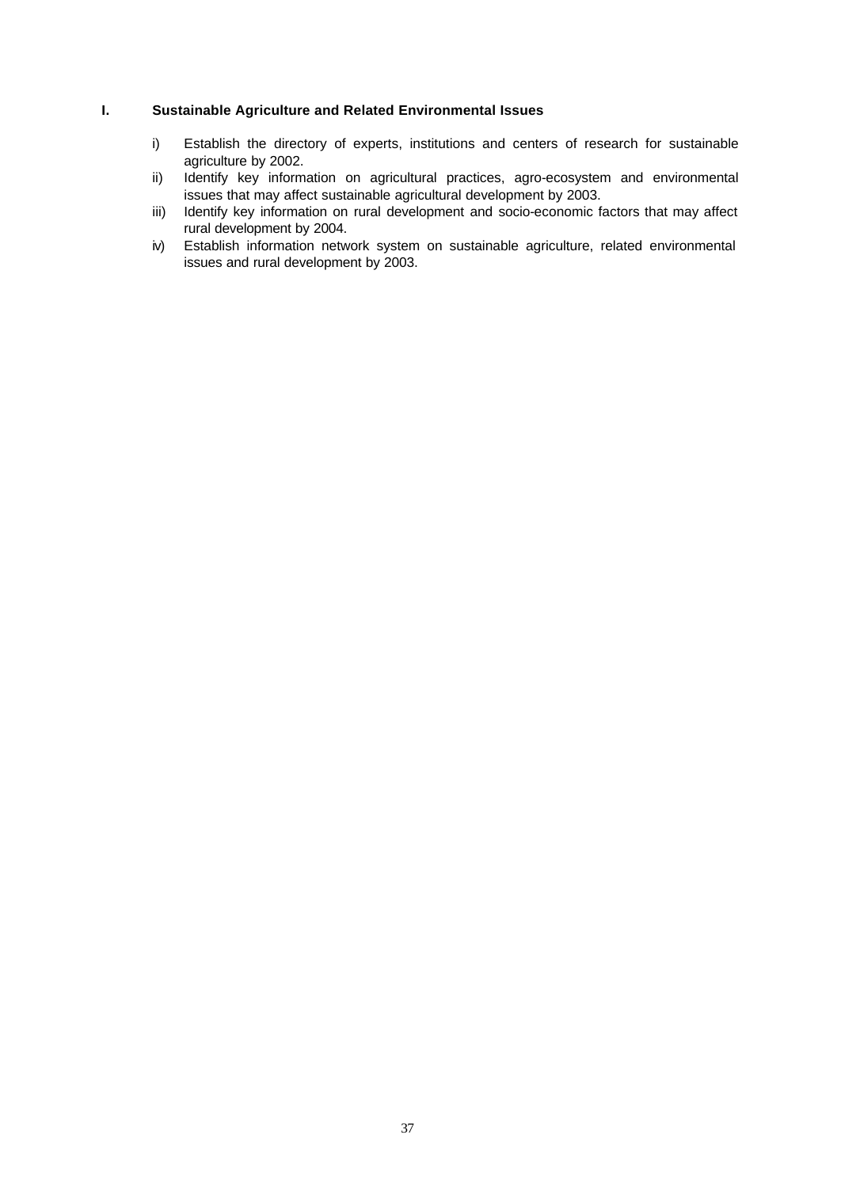## I. Sustainable Agriculture and Related Environmental Issues

i) Establish the directory of experts, institutions and centers of research for sustainable agriculture by 2002.

ii) Identify key information on agricultural practices, agro-ecosystem and environmental issues that may affect sustainable agricultural development by 2003.

iii) Identify key information on rural development and socio-economic factors that may affect rural development by 2004.

iv) Establish information network system on sustainable agriculture, related environmental issues and rural development by 2003.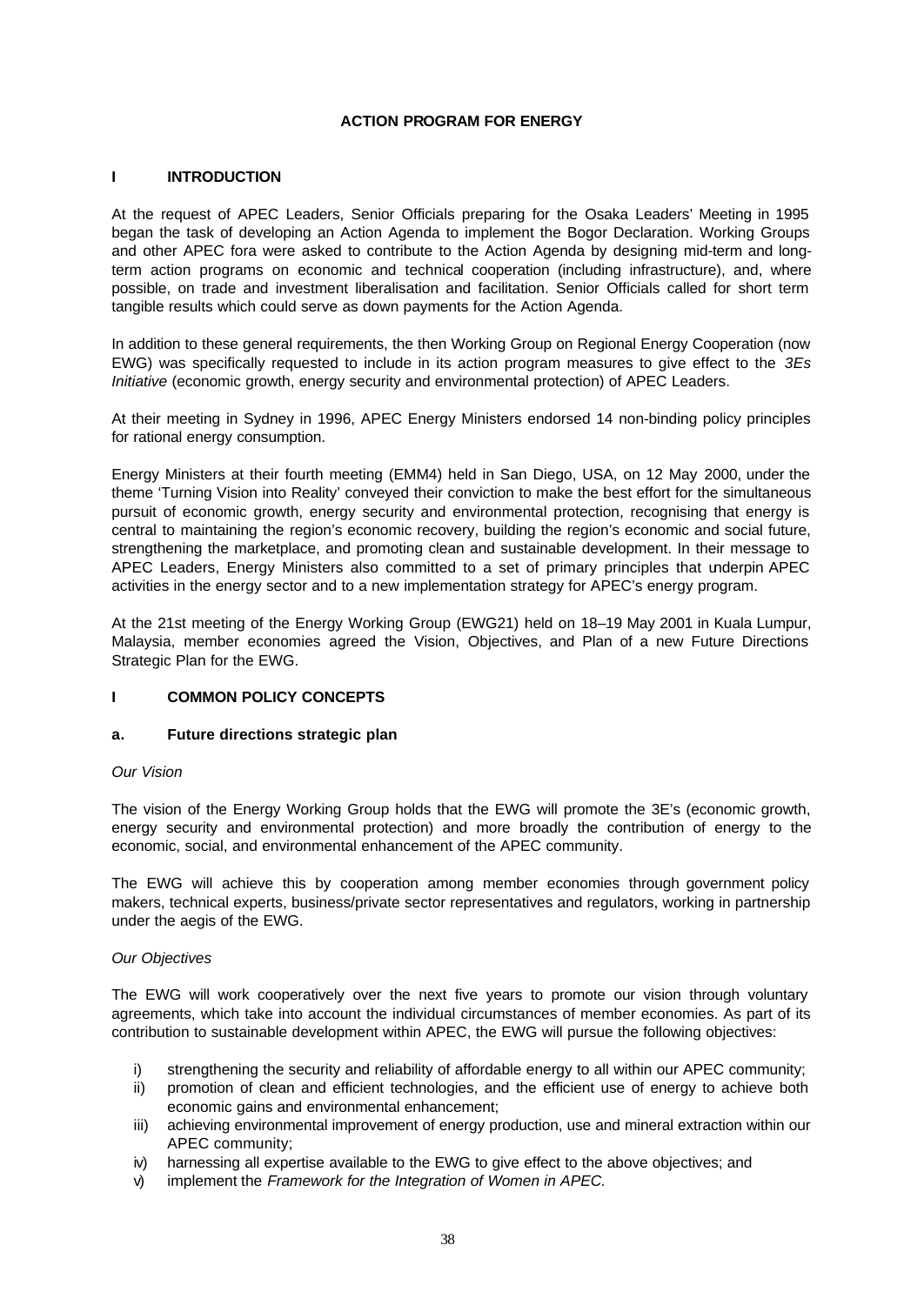# ACTION PROGRAM FOR ENERGY

## I INTRODUCTION

At the request of APEC Leaders, Senior Officials preparing for the Osaka Leaders' Meeting in 1995 began the task of developing an Action Agenda to implement the Bogor Declaration. Working Groups and other APEC fora were asked to contribute to the Action Agenda by designing mid-term and long-term action programs on economic and technical cooperation (including infrastructure), and, where possible, on trade and investment liberalisation and facilitation. Senior Officials called for short term tangible results which could serve as down payments for the Action Agenda.

In addition to these general requirements, the then Working Group on Regional Energy Cooperation (now EWG) was specifically requested to include in its action program measures to give effect to the *3Es Initiative* (economic growth, energy security and environmental protection) of APEC Leaders.

At their meeting in Sydney in 1996, APEC Energy Ministers endorsed 14 non-binding policy principles for rational energy consumption.

Energy Ministers at their fourth meeting (EMM4) held in San Diego, USA, on 12 May 2000, under the theme 'Turning Vision into Reality' conveyed their conviction to make the best effort for the simultaneous pursuit of economic growth, energy security and environmental protection, recognising that energy is central to maintaining the region's economic recovery, building the region's economic and social future, strengthening the marketplace, and promoting clean and sustainable development. In their message to APEC Leaders, Energy Ministers also committed to a set of primary principles that underpin APEC activities in the energy sector and to a new implementation strategy for APEC's energy program.

At the 21st meeting of the Energy Working Group (EWG21) held on 18–19 May 2001 in Kuala Lumpur, Malaysia, member economies agreed the Vision, Objectives, and Plan of a new Future Directions Strategic Plan for the EWG.

## I COMMON POLICY CONCEPTS

### a. Future directions strategic plan

*Our Vision*

The vision of the Energy Working Group holds that the EWG will promote the 3E's (economic growth, energy security and environmental protection) and more broadly the contribution of energy to the economic, social, and environmental enhancement of the APEC community.

The EWG will achieve this by cooperation among member economies through government policy makers, technical experts, business/private sector representatives and regulators, working in partnership under the aegis of the EWG.

*Our Objectives*

The EWG will work cooperatively over the next five years to promote our vision through voluntary agreements, which take into account the individual circumstances of member economies. As part of its contribution to sustainable development within APEC, the EWG will pursue the following objectives:

i) strengthening the security and reliability of affordable energy to all within our APEC community;
ii) promotion of clean and efficient technologies, and the efficient use of energy to achieve both economic gains and environmental enhancement;
iii) achieving environmental improvement of energy production, use and mineral extraction within our APEC community;
iv) harnessing all expertise available to the EWG to give effect to the above objectives; and
v) implement the *Framework for the Integration of Women in APEC.*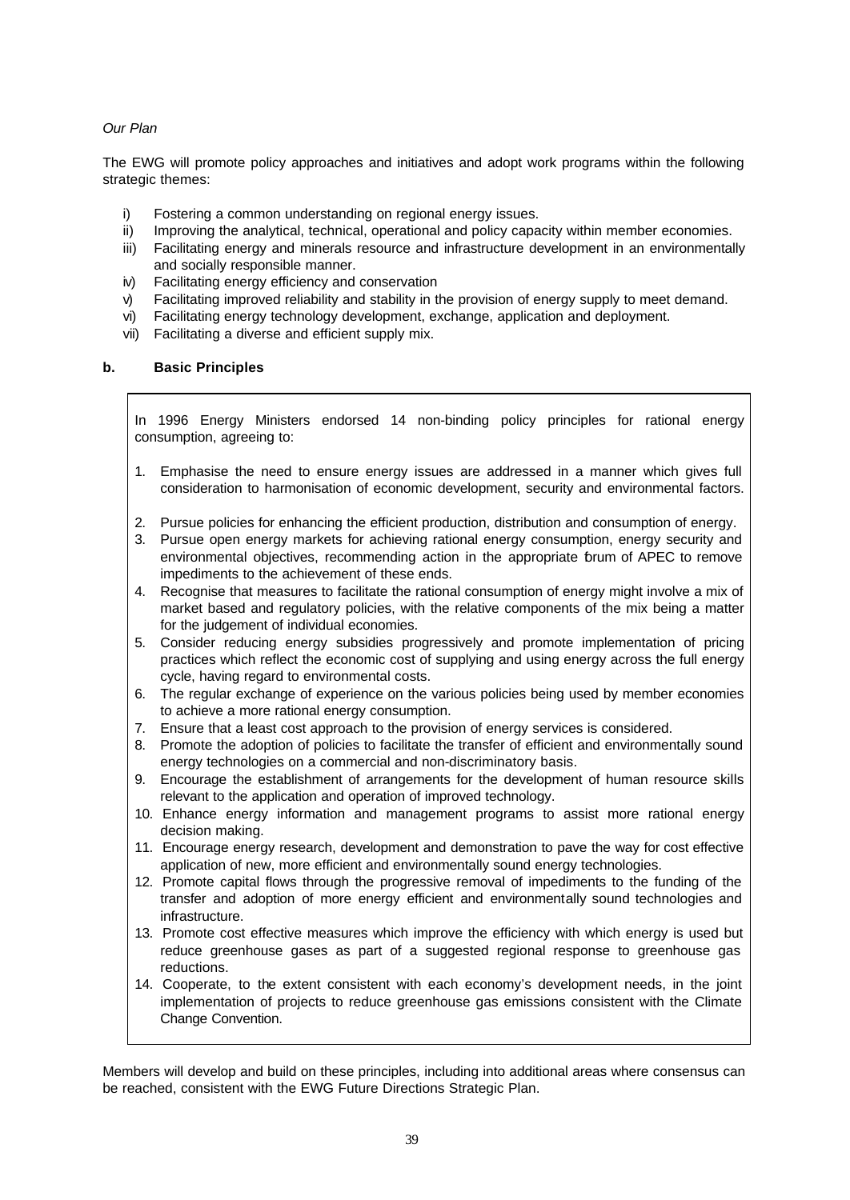*Our Plan*

The EWG will promote policy approaches and initiatives and adopt work programs within the following strategic themes:

i) Fostering a common understanding on regional energy issues.
ii) Improving the analytical, technical, operational and policy capacity within member economies.
iii) Facilitating energy and minerals resource and infrastructure development in an environmentally and socially responsible manner.
iv) Facilitating energy efficiency and conservation
v) Facilitating improved reliability and stability in the provision of energy supply to meet demand.
vi) Facilitating energy technology development, exchange, application and deployment.
vii) Facilitating a diverse and efficient supply mix.

## b. Basic Principles

In 1996 Energy Ministers endorsed 14 non-binding policy principles for rational energy consumption, agreeing to:

1. Emphasise the need to ensure energy issues are addressed in a manner which gives full consideration to harmonisation of economic development, security and environmental factors.
2. Pursue policies for enhancing the efficient production, distribution and consumption of energy.
3. Pursue open energy markets for achieving rational energy consumption, energy security and environmental objectives, recommending action in the appropriate forum of APEC to remove impediments to the achievement of these ends.
4. Recognise that measures to facilitate the rational consumption of energy might involve a mix of market based and regulatory policies, with the relative components of the mix being a matter for the judgement of individual economies.
5. Consider reducing energy subsidies progressively and promote implementation of pricing practices which reflect the economic cost of supplying and using energy across the full energy cycle, having regard to environmental costs.
6. The regular exchange of experience on the various policies being used by member economies to achieve a more rational energy consumption.
7. Ensure that a least cost approach to the provision of energy services is considered.
8. Promote the adoption of policies to facilitate the transfer of efficient and environmentally sound energy technologies on a commercial and non-discriminatory basis.
9. Encourage the establishment of arrangements for the development of human resource skills relevant to the application and operation of improved technology.
10. Enhance energy information and management programs to assist more rational energy decision making.
11. Encourage energy research, development and demonstration to pave the way for cost effective application of new, more efficient and environmentally sound energy technologies.
12. Promote capital flows through the progressive removal of impediments to the funding of the transfer and adoption of more energy efficient and environmentally sound technologies and infrastructure.
13. Promote cost effective measures which improve the efficiency with which energy is used but reduce greenhouse gases as part of a suggested regional response to greenhouse gas reductions.
14. Cooperate, to the extent consistent with each economy's development needs, in the joint implementation of projects to reduce greenhouse gas emissions consistent with the Climate Change Convention.

Members will develop and build on these principles, including into additional areas where consensus can be reached, consistent with the EWG Future Directions Strategic Plan.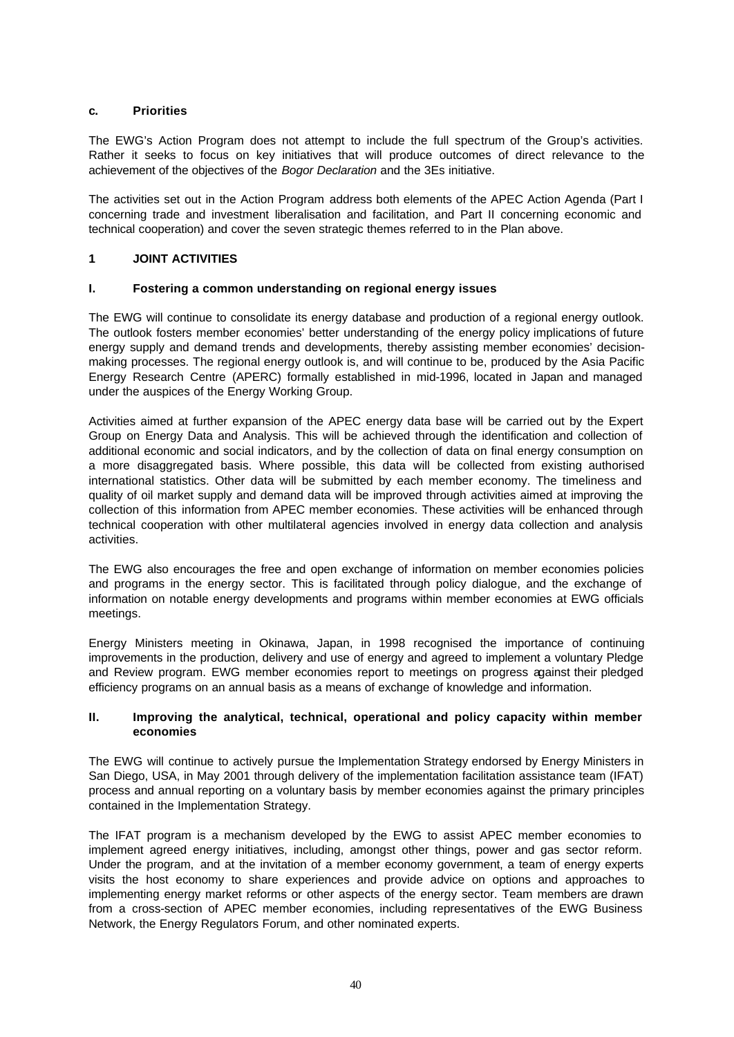### c. Priorities

The EWG's Action Program does not attempt to include the full spectrum of the Group's activities. Rather it seeks to focus on key initiatives that will produce outcomes of direct relevance to the achievement of the objectives of the *Bogor Declaration* and the 3Es initiative.

The activities set out in the Action Program address both elements of the APEC Action Agenda (Part I concerning trade and investment liberalisation and facilitation, and Part II concerning economic and technical cooperation) and cover the seven strategic themes referred to in the Plan above.

## 1 JOINT ACTIVITIES

### I. Fostering a common understanding on regional energy issues

The EWG will continue to consolidate its energy database and production of a regional energy outlook. The outlook fosters member economies' better understanding of the energy policy implications of future energy supply and demand trends and developments, thereby assisting member economies' decision-making processes. The regional energy outlook is, and will continue to be, produced by the Asia Pacific Energy Research Centre (APERC) formally established in mid-1996, located in Japan and managed under the auspices of the Energy Working Group.

Activities aimed at further expansion of the APEC energy data base will be carried out by the Expert Group on Energy Data and Analysis. This will be achieved through the identification and collection of additional economic and social indicators, and by the collection of data on final energy consumption on a more disaggregated basis. Where possible, this data will be collected from existing authorised international statistics. Other data will be submitted by each member economy. The timeliness and quality of oil market supply and demand data will be improved through activities aimed at improving the collection of this information from APEC member economies. These activities will be enhanced through technical cooperation with other multilateral agencies involved in energy data collection and analysis activities.

The EWG also encourages the free and open exchange of information on member economies policies and programs in the energy sector. This is facilitated through policy dialogue, and the exchange of information on notable energy developments and programs within member economies at EWG officials meetings.

Energy Ministers meeting in Okinawa, Japan, in 1998 recognised the importance of continuing improvements in the production, delivery and use of energy and agreed to implement a voluntary Pledge and Review program. EWG member economies report to meetings on progress against their pledged efficiency programs on an annual basis as a means of exchange of knowledge and information.

### II. Improving the analytical, technical, operational and policy capacity within member economies

The EWG will continue to actively pursue the Implementation Strategy endorsed by Energy Ministers in San Diego, USA, in May 2001 through delivery of the implementation facilitation assistance team (IFAT) process and annual reporting on a voluntary basis by member economies against the primary principles contained in the Implementation Strategy.

The IFAT program is a mechanism developed by the EWG to assist APEC member economies to implement agreed energy initiatives, including, amongst other things, power and gas sector reform. Under the program, and at the invitation of a member economy government, a team of energy experts visits the host economy to share experiences and provide advice on options and approaches to implementing energy market reforms or other aspects of the energy sector. Team members are drawn from a cross-section of APEC member economies, including representatives of the EWG Business Network, the Energy Regulators Forum, and other nominated experts.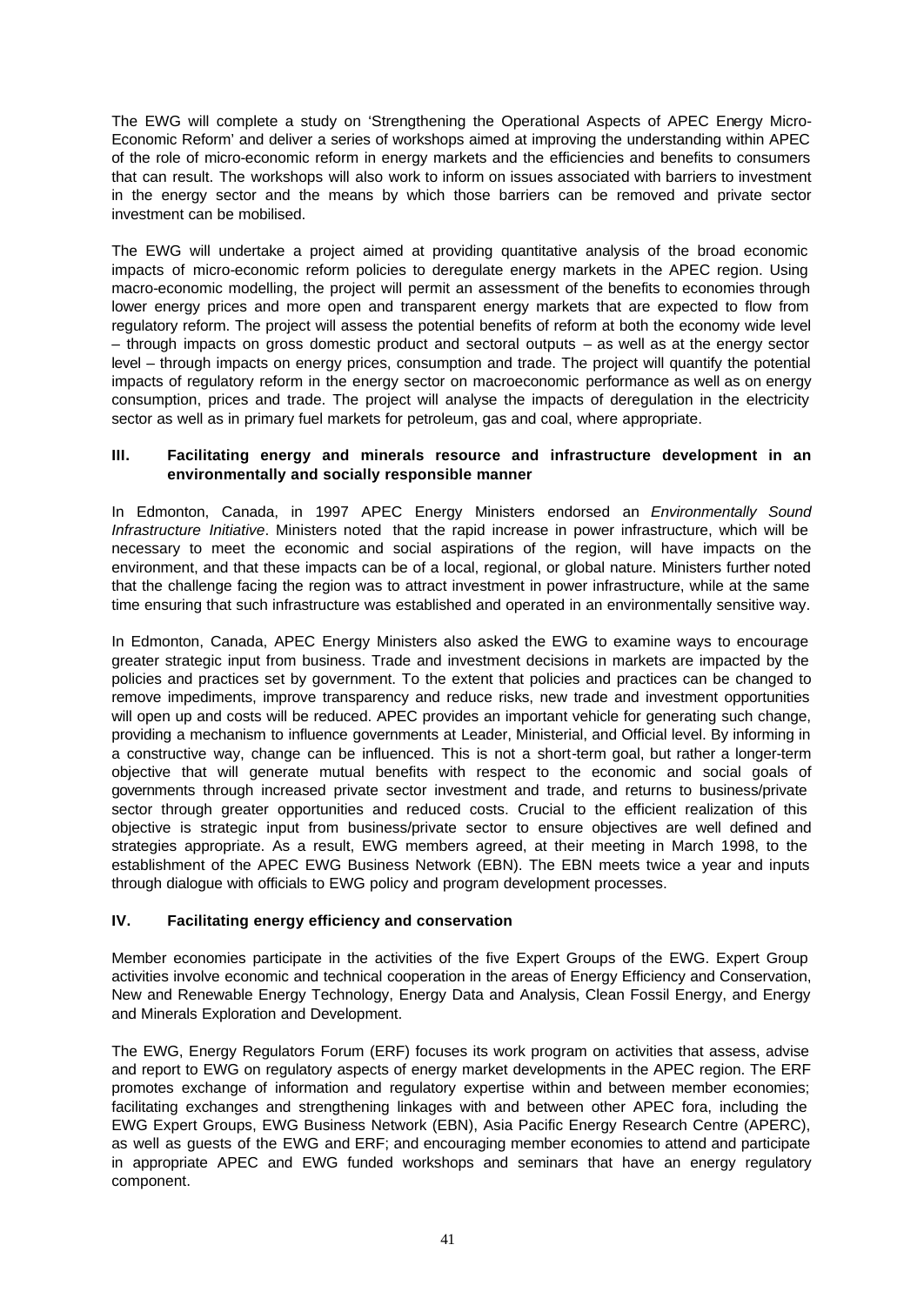The EWG will complete a study on 'Strengthening the Operational Aspects of APEC Energy Micro-Economic Reform' and deliver a series of workshops aimed at improving the understanding within APEC of the role of micro-economic reform in energy markets and the efficiencies and benefits to consumers that can result. The workshops will also work to inform on issues associated with barriers to investment in the energy sector and the means by which those barriers can be removed and private sector investment can be mobilised.

The EWG will undertake a project aimed at providing quantitative analysis of the broad economic impacts of micro-economic reform policies to deregulate energy markets in the APEC region. Using macro-economic modelling, the project will permit an assessment of the benefits to economies through lower energy prices and more open and transparent energy markets that are expected to flow from regulatory reform. The project will assess the potential benefits of reform at both the economy wide level – through impacts on gross domestic product and sectoral outputs – as well as at the energy sector level – through impacts on energy prices, consumption and trade. The project will quantify the potential impacts of regulatory reform in the energy sector on macroeconomic performance as well as on energy consumption, prices and trade. The project will analyse the impacts of deregulation in the electricity sector as well as in primary fuel markets for petroleum, gas and coal, where appropriate.

### III. Facilitating energy and minerals resource and infrastructure development in an environmentally and socially responsible manner

In Edmonton, Canada, in 1997 APEC Energy Ministers endorsed an *Environmentally Sound Infrastructure Initiative*. Ministers noted that the rapid increase in power infrastructure, which will be necessary to meet the economic and social aspirations of the region, will have impacts on the environment, and that these impacts can be of a local, regional, or global nature. Ministers further noted that the challenge facing the region was to attract investment in power infrastructure, while at the same time ensuring that such infrastructure was established and operated in an environmentally sensitive way.

In Edmonton, Canada, APEC Energy Ministers also asked the EWG to examine ways to encourage greater strategic input from business. Trade and investment decisions in markets are impacted by the policies and practices set by government. To the extent that policies and practices can be changed to remove impediments, improve transparency and reduce risks, new trade and investment opportunities will open up and costs will be reduced. APEC provides an important vehicle for generating such change, providing a mechanism to influence governments at Leader, Ministerial, and Official level. By informing in a constructive way, change can be influenced. This is not a short-term goal, but rather a longer-term objective that will generate mutual benefits with respect to the economic and social goals of governments through increased private sector investment and trade, and returns to business/private sector through greater opportunities and reduced costs. Crucial to the efficient realization of this objective is strategic input from business/private sector to ensure objectives are well defined and strategies appropriate. As a result, EWG members agreed, at their meeting in March 1998, to the establishment of the APEC EWG Business Network (EBN). The EBN meets twice a year and inputs through dialogue with officials to EWG policy and program development processes.

### IV. Facilitating energy efficiency and conservation

Member economies participate in the activities of the five Expert Groups of the EWG. Expert Group activities involve economic and technical cooperation in the areas of Energy Efficiency and Conservation, New and Renewable Energy Technology, Energy Data and Analysis, Clean Fossil Energy, and Energy and Minerals Exploration and Development.

The EWG, Energy Regulators Forum (ERF) focuses its work program on activities that assess, advise and report to EWG on regulatory aspects of energy market developments in the APEC region. The ERF promotes exchange of information and regulatory expertise within and between member economies; facilitating exchanges and strengthening linkages with and between other APEC fora, including the EWG Expert Groups, EWG Business Network (EBN), Asia Pacific Energy Research Centre (APERC), as well as guests of the EWG and ERF; and encouraging member economies to attend and participate in appropriate APEC and EWG funded workshops and seminars that have an energy regulatory component.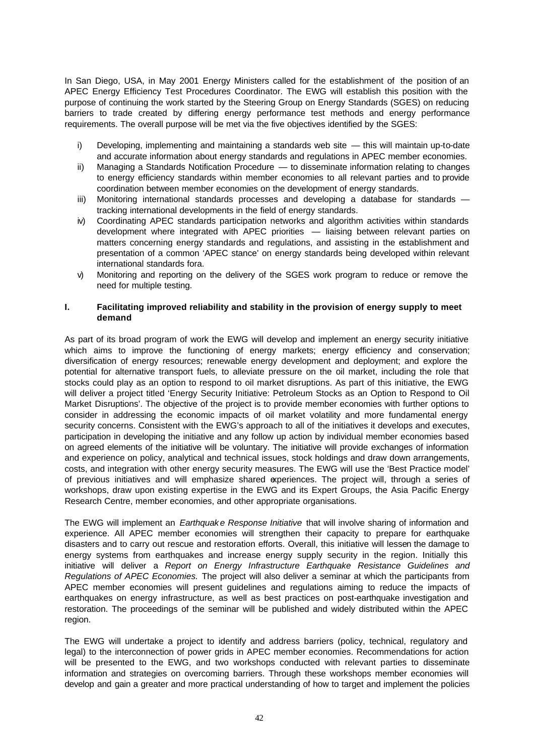In San Diego, USA, in May 2001 Energy Ministers called for the establishment of the position of an APEC Energy Efficiency Test Procedures Coordinator. The EWG will establish this position with the purpose of continuing the work started by the Steering Group on Energy Standards (SGES) on reducing barriers to trade created by differing energy performance test methods and energy performance requirements. The overall purpose will be met via the five objectives identified by the SGES:

i) Developing, implementing and maintaining a standards web site — this will maintain up-to-date and accurate information about energy standards and regulations in APEC member economies.
ii) Managing a Standards Notification Procedure — to disseminate information relating to changes to energy efficiency standards within member economies to all relevant parties and to provide coordination between member economies on the development of energy standards.
iii) Monitoring international standards processes and developing a database for standards — tracking international developments in the field of energy standards.
iv) Coordinating APEC standards participation networks and algorithm activities within standards development where integrated with APEC priorities — liaising between relevant parties on matters concerning energy standards and regulations, and assisting in the establishment and presentation of a common 'APEC stance' on energy standards being developed within relevant international standards fora.
v) Monitoring and reporting on the delivery of the SGES work program to reduce or remove the need for multiple testing.

## I. Facilitating improved reliability and stability in the provision of energy supply to meet demand

As part of its broad program of work the EWG will develop and implement an energy security initiative which aims to improve the functioning of energy markets; energy efficiency and conservation; diversification of energy resources; renewable energy development and deployment; and explore the potential for alternative transport fuels, to alleviate pressure on the oil market, including the role that stocks could play as an option to respond to oil market disruptions. As part of this initiative, the EWG will deliver a project titled 'Energy Security Initiative: Petroleum Stocks as an Option to Respond to Oil Market Disruptions'. The objective of the project is to provide member economies with further options to consider in addressing the economic impacts of oil market volatility and more fundamental energy security concerns. Consistent with the EWG's approach to all of the initiatives it develops and executes, participation in developing the initiative and any follow up action by individual member economies based on agreed elements of the initiative will be voluntary. The initiative will provide exchanges of information and experience on policy, analytical and technical issues, stock holdings and draw down arrangements, costs, and integration with other energy security measures. The EWG will use the 'Best Practice model' of previous initiatives and will emphasize shared experiences. The project will, through a series of workshops, draw upon existing expertise in the EWG and its Expert Groups, the Asia Pacific Energy Research Centre, member economies, and other appropriate organisations.

The EWG will implement an *Earthquake Response Initiative* that will involve sharing of information and experience. All APEC member economies will strengthen their capacity to prepare for earthquake disasters and to carry out rescue and restoration efforts. Overall, this initiative will lessen the damage to energy systems from earthquakes and increase energy supply security in the region. Initially this initiative will deliver a *Report on Energy Infrastructure Earthquake Resistance Guidelines and Regulations of APEC Economies.* The project will also deliver a seminar at which the participants from APEC member economies will present guidelines and regulations aiming to reduce the impacts of earthquakes on energy infrastructure, as well as best practices on post-earthquake investigation and restoration. The proceedings of the seminar will be published and widely distributed within the APEC region.

The EWG will undertake a project to identify and address barriers (policy, technical, regulatory and legal) to the interconnection of power grids in APEC member economies. Recommendations for action will be presented to the EWG, and two workshops conducted with relevant parties to disseminate information and strategies on overcoming barriers. Through these workshops member economies will develop and gain a greater and more practical understanding of how to target and implement the policies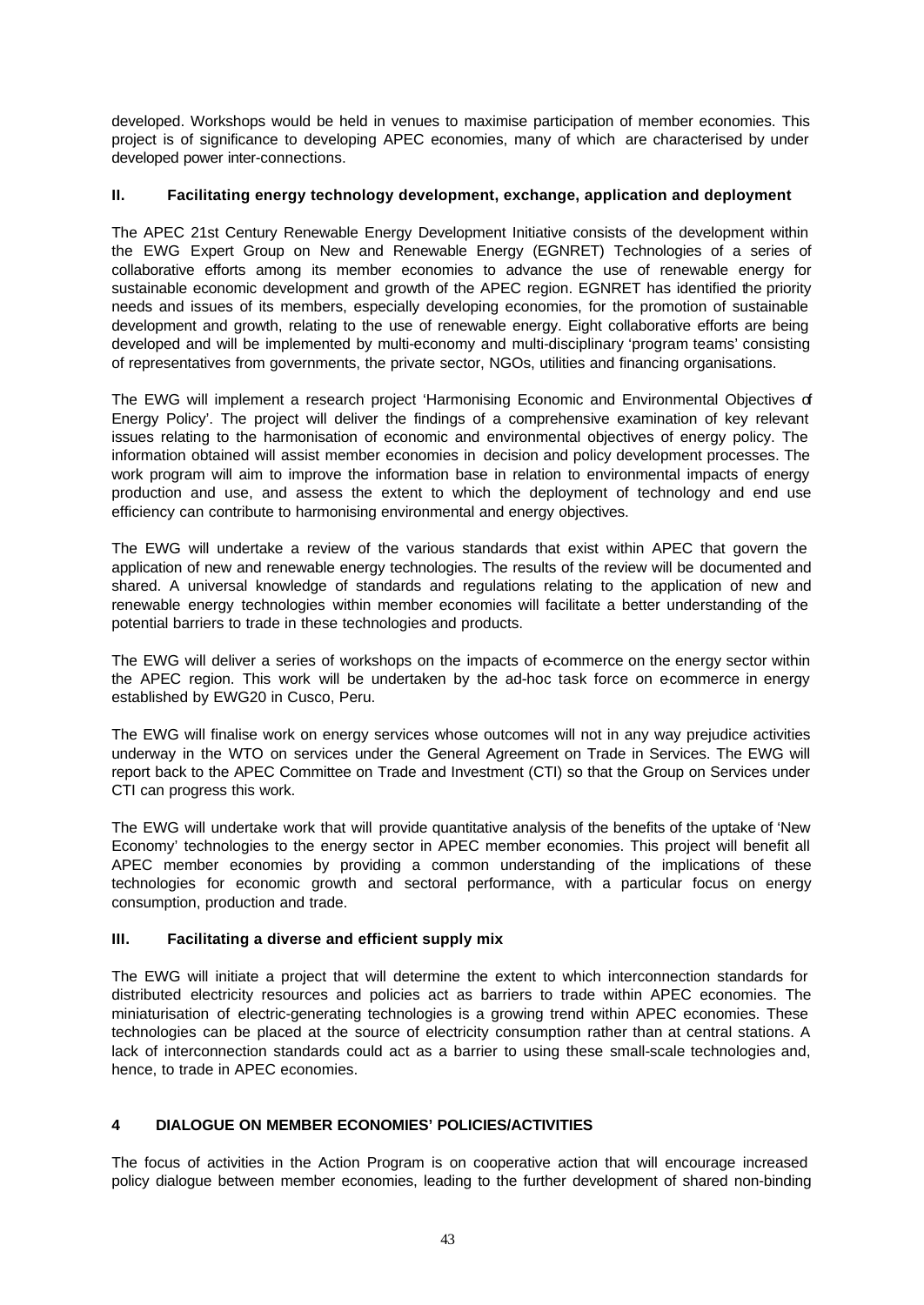developed. Workshops would be held in venues to maximise participation of member economies. This project is of significance to developing APEC economies, many of which are characterised by under developed power inter-connections.

### II. Facilitating energy technology development, exchange, application and deployment

The APEC 21st Century Renewable Energy Development Initiative consists of the development within the EWG Expert Group on New and Renewable Energy (EGNRET) Technologies of a series of collaborative efforts among its member economies to advance the use of renewable energy for sustainable economic development and growth of the APEC region. EGNRET has identified the priority needs and issues of its members, especially developing economies, for the promotion of sustainable development and growth, relating to the use of renewable energy. Eight collaborative efforts are being developed and will be implemented by multi-economy and multi-disciplinary 'program teams' consisting of representatives from governments, the private sector, NGOs, utilities and financing organisations.

The EWG will implement a research project 'Harmonising Economic and Environmental Objectives of Energy Policy'. The project will deliver the findings of a comprehensive examination of key relevant issues relating to the harmonisation of economic and environmental objectives of energy policy. The information obtained will assist member economies in decision and policy development processes. The work program will aim to improve the information base in relation to environmental impacts of energy production and use, and assess the extent to which the deployment of technology and end use efficiency can contribute to harmonising environmental and energy objectives.

The EWG will undertake a review of the various standards that exist within APEC that govern the application of new and renewable energy technologies. The results of the review will be documented and shared. A universal knowledge of standards and regulations relating to the application of new and renewable energy technologies within member economies will facilitate a better understanding of the potential barriers to trade in these technologies and products.

The EWG will deliver a series of workshops on the impacts of e-commerce on the energy sector within the APEC region. This work will be undertaken by the ad-hoc task force on e-commerce in energy established by EWG20 in Cusco, Peru.

The EWG will finalise work on energy services whose outcomes will not in any way prejudice activities underway in the WTO on services under the General Agreement on Trade in Services. The EWG will report back to the APEC Committee on Trade and Investment (CTI) so that the Group on Services under CTI can progress this work.

The EWG will undertake work that will provide quantitative analysis of the benefits of the uptake of 'New Economy' technologies to the energy sector in APEC member economies. This project will benefit all APEC member economies by providing a common understanding of the implications of these technologies for economic growth and sectoral performance, with a particular focus on energy consumption, production and trade.

### III. Facilitating a diverse and efficient supply mix

The EWG will initiate a project that will determine the extent to which interconnection standards for distributed electricity resources and policies act as barriers to trade within APEC economies. The miniaturisation of electric-generating technologies is a growing trend within APEC economies. These technologies can be placed at the source of electricity consumption rather than at central stations. A lack of interconnection standards could act as a barrier to using these small-scale technologies and, hence, to trade in APEC economies.

## 4 DIALOGUE ON MEMBER ECONOMIES' POLICIES/ACTIVITIES

The focus of activities in the Action Program is on cooperative action that will encourage increased policy dialogue between member economies, leading to the further development of shared non-binding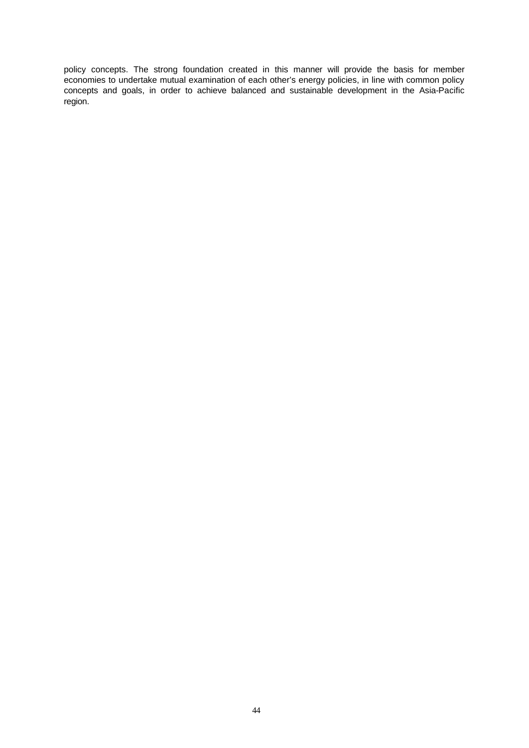policy concepts. The strong foundation created in this manner will provide the basis for member economies to undertake mutual examination of each other's energy policies, in line with common policy concepts and goals, in order to achieve balanced and sustainable development in the Asia-Pacific region.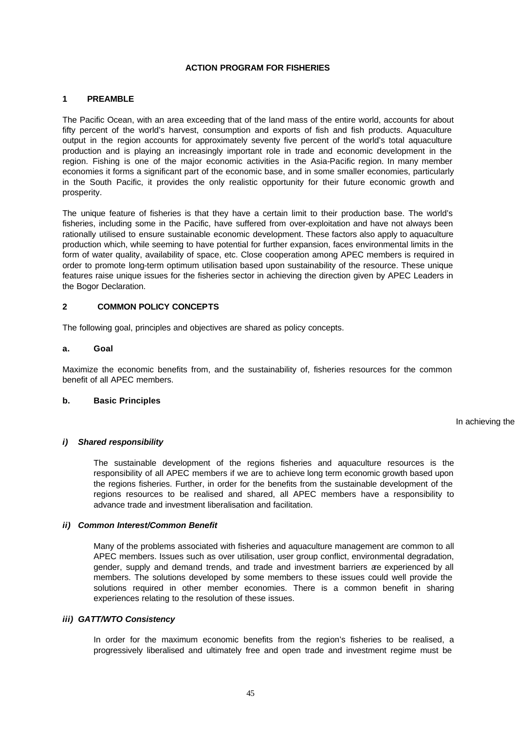## ACTION PROGRAM FOR FISHERIES

### 1 PREAMBLE

The Pacific Ocean, with an area exceeding that of the land mass of the entire world, accounts for about fifty percent of the world's harvest, consumption and exports of fish and fish products. Aquaculture output in the region accounts for approximately seventy five percent of the world's total aquaculture production and is playing an increasingly important role in trade and economic development in the region. Fishing is one of the major economic activities in the Asia-Pacific region. In many member economies it forms a significant part of the economic base, and in some smaller economies, particularly in the South Pacific, it provides the only realistic opportunity for their future economic growth and prosperity.

The unique feature of fisheries is that they have a certain limit to their production base. The world's fisheries, including some in the Pacific, have suffered from over-exploitation and have not always been rationally utilised to ensure sustainable economic development. These factors also apply to aquaculture production which, while seeming to have potential for further expansion, faces environmental limits in the form of water quality, availability of space, etc. Close cooperation among APEC members is required in order to promote long-term optimum utilisation based upon sustainability of the resource. These unique features raise unique issues for the fisheries sector in achieving the direction given by APEC Leaders in the Bogor Declaration.

### 2 COMMON POLICY CONCEPTS

The following goal, principles and objectives are shared as policy concepts.

#### a. Goal

Maximize the economic benefits from, and the sustainability of, fisheries resources for the common benefit of all APEC members.

#### b. Basic Principles

In achieving the

***i) Shared responsibility***

The sustainable development of the regions fisheries and aquaculture resources is the responsibility of all APEC members if we are to achieve long term economic growth based upon the regions fisheries. Further, in order for the benefits from the sustainable development of the regions resources to be realised and shared, all APEC members have a responsibility to advance trade and investment liberalisation and facilitation.

***ii) Common Interest/Common Benefit***

Many of the problems associated with fisheries and aquaculture management are common to all APEC members. Issues such as over utilisation, user group conflict, environmental degradation, gender, supply and demand trends, and trade and investment barriers are experienced by all members. The solutions developed by some members to these issues could well provide the solutions required in other member economies. There is a common benefit in sharing experiences relating to the resolution of these issues.

***iii) GATT/WTO Consistency***

In order for the maximum economic benefits from the region's fisheries to be realised, a progressively liberalised and ultimately free and open trade and investment regime must be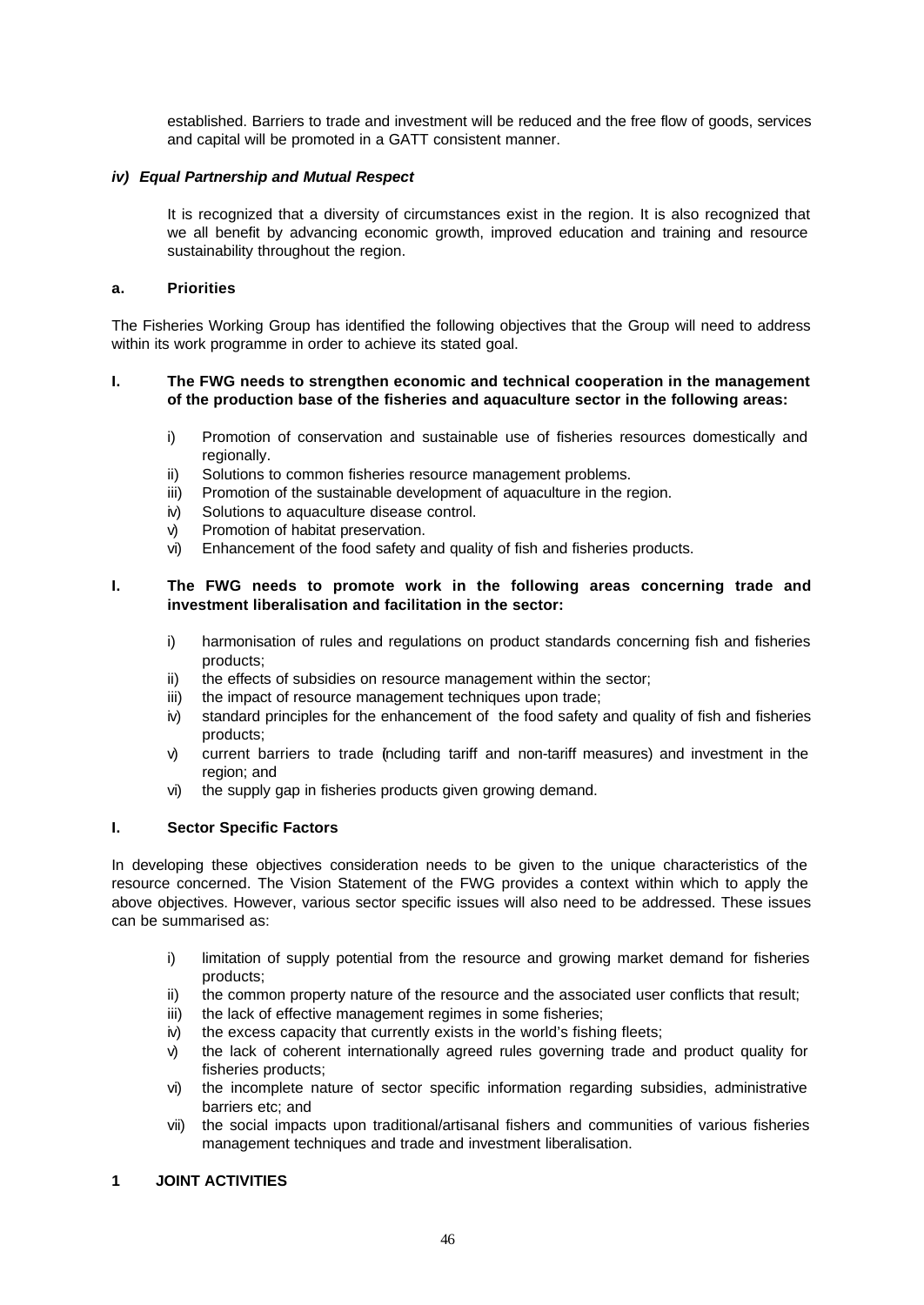established. Barriers to trade and investment will be reduced and the free flow of goods, services and capital will be promoted in a GATT consistent manner.

***iv) Equal Partnership and Mutual Respect***

It is recognized that a diversity of circumstances exist in the region. It is also recognized that we all benefit by advancing economic growth, improved education and training and resource sustainability throughout the region.

**a. Priorities**

The Fisheries Working Group has identified the following objectives that the Group will need to address within its work programme in order to achieve its stated goal.

**I. The FWG needs to strengthen economic and technical cooperation in the management of the production base of the fisheries and aquaculture sector in the following areas:**

- i) Promotion of conservation and sustainable use of fisheries resources domestically and regionally.
- ii) Solutions to common fisheries resource management problems.
- iii) Promotion of the sustainable development of aquaculture in the region.
- iv) Solutions to aquaculture disease control.
- v) Promotion of habitat preservation.
- vi) Enhancement of the food safety and quality of fish and fisheries products.

**I. The FWG needs to promote work in the following areas concerning trade and investment liberalisation and facilitation in the sector:**

- i) harmonisation of rules and regulations on product standards concerning fish and fisheries products;
- ii) the effects of subsidies on resource management within the sector;
- iii) the impact of resource management techniques upon trade;
- iv) standard principles for the enhancement of the food safety and quality of fish and fisheries products;
- v) current barriers to trade (including tariff and non-tariff measures) and investment in the region; and
- vi) the supply gap in fisheries products given growing demand.

**I. Sector Specific Factors**

In developing these objectives consideration needs to be given to the unique characteristics of the resource concerned. The Vision Statement of the FWG provides a context within which to apply the above objectives. However, various sector specific issues will also need to be addressed. These issues can be summarised as:

- i) limitation of supply potential from the resource and growing market demand for fisheries products;
- ii) the common property nature of the resource and the associated user conflicts that result;
- iii) the lack of effective management regimes in some fisheries;
- iv) the excess capacity that currently exists in the world's fishing fleets;
- v) the lack of coherent internationally agreed rules governing trade and product quality for fisheries products;
- vi) the incomplete nature of sector specific information regarding subsidies, administrative barriers etc; and
- vii) the social impacts upon traditional/artisanal fishers and communities of various fisheries management techniques and trade and investment liberalisation.

**1 JOINT ACTIVITIES**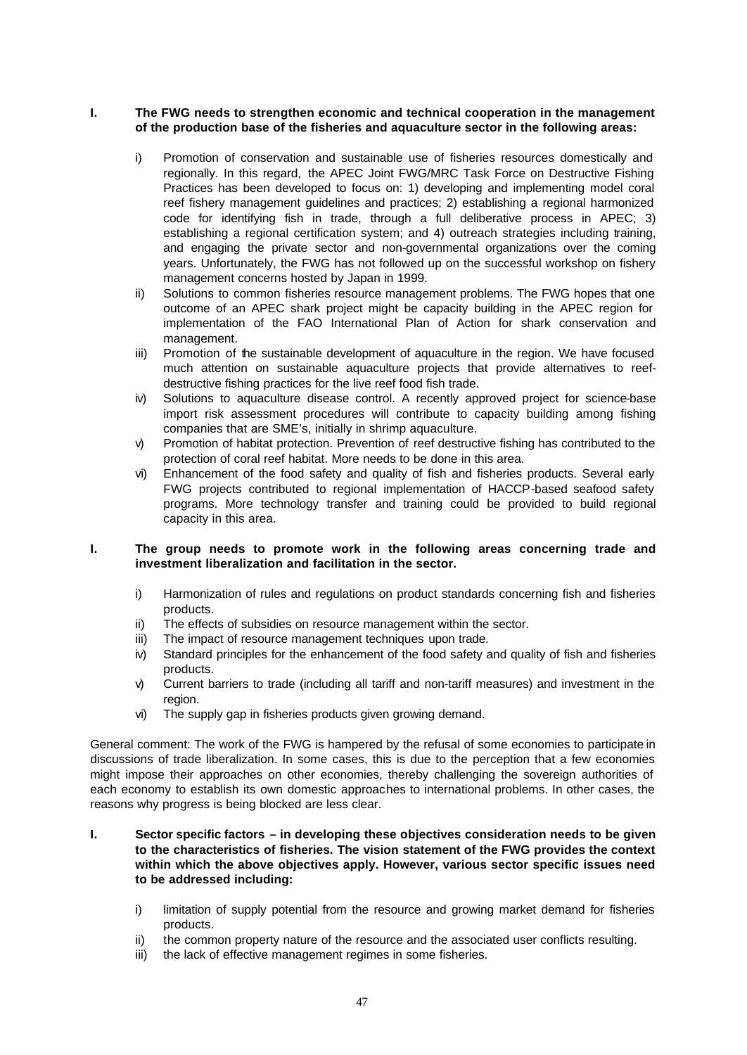**I. The FWG needs to strengthen economic and technical cooperation in the management of the production base of the fisheries and aquaculture sector in the following areas:**

- i) Promotion of conservation and sustainable use of fisheries resources domestically and regionally. In this regard, the APEC Joint FWG/MRC Task Force on Destructive Fishing Practices has been developed to focus on: 1) developing and implementing model coral reef fishery management guidelines and practices; 2) establishing a regional harmonized code for identifying fish in trade, through a full deliberative process in APEC; 3) establishing a regional certification system; and 4) outreach strategies including training, and engaging the private sector and non-governmental organizations over the coming years. Unfortunately, the FWG has not followed up on the successful workshop on fishery management concerns hosted by Japan in 1999.
- ii) Solutions to common fisheries resource management problems. The FWG hopes that one outcome of an APEC shark project might be capacity building in the APEC region for implementation of the FAO International Plan of Action for shark conservation and management.
- iii) Promotion of the sustainable development of aquaculture in the region. We have focused much attention on sustainable aquaculture projects that provide alternatives to reef-destructive fishing practices for the live reef food fish trade.
- iv) Solutions to aquaculture disease control. A recently approved project for science-base import risk assessment procedures will contribute to capacity building among fishing companies that are SME's, initially in shrimp aquaculture.
- v) Promotion of habitat protection. Prevention of reef destructive fishing has contributed to the protection of coral reef habitat. More needs to be done in this area.
- vi) Enhancement of the food safety and quality of fish and fisheries products. Several early FWG projects contributed to regional implementation of HACCP-based seafood safety programs. More technology transfer and training could be provided to build regional capacity in this area.

**I. The group needs to promote work in the following areas concerning trade and investment liberalization and facilitation in the sector.**

- i) Harmonization of rules and regulations on product standards concerning fish and fisheries products.
- ii) The effects of subsidies on resource management within the sector.
- iii) The impact of resource management techniques upon trade.
- iv) Standard principles for the enhancement of the food safety and quality of fish and fisheries products.
- v) Current barriers to trade (including all tariff and non-tariff measures) and investment in the region.
- vi) The supply gap in fisheries products given growing demand.

General comment: The work of the FWG is hampered by the refusal of some economies to participate in discussions of trade liberalization. In some cases, this is due to the perception that a few economies might impose their approaches on other economies, thereby challenging the sovereign authorities of each economy to establish its own domestic approaches to international problems. In other cases, the reasons why progress is being blocked are less clear.

**I. Sector specific factors – in developing these objectives consideration needs to be given to the characteristics of fisheries. The vision statement of the FWG provides the context within which the above objectives apply. However, various sector specific issues need to be addressed including:**

- i) limitation of supply potential from the resource and growing market demand for fisheries products.
- ii) the common property nature of the resource and the associated user conflicts resulting.
- iii) the lack of effective management regimes in some fisheries.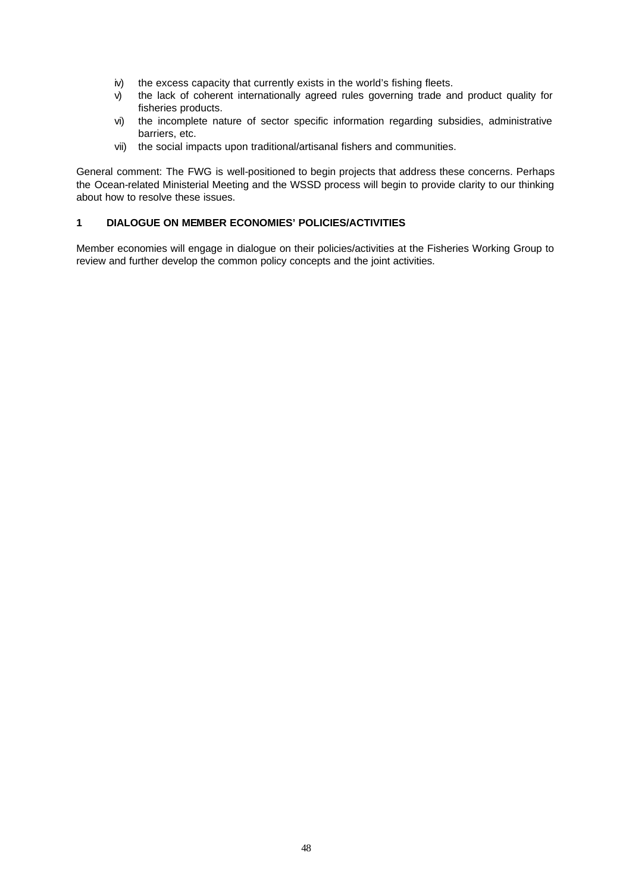iv) the excess capacity that currently exists in the world's fishing fleets.
v) the lack of coherent internationally agreed rules governing trade and product quality for fisheries products.
vi) the incomplete nature of sector specific information regarding subsidies, administrative barriers, etc.
vii) the social impacts upon traditional/artisanal fishers and communities.

General comment: The FWG is well-positioned to begin projects that address these concerns. Perhaps the Ocean-related Ministerial Meeting and the WSSD process will begin to provide clarity to our thinking about how to resolve these issues.

## 1 DIALOGUE ON MEMBER ECONOMIES' POLICIES/ACTIVITIES

Member economies will engage in dialogue on their policies/activities at the Fisheries Working Group to review and further develop the common policy concepts and the joint activities.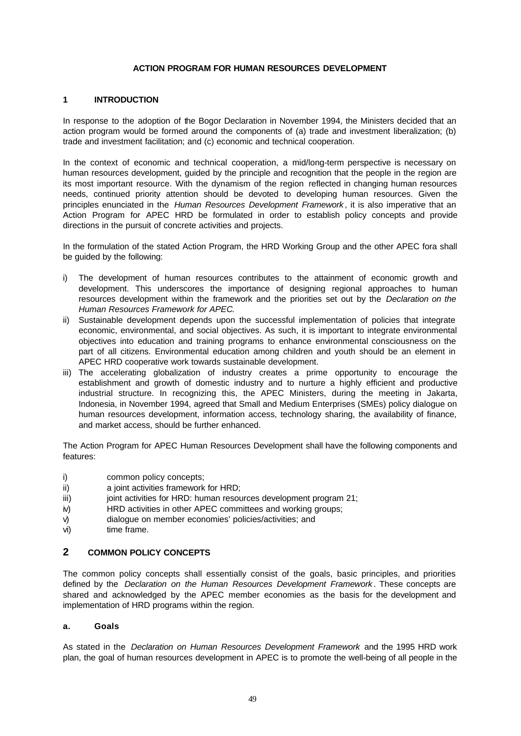# ACTION PROGRAM FOR HUMAN RESOURCES DEVELOPMENT

## 1 INTRODUCTION

In response to the adoption of the Bogor Declaration in November 1994, the Ministers decided that an action program would be formed around the components of (a) trade and investment liberalization; (b) trade and investment facilitation; and (c) economic and technical cooperation.

In the context of economic and technical cooperation, a mid/long-term perspective is necessary on human resources development, guided by the principle and recognition that the people in the region are its most important resource. With the dynamism of the region reflected in changing human resources needs, continued priority attention should be devoted to developing human resources. Given the principles enunciated in the *Human Resources Development Framework*, it is also imperative that an Action Program for APEC HRD be formulated in order to establish policy concepts and provide directions in the pursuit of concrete activities and projects.

In the formulation of the stated Action Program, the HRD Working Group and the other APEC fora shall be guided by the following:

i) The development of human resources contributes to the attainment of economic growth and development. This underscores the importance of designing regional approaches to human resources development within the framework and the priorities set out by the *Declaration on the Human Resources Framework for APEC.*
ii) Sustainable development depends upon the successful implementation of policies that integrate economic, environmental, and social objectives. As such, it is important to integrate environmental objectives into education and training programs to enhance environmental consciousness on the part of all citizens. Environmental education among children and youth should be an element in APEC HRD cooperative work towards sustainable development.
iii) The accelerating globalization of industry creates a prime opportunity to encourage the establishment and growth of domestic industry and to nurture a highly efficient and productive industrial structure. In recognizing this, the APEC Ministers, during the meeting in Jakarta, Indonesia, in November 1994, agreed that Small and Medium Enterprises (SMEs) policy dialogue on human resources development, information access, technology sharing, the availability of finance, and market access, should be further enhanced.

The Action Program for APEC Human Resources Development shall have the following components and features:

i) common policy concepts;
ii) a joint activities framework for HRD;
iii) joint activities for HRD: human resources development program 21;
iv) HRD activities in other APEC committees and working groups;
v) dialogue on member economies' policies/activities; and
vi) time frame.

## 2 COMMON POLICY CONCEPTS

The common policy concepts shall essentially consist of the goals, basic principles, and priorities defined by the *Declaration on the Human Resources Development Framework*. These concepts are shared and acknowledged by the APEC member economies as the basis for the development and implementation of HRD programs within the region.

### a. Goals

As stated in the *Declaration on Human Resources Development Framework* and the 1995 HRD work plan, the goal of human resources development in APEC is to promote the well-being of all people in the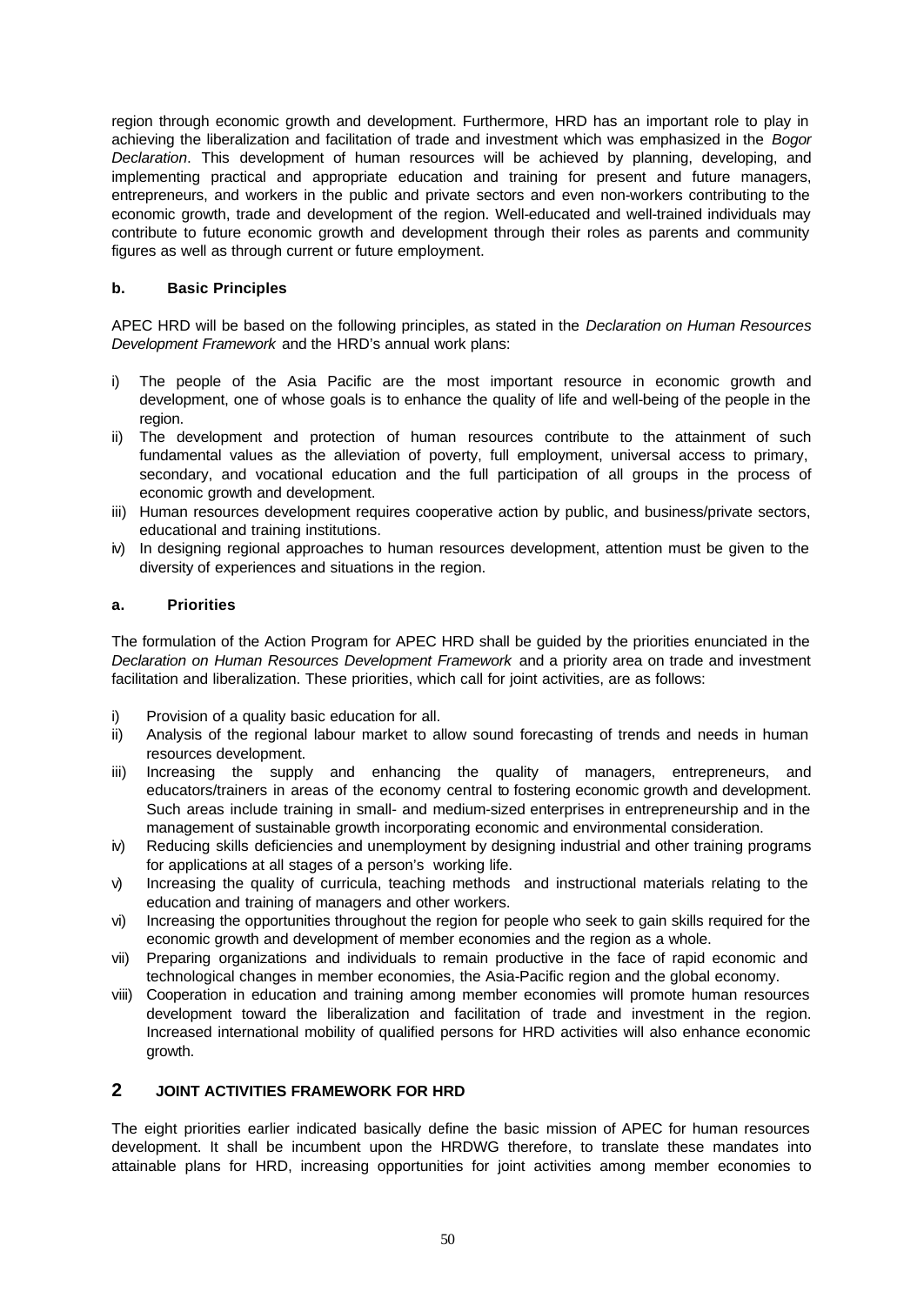region through economic growth and development. Furthermore, HRD has an important role to play in achieving the liberalization and facilitation of trade and investment which was emphasized in the *Bogor Declaration*. This development of human resources will be achieved by planning, developing, and implementing practical and appropriate education and training for present and future managers, entrepreneurs, and workers in the public and private sectors and even non-workers contributing to the economic growth, trade and development of the region. Well-educated and well-trained individuals may contribute to future economic growth and development through their roles as parents and community figures as well as through current or future employment.

### b. Basic Principles

APEC HRD will be based on the following principles, as stated in the *Declaration on Human Resources Development Framework* and the HRD's annual work plans:

i) The people of the Asia Pacific are the most important resource in economic growth and development, one of whose goals is to enhance the quality of life and well-being of the people in the region.
ii) The development and protection of human resources contribute to the attainment of such fundamental values as the alleviation of poverty, full employment, universal access to primary, secondary, and vocational education and the full participation of all groups in the process of economic growth and development.
iii) Human resources development requires cooperative action by public, and business/private sectors, educational and training institutions.
iv) In designing regional approaches to human resources development, attention must be given to the diversity of experiences and situations in the region.

### a. Priorities

The formulation of the Action Program for APEC HRD shall be guided by the priorities enunciated in the *Declaration on Human Resources Development Framework* and a priority area on trade and investment facilitation and liberalization. These priorities, which call for joint activities, are as follows:

i) Provision of a quality basic education for all.
ii) Analysis of the regional labour market to allow sound forecasting of trends and needs in human resources development.
iii) Increasing the supply and enhancing the quality of managers, entrepreneurs, and educators/trainers in areas of the economy central to fostering economic growth and development. Such areas include training in small- and medium-sized enterprises in entrepreneurship and in the management of sustainable growth incorporating economic and environmental consideration.
iv) Reducing skills deficiencies and unemployment by designing industrial and other training programs for applications at all stages of a person's working life.
v) Increasing the quality of curricula, teaching methods and instructional materials relating to the education and training of managers and other workers.
vi) Increasing the opportunities throughout the region for people who seek to gain skills required for the economic growth and development of member economies and the region as a whole.
vii) Preparing organizations and individuals to remain productive in the face of rapid economic and technological changes in member economies, the Asia-Pacific region and the global economy.
viii) Cooperation in education and training among member economies will promote human resources development toward the liberalization and facilitation of trade and investment in the region. Increased international mobility of qualified persons for HRD activities will also enhance economic growth.

## 2 JOINT ACTIVITIES FRAMEWORK FOR HRD

The eight priorities earlier indicated basically define the basic mission of APEC for human resources development. It shall be incumbent upon the HRDWG therefore, to translate these mandates into attainable plans for HRD, increasing opportunities for joint activities among member economies to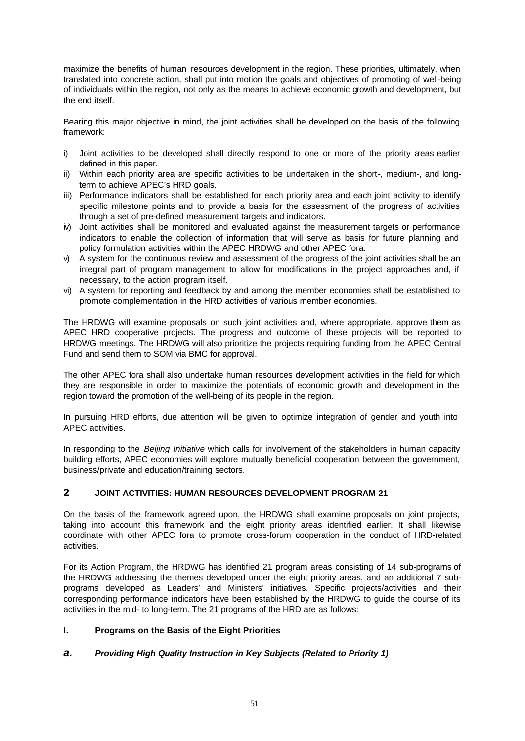maximize the benefits of human resources development in the region. These priorities, ultimately, when translated into concrete action, shall put into motion the goals and objectives of promoting of well-being of individuals within the region, not only as the means to achieve economic growth and development, but the end itself.

Bearing this major objective in mind, the joint activities shall be developed on the basis of the following framework:

i) Joint activities to be developed shall directly respond to one or more of the priority areas earlier defined in this paper.
ii) Within each priority area are specific activities to be undertaken in the short-, medium-, and long-term to achieve APEC's HRD goals.
iii) Performance indicators shall be established for each priority area and each joint activity to identify specific milestone points and to provide a basis for the assessment of the progress of activities through a set of pre-defined measurement targets and indicators.
iv) Joint activities shall be monitored and evaluated against the measurement targets or performance indicators to enable the collection of information that will serve as basis for future planning and policy formulation activities within the APEC HRDWG and other APEC fora.
v) A system for the continuous review and assessment of the progress of the joint activities shall be an integral part of program management to allow for modifications in the project approaches and, if necessary, to the action program itself.
vi) A system for reporting and feedback by and among the member economies shall be established to promote complementation in the HRD activities of various member economies.

The HRDWG will examine proposals on such joint activities and, where appropriate, approve them as APEC HRD cooperative projects. The progress and outcome of these projects will be reported to HRDWG meetings. The HRDWG will also prioritize the projects requiring funding from the APEC Central Fund and send them to SOM via BMC for approval.

The other APEC fora shall also undertake human resources development activities in the field for which they are responsible in order to maximize the potentials of economic growth and development in the region toward the promotion of the well-being of its people in the region.

In pursuing HRD efforts, due attention will be given to optimize integration of gender and youth into APEC activities.

In responding to the *Beijing Initiative* which calls for involvement of the stakeholders in human capacity building efforts, APEC economies will explore mutually beneficial cooperation between the government, business/private and education/training sectors.

## 2 JOINT ACTIVITIES: HUMAN RESOURCES DEVELOPMENT PROGRAM 21

On the basis of the framework agreed upon, the HRDWG shall examine proposals on joint projects, taking into account this framework and the eight priority areas identified earlier. It shall likewise coordinate with other APEC fora to promote cross-forum cooperation in the conduct of HRD-related activities.

For its Action Program, the HRDWG has identified 21 program areas consisting of 14 sub-programs of the HRDWG addressing the themes developed under the eight priority areas, and an additional 7 sub-programs developed as Leaders' and Ministers' initiatives. Specific projects/activities and their corresponding performance indicators have been established by the HRDWG to guide the course of its activities in the mid- to long-term. The 21 programs of the HRD are as follows:

### I. Programs on the Basis of the Eight Priorities

#### *a. Providing High Quality Instruction in Key Subjects (Related to Priority 1)*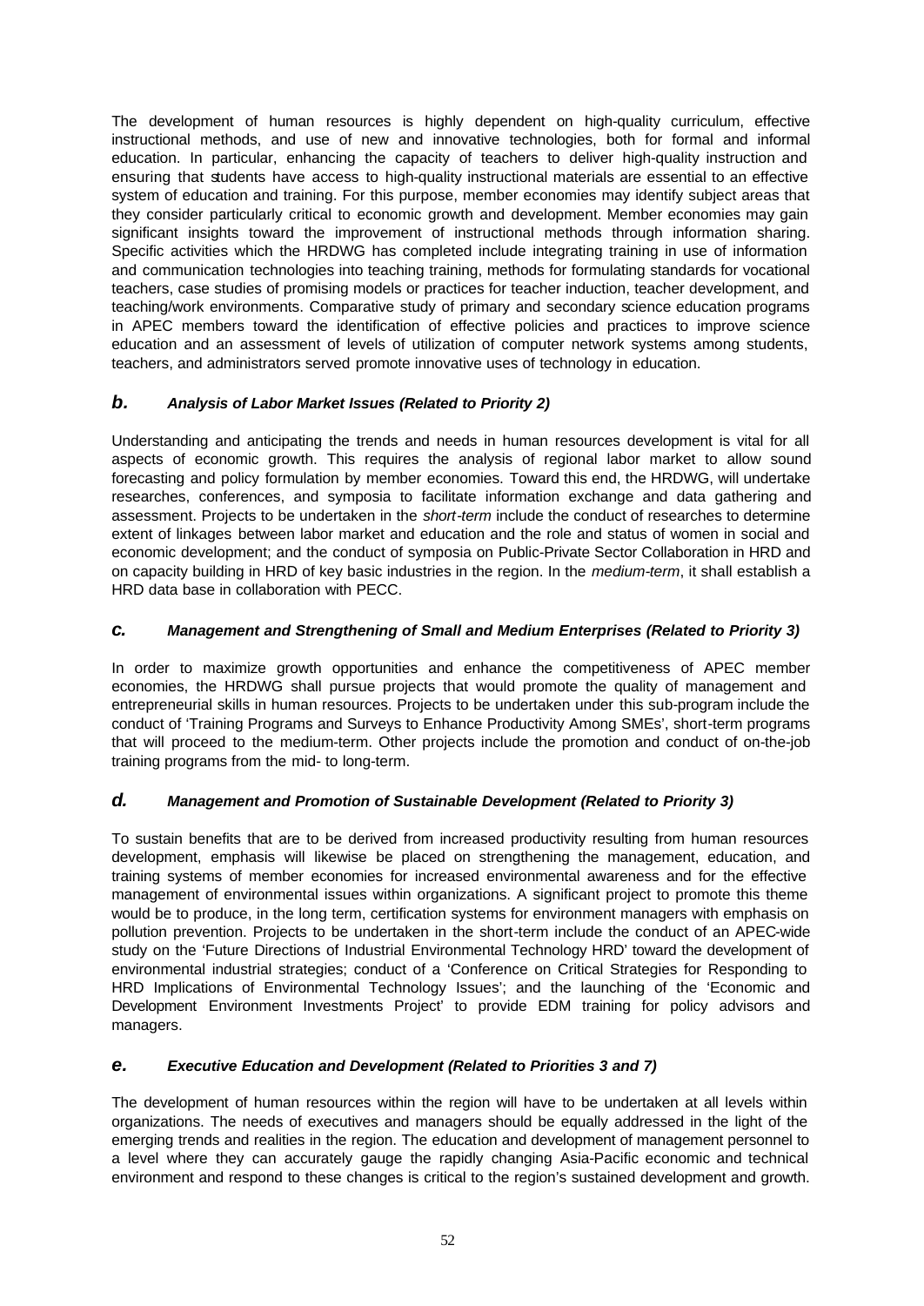The development of human resources is highly dependent on high-quality curriculum, effective instructional methods, and use of new and innovative technologies, both for formal and informal education. In particular, enhancing the capacity of teachers to deliver high-quality instruction and ensuring that students have access to high-quality instructional materials are essential to an effective system of education and training. For this purpose, member economies may identify subject areas that they consider particularly critical to economic growth and development. Member economies may gain significant insights toward the improvement of instructional methods through information sharing. Specific activities which the HRDWG has completed include integrating training in use of information and communication technologies into teaching training, methods for formulating standards for vocational teachers, case studies of promising models or practices for teacher induction, teacher development, and teaching/work environments. Comparative study of primary and secondary science education programs in APEC members toward the identification of effective policies and practices to improve science education and an assessment of levels of utilization of computer network systems among students, teachers, and administrators served promote innovative uses of technology in education.

### *b. Analysis of Labor Market Issues (Related to Priority 2)*

Understanding and anticipating the trends and needs in human resources development is vital for all aspects of economic growth. This requires the analysis of regional labor market to allow sound forecasting and policy formulation by member economies. Toward this end, the HRDWG, will undertake researches, conferences, and symposia to facilitate information exchange and data gathering and assessment. Projects to be undertaken in the *short-term* include the conduct of researches to determine extent of linkages between labor market and education and the role and status of women in social and economic development; and the conduct of symposia on Public-Private Sector Collaboration in HRD and on capacity building in HRD of key basic industries in the region. In the *medium-term*, it shall establish a HRD data base in collaboration with PECC.

### *c. Management and Strengthening of Small and Medium Enterprises (Related to Priority 3)*

In order to maximize growth opportunities and enhance the competitiveness of APEC member economies, the HRDWG shall pursue projects that would promote the quality of management and entrepreneurial skills in human resources. Projects to be undertaken under this sub-program include the conduct of 'Training Programs and Surveys to Enhance Productivity Among SMEs', short-term programs that will proceed to the medium-term. Other projects include the promotion and conduct of on-the-job training programs from the mid- to long-term.

### *d. Management and Promotion of Sustainable Development (Related to Priority 3)*

To sustain benefits that are to be derived from increased productivity resulting from human resources development, emphasis will likewise be placed on strengthening the management, education, and training systems of member economies for increased environmental awareness and for the effective management of environmental issues within organizations. A significant project to promote this theme would be to produce, in the long term, certification systems for environment managers with emphasis on pollution prevention. Projects to be undertaken in the short-term include the conduct of an APEC-wide study on the 'Future Directions of Industrial Environmental Technology HRD' toward the development of environmental industrial strategies; conduct of a 'Conference on Critical Strategies for Responding to HRD Implications of Environmental Technology Issues'; and the launching of the 'Economic and Development Environment Investments Project' to provide EDM training for policy advisors and managers.

### *e. Executive Education and Development (Related to Priorities 3 and 7)*

The development of human resources within the region will have to be undertaken at all levels within organizations. The needs of executives and managers should be equally addressed in the light of the emerging trends and realities in the region. The education and development of management personnel to a level where they can accurately gauge the rapidly changing Asia-Pacific economic and technical environment and respond to these changes is critical to the region's sustained development and growth.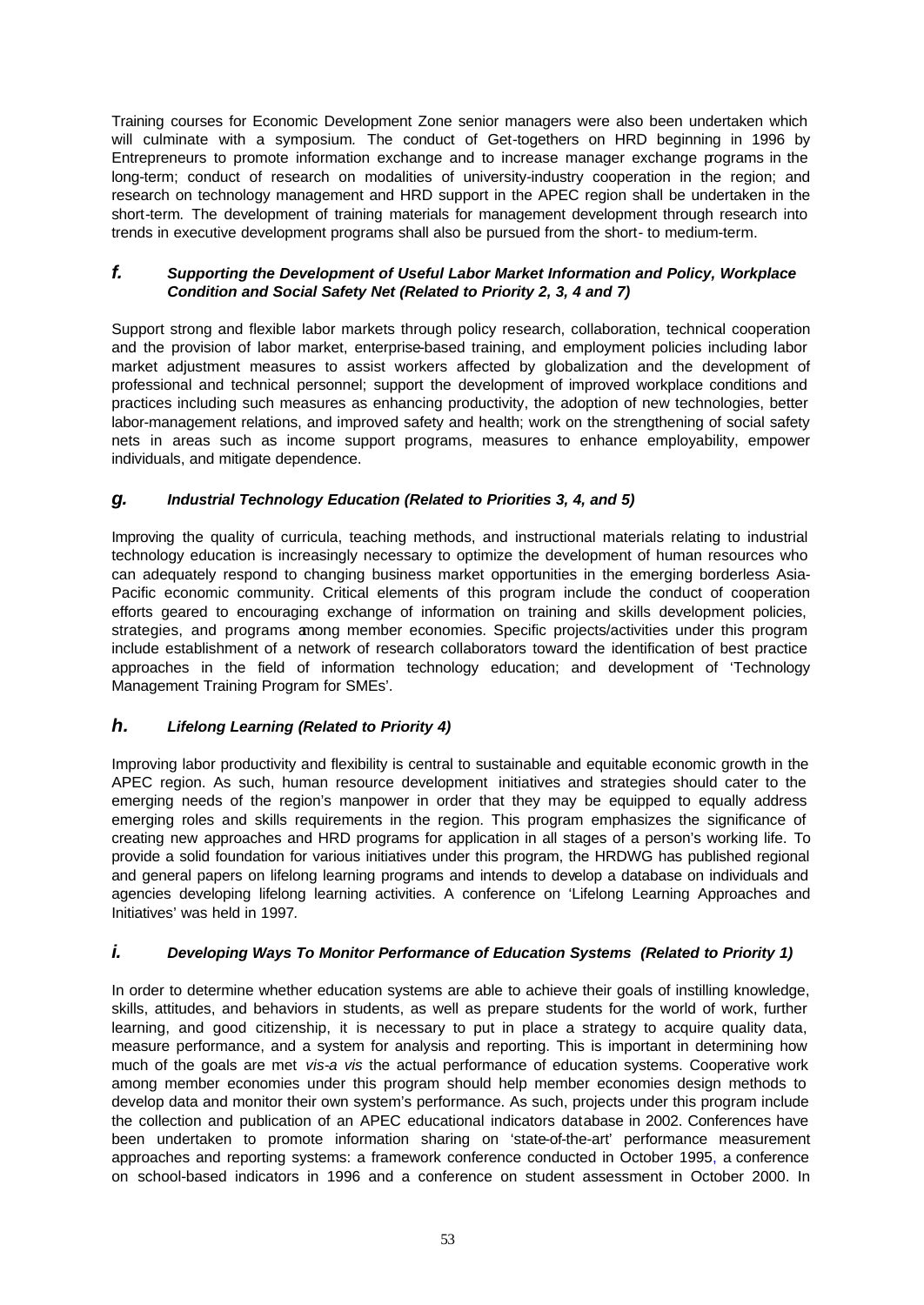Training courses for Economic Development Zone senior managers were also been undertaken which will culminate with a symposium. The conduct of Get-togethers on HRD beginning in 1996 by Entrepreneurs to promote information exchange and to increase manager exchange programs in the long-term; conduct of research on modalities of university-industry cooperation in the region; and research on technology management and HRD support in the APEC region shall be undertaken in the short-term. The development of training materials for management development through research into trends in executive development programs shall also be pursued from the short- to medium-term.

### *f. Supporting the Development of Useful Labor Market Information and Policy, Workplace Condition and Social Safety Net (Related to Priority 2, 3, 4 and 7)*

Support strong and flexible labor markets through policy research, collaboration, technical cooperation and the provision of labor market, enterprise-based training, and employment policies including labor market adjustment measures to assist workers affected by globalization and the development of professional and technical personnel; support the development of improved workplace conditions and practices including such measures as enhancing productivity, the adoption of new technologies, better labor-management relations, and improved safety and health; work on the strengthening of social safety nets in areas such as income support programs, measures to enhance employability, empower individuals, and mitigate dependence.

### *g. Industrial Technology Education (Related to Priorities 3, 4, and 5)*

Improving the quality of curricula, teaching methods, and instructional materials relating to industrial technology education is increasingly necessary to optimize the development of human resources who can adequately respond to changing business market opportunities in the emerging borderless Asia-Pacific economic community. Critical elements of this program include the conduct of cooperation efforts geared to encouraging exchange of information on training and skills development policies, strategies, and programs among member economies. Specific projects/activities under this program include establishment of a network of research collaborators toward the identification of best practice approaches in the field of information technology education; and development of 'Technology Management Training Program for SMEs'.

### *h. Lifelong Learning (Related to Priority 4)*

Improving labor productivity and flexibility is central to sustainable and equitable economic growth in the APEC region. As such, human resource development initiatives and strategies should cater to the emerging needs of the region's manpower in order that they may be equipped to equally address emerging roles and skills requirements in the region. This program emphasizes the significance of creating new approaches and HRD programs for application in all stages of a person's working life. To provide a solid foundation for various initiatives under this program, the HRDWG has published regional and general papers on lifelong learning programs and intends to develop a database on individuals and agencies developing lifelong learning activities. A conference on 'Lifelong Learning Approaches and Initiatives' was held in 1997.

### *i. Developing Ways To Monitor Performance of Education Systems (Related to Priority 1)*

In order to determine whether education systems are able to achieve their goals of instilling knowledge, skills, attitudes, and behaviors in students, as well as prepare students for the world of work, further learning, and good citizenship, it is necessary to put in place a strategy to acquire quality data, measure performance, and a system for analysis and reporting. This is important in determining how much of the goals are met *vis-a vis* the actual performance of education systems. Cooperative work among member economies under this program should help member economies design methods to develop data and monitor their own system's performance. As such, projects under this program include the collection and publication of an APEC educational indicators database in 2002. Conferences have been undertaken to promote information sharing on 'state-of-the-art' performance measurement approaches and reporting systems: a framework conference conducted in October 1995, a conference on school-based indicators in 1996 and a conference on student assessment in October 2000. In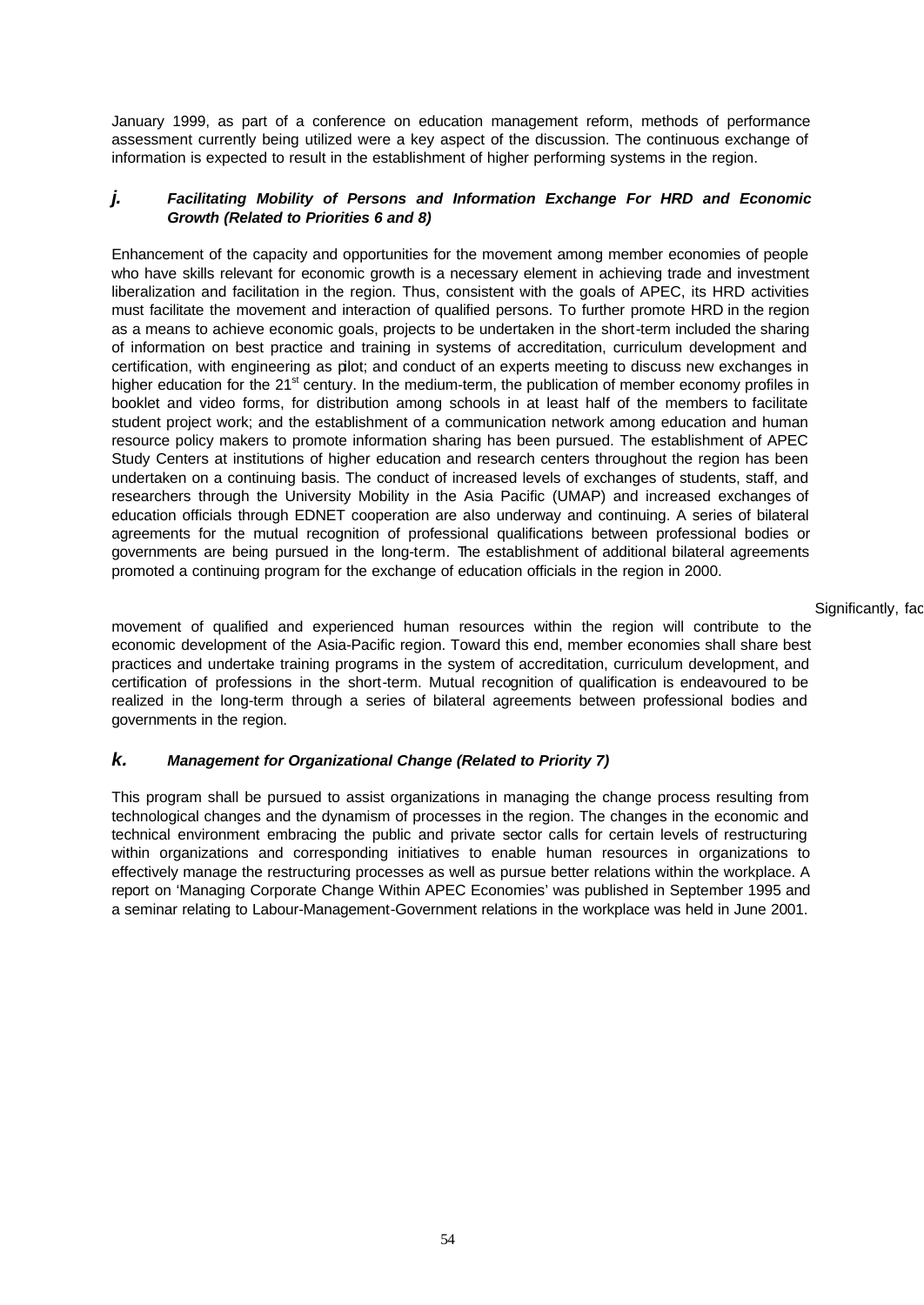January 1999, as part of a conference on education management reform, methods of performance assessment currently being utilized were a key aspect of the discussion. The continuous exchange of information is expected to result in the establishment of higher performing systems in the region.

### *j. Facilitating Mobility of Persons and Information Exchange For HRD and Economic Growth (Related to Priorities 6 and 8)*

Enhancement of the capacity and opportunities for the movement among member economies of people who have skills relevant for economic growth is a necessary element in achieving trade and investment liberalization and facilitation in the region. Thus, consistent with the goals of APEC, its HRD activities must facilitate the movement and interaction of qualified persons. To further promote HRD in the region as a means to achieve economic goals, projects to be undertaken in the short-term included the sharing of information on best practice and training in systems of accreditation, curriculum development and certification, with engineering as pilot; and conduct of an experts meeting to discuss new exchanges in higher education for the 21st century. In the medium-term, the publication of member economy profiles in booklet and video forms, for distribution among schools in at least half of the members to facilitate student project work; and the establishment of a communication network among education and human resource policy makers to promote information sharing has been pursued. The establishment of APEC Study Centers at institutions of higher education and research centers throughout the region has been undertaken on a continuing basis. The conduct of increased levels of exchanges of students, staff, and researchers through the University Mobility in the Asia Pacific (UMAP) and increased exchanges of education officials through EDNET cooperation are also underway and continuing. A series of bilateral agreements for the mutual recognition of professional qualifications between professional bodies or governments are being pursued in the long-term. The establishment of additional bilateral agreements promoted a continuing program for the exchange of education officials in the region in 2000.

Significantly, fac

movement of qualified and experienced human resources within the region will contribute to the economic development of the Asia-Pacific region. Toward this end, member economies shall share best practices and undertake training programs in the system of accreditation, curriculum development, and certification of professions in the short-term. Mutual recognition of qualification is endeavoured to be realized in the long-term through a series of bilateral agreements between professional bodies and governments in the region.

### *k. Management for Organizational Change (Related to Priority 7)*

This program shall be pursued to assist organizations in managing the change process resulting from technological changes and the dynamism of processes in the region. The changes in the economic and technical environment embracing the public and private sector calls for certain levels of restructuring within organizations and corresponding initiatives to enable human resources in organizations to effectively manage the restructuring processes as well as pursue better relations within the workplace. A report on 'Managing Corporate Change Within APEC Economies' was published in September 1995 and a seminar relating to Labour-Management-Government relations in the workplace was held in June 2001.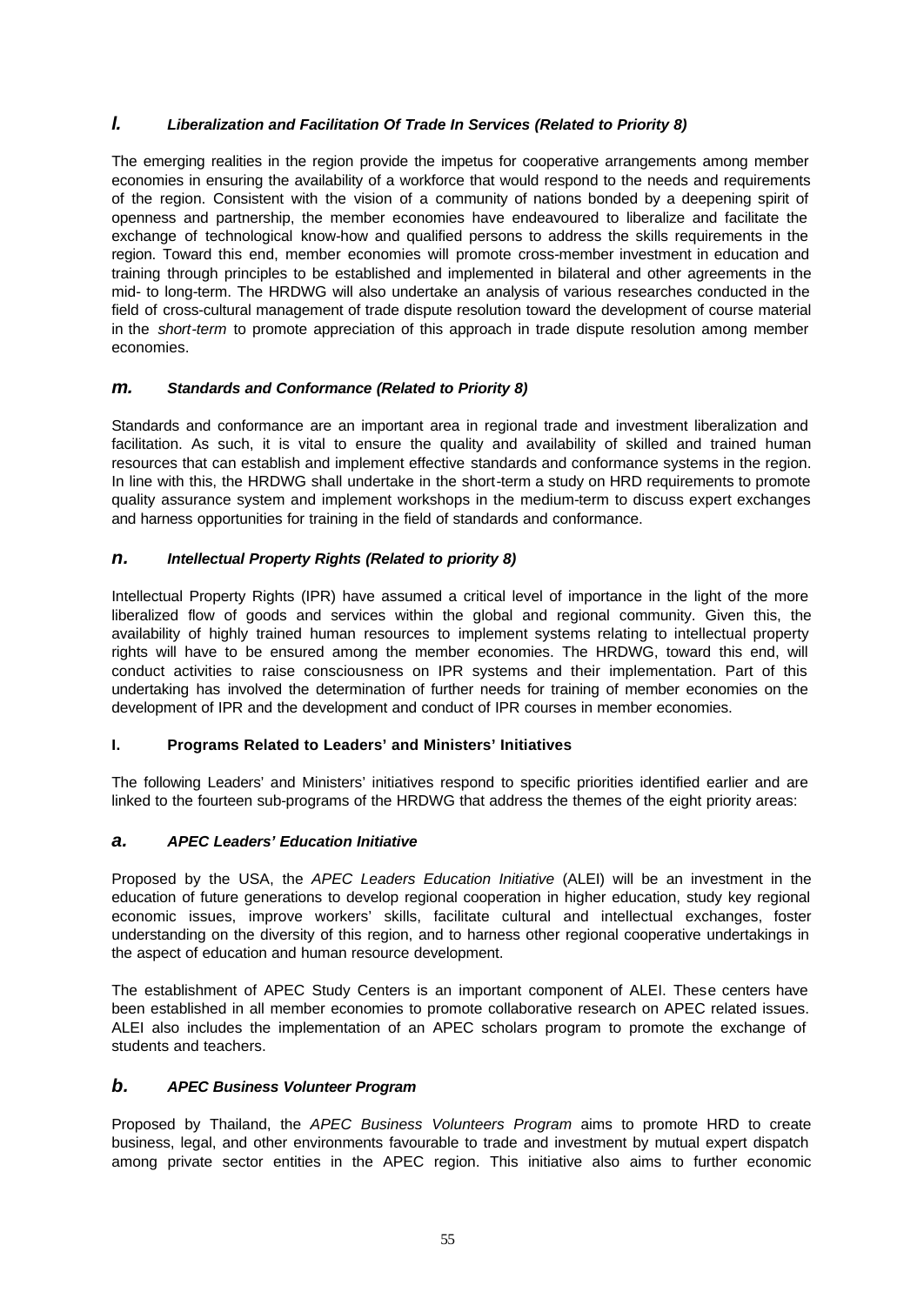### *l. Liberalization and Facilitation Of Trade In Services (Related to Priority 8)*

The emerging realities in the region provide the impetus for cooperative arrangements among member economies in ensuring the availability of a workforce that would respond to the needs and requirements of the region. Consistent with the vision of a community of nations bonded by a deepening spirit of openness and partnership, the member economies have endeavoured to liberalize and facilitate the exchange of technological know-how and qualified persons to address the skills requirements in the region. Toward this end, member economies will promote cross-member investment in education and training through principles to be established and implemented in bilateral and other agreements in the mid- to long-term. The HRDWG will also undertake an analysis of various researches conducted in the field of cross-cultural management of trade dispute resolution toward the development of course material in the *short-term* to promote appreciation of this approach in trade dispute resolution among member economies.

### *m. Standards and Conformance (Related to Priority 8)*

Standards and conformance are an important area in regional trade and investment liberalization and facilitation. As such, it is vital to ensure the quality and availability of skilled and trained human resources that can establish and implement effective standards and conformance systems in the region. In line with this, the HRDWG shall undertake in the short-term a study on HRD requirements to promote quality assurance system and implement workshops in the medium-term to discuss expert exchanges and harness opportunities for training in the field of standards and conformance.

### *n. Intellectual Property Rights (Related to priority 8)*

Intellectual Property Rights (IPR) have assumed a critical level of importance in the light of the more liberalized flow of goods and services within the global and regional community. Given this, the availability of highly trained human resources to implement systems relating to intellectual property rights will have to be ensured among the member economies. The HRDWG, toward this end, will conduct activities to raise consciousness on IPR systems and their implementation. Part of this undertaking has involved the determination of further needs for training of member economies on the development of IPR and the development and conduct of IPR courses in member economies.

## I. Programs Related to Leaders' and Ministers' Initiatives

The following Leaders' and Ministers' initiatives respond to specific priorities identified earlier and are linked to the fourteen sub-programs of the HRDWG that address the themes of the eight priority areas:

### *a. APEC Leaders' Education Initiative*

Proposed by the USA, the *APEC Leaders Education Initiative* (ALEI) will be an investment in the education of future generations to develop regional cooperation in higher education, study key regional economic issues, improve workers' skills, facilitate cultural and intellectual exchanges, foster understanding on the diversity of this region, and to harness other regional cooperative undertakings in the aspect of education and human resource development.

The establishment of APEC Study Centers is an important component of ALEI. These centers have been established in all member economies to promote collaborative research on APEC related issues. ALEI also includes the implementation of an APEC scholars program to promote the exchange of students and teachers.

### *b. APEC Business Volunteer Program*

Proposed by Thailand, the *APEC Business Volunteers Program* aims to promote HRD to create business, legal, and other environments favourable to trade and investment by mutual expert dispatch among private sector entities in the APEC region. This initiative also aims to further economic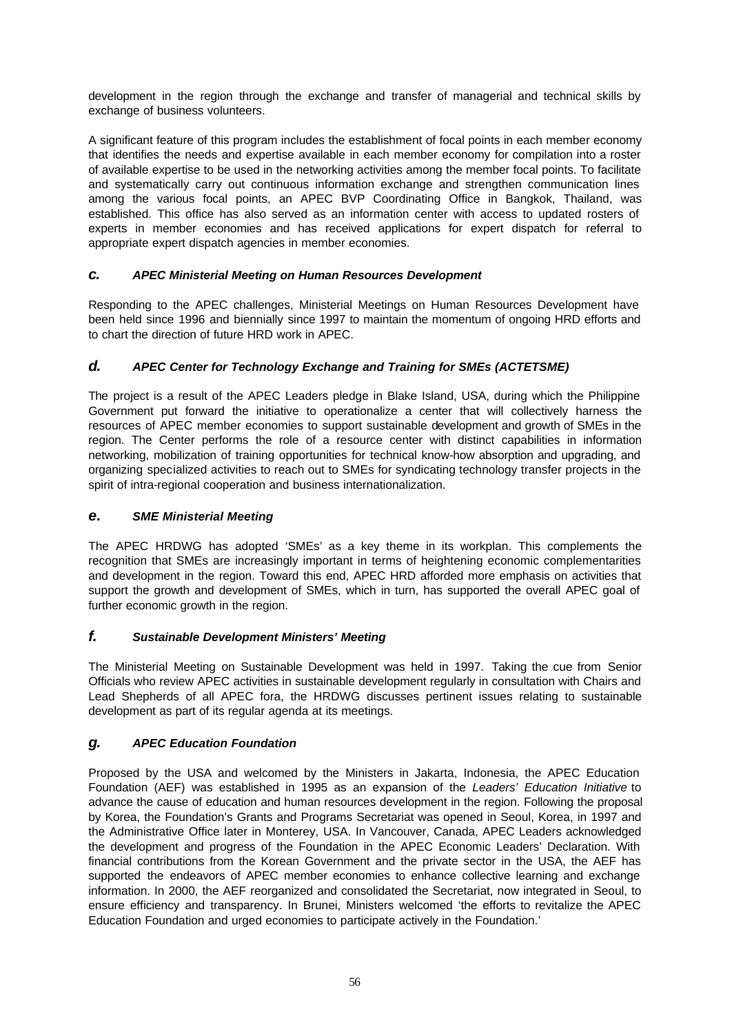development in the region through the exchange and transfer of managerial and technical skills by exchange of business volunteers.

A significant feature of this program includes the establishment of focal points in each member economy that identifies the needs and expertise available in each member economy for compilation into a roster of available expertise to be used in the networking activities among the member focal points. To facilitate and systematically carry out continuous information exchange and strengthen communication lines among the various focal points, an APEC BVP Coordinating Office in Bangkok, Thailand, was established. This office has also served as an information center with access to updated rosters of experts in member economies and has received applications for expert dispatch for referral to appropriate expert dispatch agencies in member economies.

### *c. APEC Ministerial Meeting on Human Resources Development*

Responding to the APEC challenges, Ministerial Meetings on Human Resources Development have been held since 1996 and biennially since 1997 to maintain the momentum of ongoing HRD efforts and to chart the direction of future HRD work in APEC.

### *d. APEC Center for Technology Exchange and Training for SMEs (ACTETSME)*

The project is a result of the APEC Leaders pledge in Blake Island, USA, during which the Philippine Government put forward the initiative to operationalize a center that will collectively harness the resources of APEC member economies to support sustainable development and growth of SMEs in the region. The Center performs the role of a resource center with distinct capabilities in information networking, mobilization of training opportunities for technical know-how absorption and upgrading, and organizing specialized activities to reach out to SMEs for syndicating technology transfer projects in the spirit of intra-regional cooperation and business internationalization.

### *e. SME Ministerial Meeting*

The APEC HRDWG has adopted 'SMEs' as a key theme in its workplan. This complements the recognition that SMEs are increasingly important in terms of heightening economic complementarities and development in the region. Toward this end, APEC HRD afforded more emphasis on activities that support the growth and development of SMEs, which in turn, has supported the overall APEC goal of further economic growth in the region.

### *f. Sustainable Development Ministers' Meeting*

The Ministerial Meeting on Sustainable Development was held in 1997. Taking the cue from Senior Officials who review APEC activities in sustainable development regularly in consultation with Chairs and Lead Shepherds of all APEC fora, the HRDWG discusses pertinent issues relating to sustainable development as part of its regular agenda at its meetings.

### *g. APEC Education Foundation*

Proposed by the USA and welcomed by the Ministers in Jakarta, Indonesia, the APEC Education Foundation (AEF) was established in 1995 as an expansion of the *Leaders' Education Initiative* to advance the cause of education and human resources development in the region. Following the proposal by Korea, the Foundation's Grants and Programs Secretariat was opened in Seoul, Korea, in 1997 and the Administrative Office later in Monterey, USA. In Vancouver, Canada, APEC Leaders acknowledged the development and progress of the Foundation in the APEC Economic Leaders' Declaration. With financial contributions from the Korean Government and the private sector in the USA, the AEF has supported the endeavors of APEC member economies to enhance collective learning and exchange information. In 2000, the AEF reorganized and consolidated the Secretariat, now integrated in Seoul, to ensure efficiency and transparency. In Brunei, Ministers welcomed 'the efforts to revitalize the APEC Education Foundation and urged economies to participate actively in the Foundation.'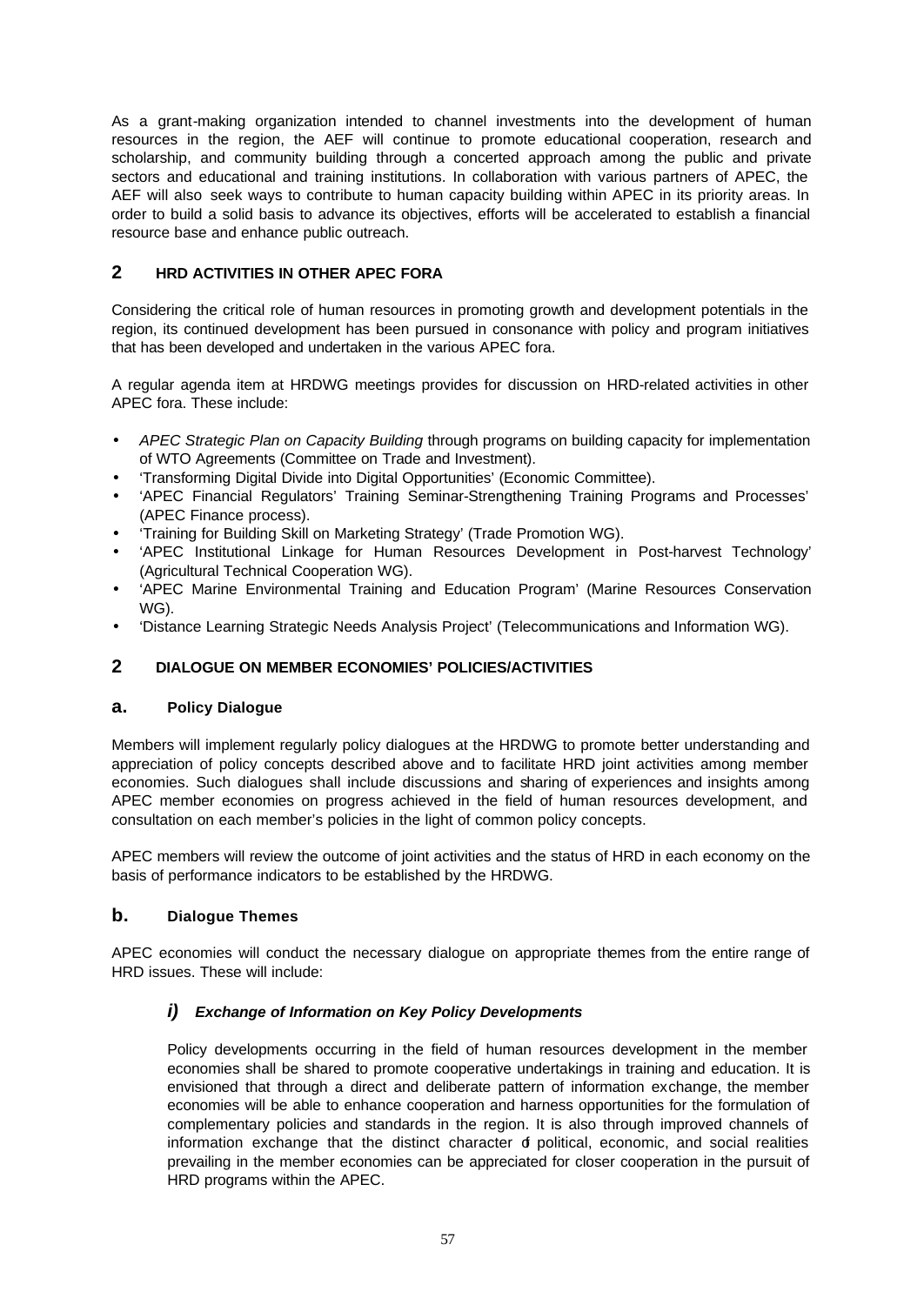As a grant-making organization intended to channel investments into the development of human resources in the region, the AEF will continue to promote educational cooperation, research and scholarship, and community building through a concerted approach among the public and private sectors and educational and training institutions. In collaboration with various partners of APEC, the AEF will also seek ways to contribute to human capacity building within APEC in its priority areas. In order to build a solid basis to advance its objectives, efforts will be accelerated to establish a financial resource base and enhance public outreach.

## 2 HRD ACTIVITIES IN OTHER APEC FORA

Considering the critical role of human resources in promoting growth and development potentials in the region, its continued development has been pursued in consonance with policy and program initiatives that has been developed and undertaken in the various APEC fora.

A regular agenda item at HRDWG meetings provides for discussion on HRD-related activities in other APEC fora. These include:

- *APEC Strategic Plan on Capacity Building* through programs on building capacity for implementation of WTO Agreements (Committee on Trade and Investment).
- 'Transforming Digital Divide into Digital Opportunities' (Economic Committee).
- 'APEC Financial Regulators' Training Seminar-Strengthening Training Programs and Processes' (APEC Finance process).
- 'Training for Building Skill on Marketing Strategy' (Trade Promotion WG).
- 'APEC Institutional Linkage for Human Resources Development in Post-harvest Technology' (Agricultural Technical Cooperation WG).
- 'APEC Marine Environmental Training and Education Program' (Marine Resources Conservation WG).
- 'Distance Learning Strategic Needs Analysis Project' (Telecommunications and Information WG).

## 2 DIALOGUE ON MEMBER ECONOMIES' POLICIES/ACTIVITIES

### a. Policy Dialogue

Members will implement regularly policy dialogues at the HRDWG to promote better understanding and appreciation of policy concepts described above and to facilitate HRD joint activities among member economies. Such dialogues shall include discussions and sharing of experiences and insights among APEC member economies on progress achieved in the field of human resources development, and consultation on each member's policies in the light of common policy concepts.

APEC members will review the outcome of joint activities and the status of HRD in each economy on the basis of performance indicators to be established by the HRDWG.

### b. Dialogue Themes

APEC economies will conduct the necessary dialogue on appropriate themes from the entire range of HRD issues. These will include:

#### *i) Exchange of Information on Key Policy Developments*

Policy developments occurring in the field of human resources development in the member economies shall be shared to promote cooperative undertakings in training and education. It is envisioned that through a direct and deliberate pattern of information exchange, the member economies will be able to enhance cooperation and harness opportunities for the formulation of complementary policies and standards in the region. It is also through improved channels of information exchange that the distinct character of political, economic, and social realities prevailing in the member economies can be appreciated for closer cooperation in the pursuit of HRD programs within the APEC.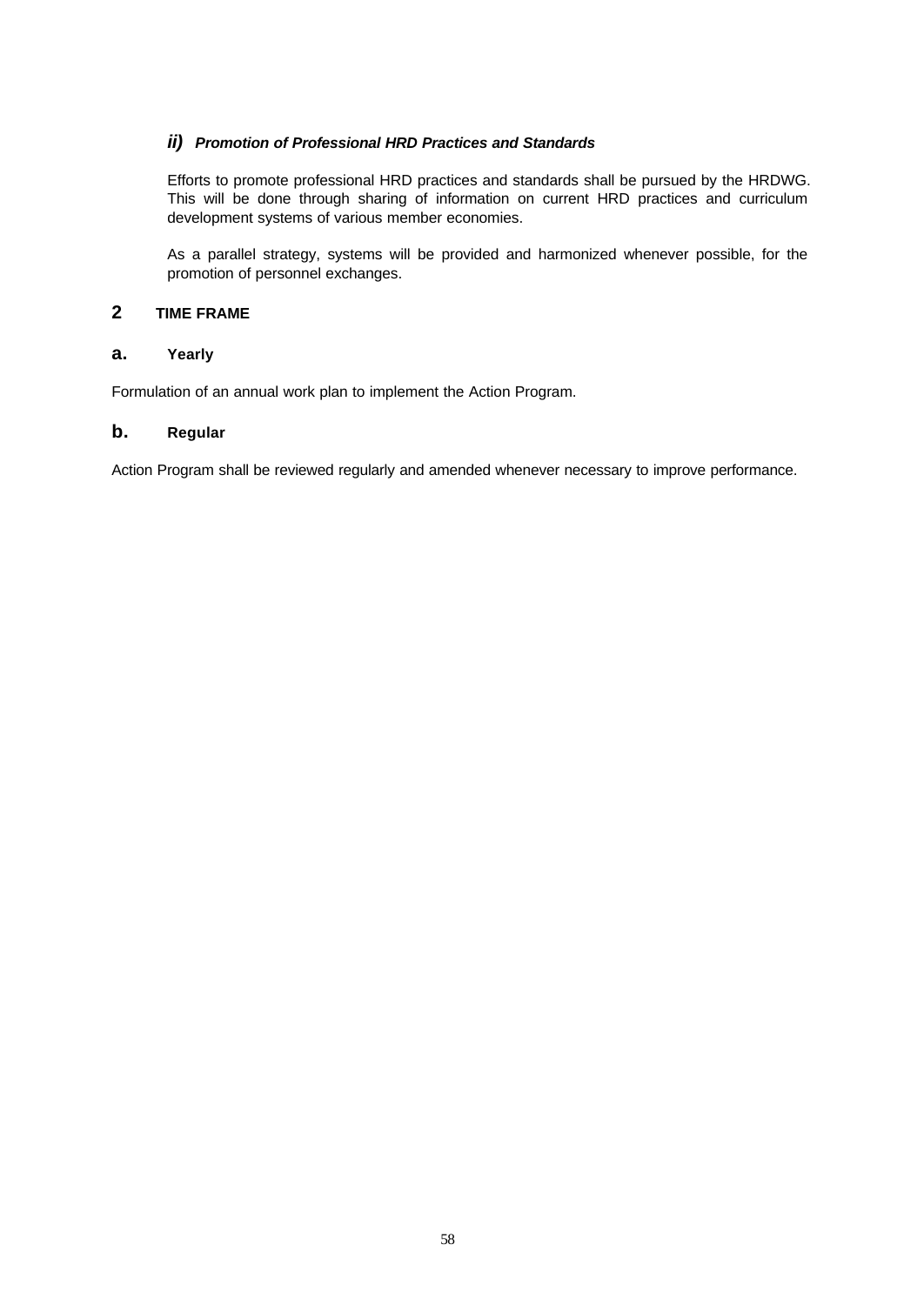### *ii) Promotion of Professional HRD Practices and Standards*

Efforts to promote professional HRD practices and standards shall be pursued by the HRDWG. This will be done through sharing of information on current HRD practices and curriculum development systems of various member economies.

As a parallel strategy, systems will be provided and harmonized whenever possible, for the promotion of personnel exchanges.

## 2 TIME FRAME

### a. Yearly

Formulation of an annual work plan to implement the Action Program.

### b. Regular

Action Program shall be reviewed regularly and amended whenever necessary to improve performance.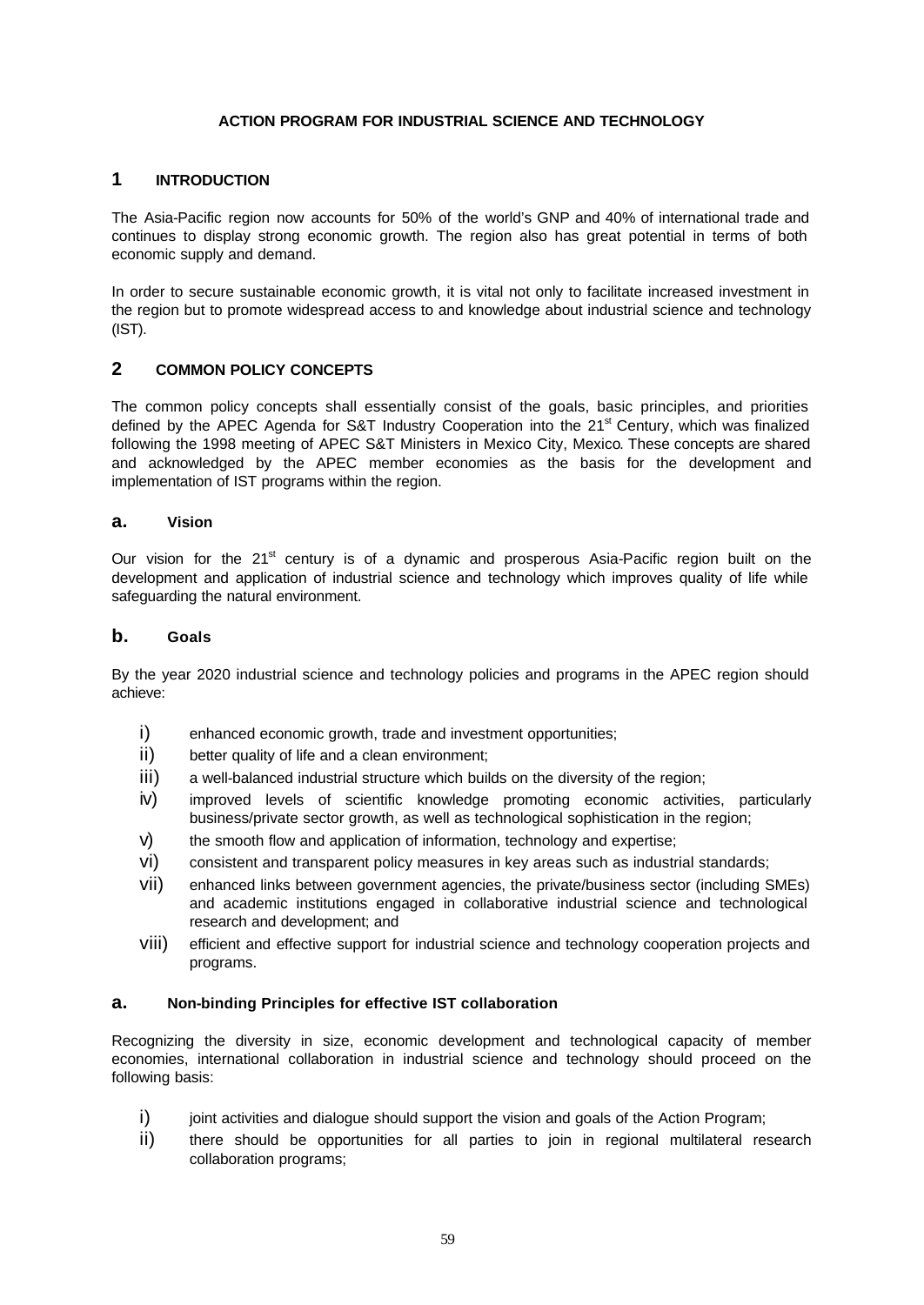# ACTION PROGRAM FOR INDUSTRIAL SCIENCE AND TECHNOLOGY

## 1 INTRODUCTION

The Asia-Pacific region now accounts for 50% of the world's GNP and 40% of international trade and continues to display strong economic growth. The region also has great potential in terms of both economic supply and demand.

In order to secure sustainable economic growth, it is vital not only to facilitate increased investment in the region but to promote widespread access to and knowledge about industrial science and technology (IST).

## 2 COMMON POLICY CONCEPTS

The common policy concepts shall essentially consist of the goals, basic principles, and priorities defined by the APEC Agenda for S&T Industry Cooperation into the 21st Century, which was finalized following the 1998 meeting of APEC S&T Ministers in Mexico City, Mexico. These concepts are shared and acknowledged by the APEC member economies as the basis for the development and implementation of IST programs within the region.

### a. Vision

Our vision for the 21st century is of a dynamic and prosperous Asia-Pacific region built on the development and application of industrial science and technology which improves quality of life while safeguarding the natural environment.

### b. Goals

By the year 2020 industrial science and technology policies and programs in the APEC region should achieve:

i) enhanced economic growth, trade and investment opportunities;
ii) better quality of life and a clean environment;
iii) a well-balanced industrial structure which builds on the diversity of the region;
iv) improved levels of scientific knowledge promoting economic activities, particularly business/private sector growth, as well as technological sophistication in the region;
v) the smooth flow and application of information, technology and expertise;
vi) consistent and transparent policy measures in key areas such as industrial standards;
vii) enhanced links between government agencies, the private/business sector (including SMEs) and academic institutions engaged in collaborative industrial science and technological research and development; and
viii) efficient and effective support for industrial science and technology cooperation projects and programs.

### a. Non-binding Principles for effective IST collaboration

Recognizing the diversity in size, economic development and technological capacity of member economies, international collaboration in industrial science and technology should proceed on the following basis:

i) joint activities and dialogue should support the vision and goals of the Action Program;
ii) there should be opportunities for all parties to join in regional multilateral research collaboration programs;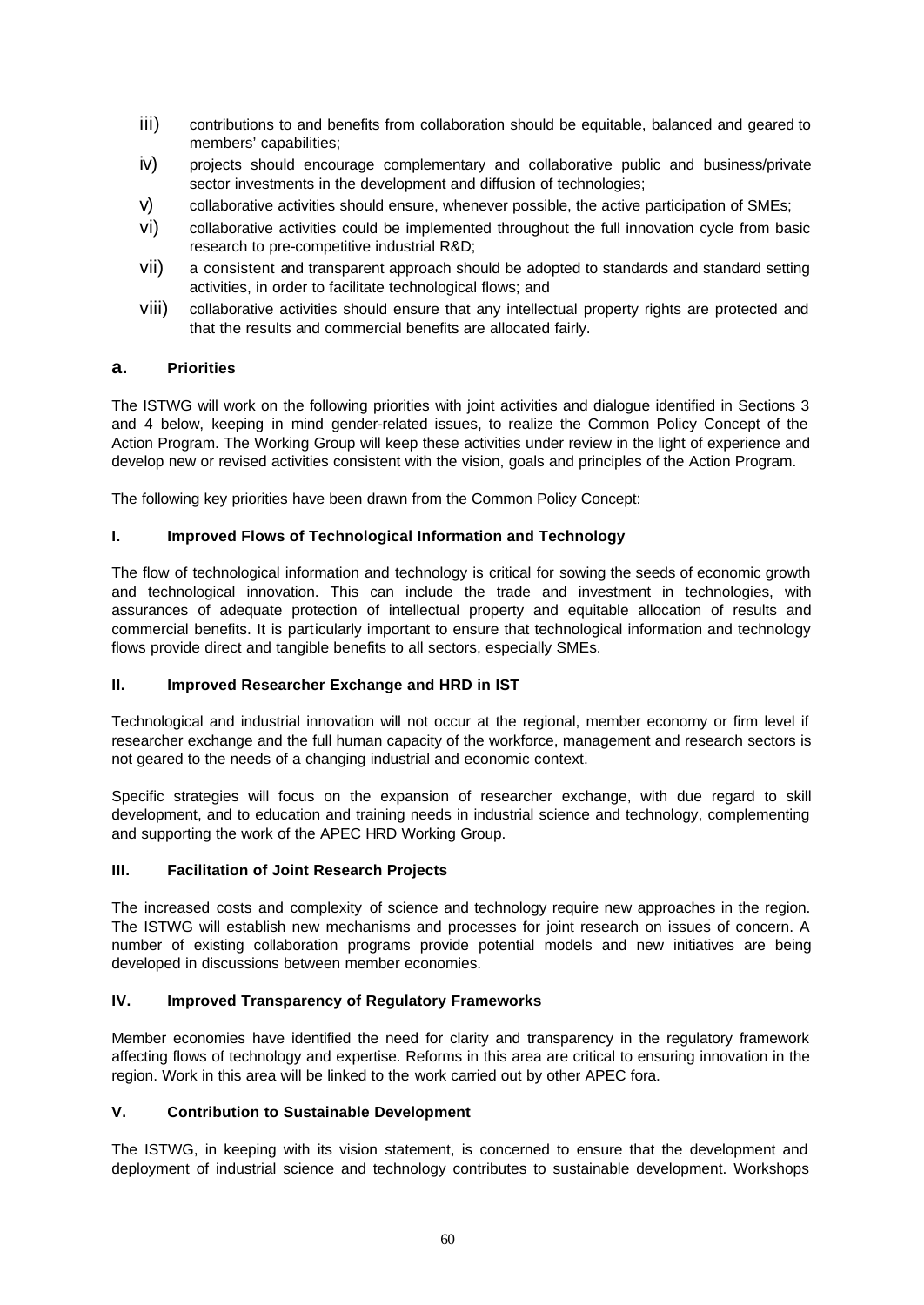iii) contributions to and benefits from collaboration should be equitable, balanced and geared to members' capabilities;

iv) projects should encourage complementary and collaborative public and business/private sector investments in the development and diffusion of technologies;

v) collaborative activities should ensure, whenever possible, the active participation of SMEs;

vi) collaborative activities could be implemented throughout the full innovation cycle from basic research to pre-competitive industrial R&D;

vii) a consistent and transparent approach should be adopted to standards and standard setting activities, in order to facilitate technological flows; and

viii) collaborative activities should ensure that any intellectual property rights are protected and that the results and commercial benefits are allocated fairly.

## a. Priorities

The ISTWG will work on the following priorities with joint activities and dialogue identified in Sections 3 and 4 below, keeping in mind gender-related issues, to realize the Common Policy Concept of the Action Program. The Working Group will keep these activities under review in the light of experience and develop new or revised activities consistent with the vision, goals and principles of the Action Program.

The following key priorities have been drawn from the Common Policy Concept:

### I. Improved Flows of Technological Information and Technology

The flow of technological information and technology is critical for sowing the seeds of economic growth and technological innovation. This can include the trade and investment in technologies, with assurances of adequate protection of intellectual property and equitable allocation of results and commercial benefits. It is particularly important to ensure that technological information and technology flows provide direct and tangible benefits to all sectors, especially SMEs.

### II. Improved Researcher Exchange and HRD in IST

Technological and industrial innovation will not occur at the regional, member economy or firm level if researcher exchange and the full human capacity of the workforce, management and research sectors is not geared to the needs of a changing industrial and economic context.

Specific strategies will focus on the expansion of researcher exchange, with due regard to skill development, and to education and training needs in industrial science and technology, complementing and supporting the work of the APEC HRD Working Group.

### III. Facilitation of Joint Research Projects

The increased costs and complexity of science and technology require new approaches in the region. The ISTWG will establish new mechanisms and processes for joint research on issues of concern. A number of existing collaboration programs provide potential models and new initiatives are being developed in discussions between member economies.

### IV. Improved Transparency of Regulatory Frameworks

Member economies have identified the need for clarity and transparency in the regulatory framework affecting flows of technology and expertise. Reforms in this area are critical to ensuring innovation in the region. Work in this area will be linked to the work carried out by other APEC fora.

### V. Contribution to Sustainable Development

The ISTWG, in keeping with its vision statement, is concerned to ensure that the development and deployment of industrial science and technology contributes to sustainable development. Workshops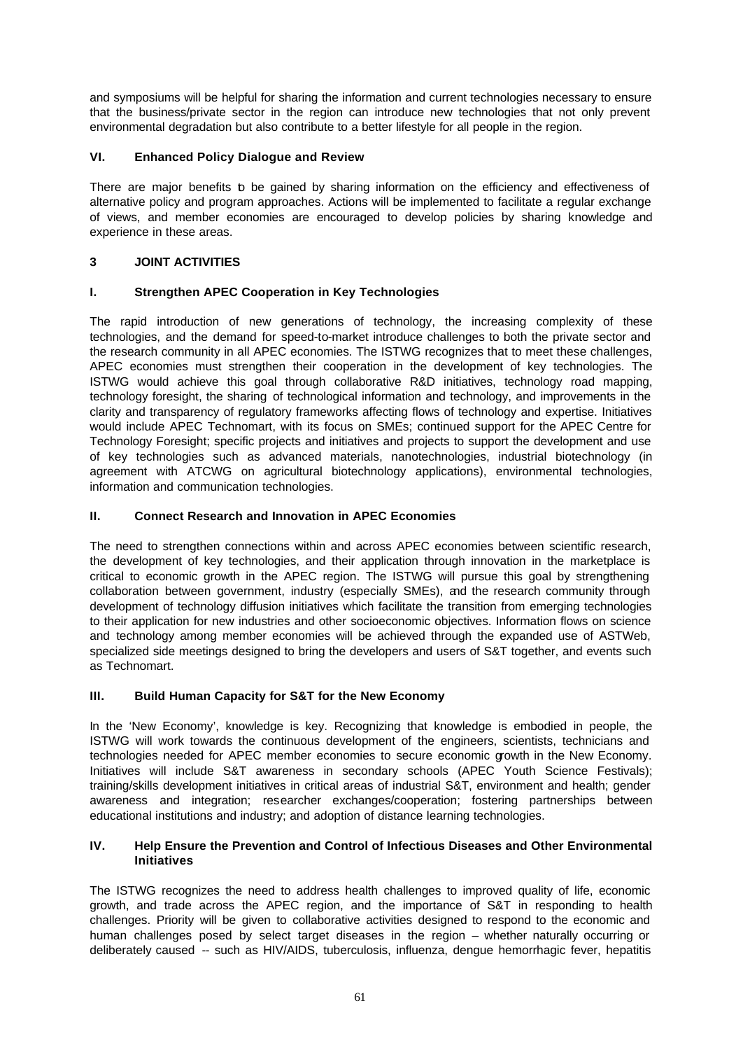and symposiums will be helpful for sharing the information and current technologies necessary to ensure that the business/private sector in the region can introduce new technologies that not only prevent environmental degradation but also contribute to a better lifestyle for all people in the region.

### VI. Enhanced Policy Dialogue and Review

There are major benefits to be gained by sharing information on the efficiency and effectiveness of alternative policy and program approaches. Actions will be implemented to facilitate a regular exchange of views, and member economies are encouraged to develop policies by sharing knowledge and experience in these areas.

## 3 JOINT ACTIVITIES

### I. Strengthen APEC Cooperation in Key Technologies

The rapid introduction of new generations of technology, the increasing complexity of these technologies, and the demand for speed-to-market introduce challenges to both the private sector and the research community in all APEC economies. The ISTWG recognizes that to meet these challenges, APEC economies must strengthen their cooperation in the development of key technologies. The ISTWG would achieve this goal through collaborative R&D initiatives, technology road mapping, technology foresight, the sharing of technological information and technology, and improvements in the clarity and transparency of regulatory frameworks affecting flows of technology and expertise. Initiatives would include APEC Technomart, with its focus on SMEs; continued support for the APEC Centre for Technology Foresight; specific projects and initiatives and projects to support the development and use of key technologies such as advanced materials, nanotechnologies, industrial biotechnology (in agreement with ATCWG on agricultural biotechnology applications), environmental technologies, information and communication technologies.

### II. Connect Research and Innovation in APEC Economies

The need to strengthen connections within and across APEC economies between scientific research, the development of key technologies, and their application through innovation in the marketplace is critical to economic growth in the APEC region. The ISTWG will pursue this goal by strengthening collaboration between government, industry (especially SMEs), and the research community through development of technology diffusion initiatives which facilitate the transition from emerging technologies to their application for new industries and other socioeconomic objectives. Information flows on science and technology among member economies will be achieved through the expanded use of ASTWeb, specialized side meetings designed to bring the developers and users of S&T together, and events such as Technomart.

### III. Build Human Capacity for S&T for the New Economy

In the 'New Economy', knowledge is key. Recognizing that knowledge is embodied in people, the ISTWG will work towards the continuous development of the engineers, scientists, technicians and technologies needed for APEC member economies to secure economic growth in the New Economy. Initiatives will include S&T awareness in secondary schools (APEC Youth Science Festivals); training/skills development initiatives in critical areas of industrial S&T, environment and health; gender awareness and integration; researcher exchanges/cooperation; fostering partnerships between educational institutions and industry; and adoption of distance learning technologies.

### IV. Help Ensure the Prevention and Control of Infectious Diseases and Other Environmental Initiatives

The ISTWG recognizes the need to address health challenges to improved quality of life, economic growth, and trade across the APEC region, and the importance of S&T in responding to health challenges. Priority will be given to collaborative activities designed to respond to the economic and human challenges posed by select target diseases in the region – whether naturally occurring or deliberately caused -- such as HIV/AIDS, tuberculosis, influenza, dengue hemorrhagic fever, hepatitis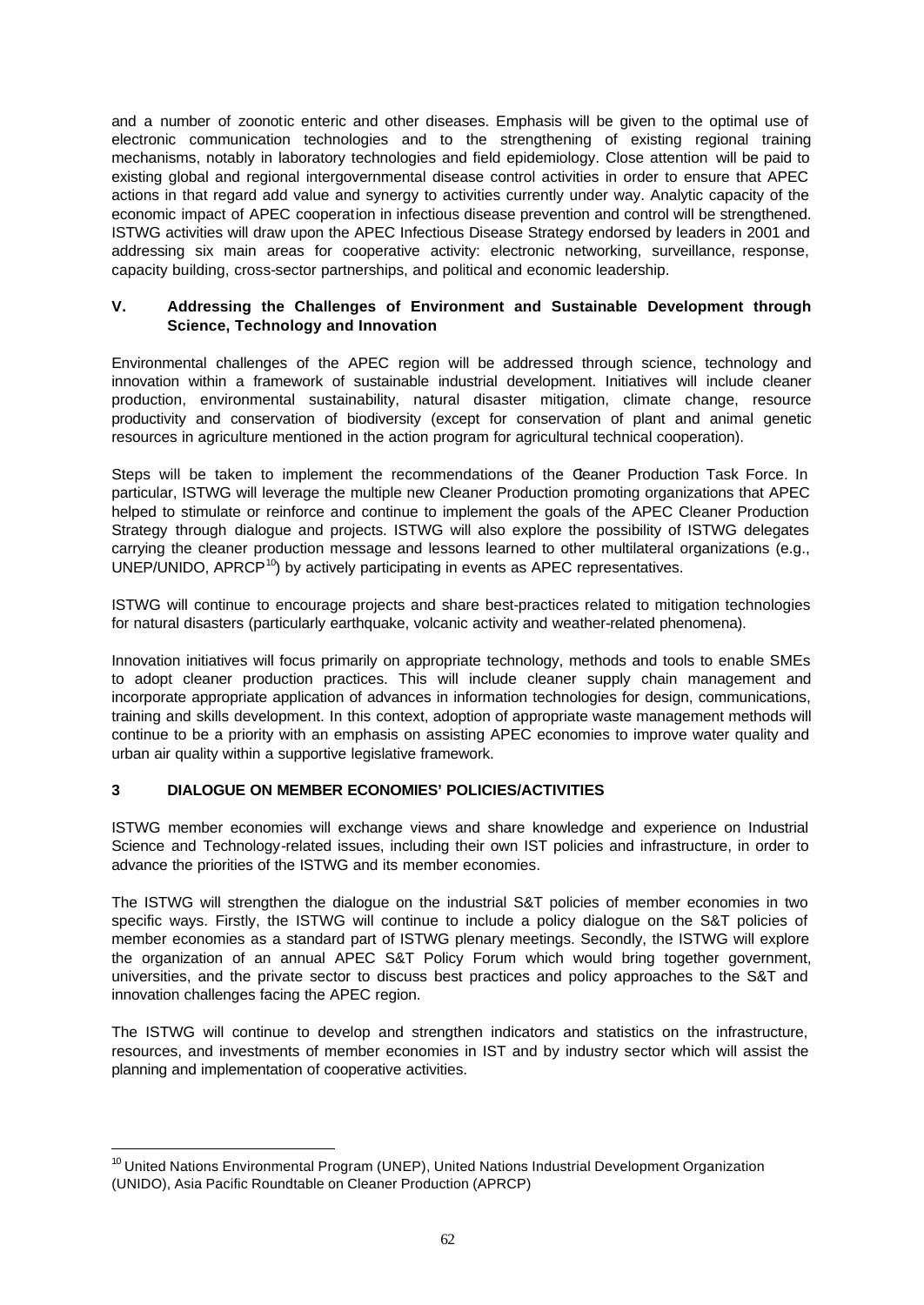and a number of zoonotic enteric and other diseases. Emphasis will be given to the optimal use of electronic communication technologies and to the strengthening of existing regional training mechanisms, notably in laboratory technologies and field epidemiology. Close attention will be paid to existing global and regional intergovernmental disease control activities in order to ensure that APEC actions in that regard add value and synergy to activities currently under way. Analytic capacity of the economic impact of APEC cooperation in infectious disease prevention and control will be strengthened. ISTWG activities will draw upon the APEC Infectious Disease Strategy endorsed by leaders in 2001 and addressing six main areas for cooperative activity: electronic networking, surveillance, response, capacity building, cross-sector partnerships, and political and economic leadership.

### V. Addressing the Challenges of Environment and Sustainable Development through Science, Technology and Innovation

Environmental challenges of the APEC region will be addressed through science, technology and innovation within a framework of sustainable industrial development. Initiatives will include cleaner production, environmental sustainability, natural disaster mitigation, climate change, resource productivity and conservation of biodiversity (except for conservation of plant and animal genetic resources in agriculture mentioned in the action program for agricultural technical cooperation).

Steps will be taken to implement the recommendations of the Cleaner Production Task Force. In particular, ISTWG will leverage the multiple new Cleaner Production promoting organizations that APEC helped to stimulate or reinforce and continue to implement the goals of the APEC Cleaner Production Strategy through dialogue and projects. ISTWG will also explore the possibility of ISTWG delegates carrying the cleaner production message and lessons learned to other multilateral organizations (e.g., UNEP/UNIDO, APRCP[10]) by actively participating in events as APEC representatives.

ISTWG will continue to encourage projects and share best-practices related to mitigation technologies for natural disasters (particularly earthquake, volcanic activity and weather-related phenomena).

Innovation initiatives will focus primarily on appropriate technology, methods and tools to enable SMEs to adopt cleaner production practices. This will include cleaner supply chain management and incorporate appropriate application of advances in information technologies for design, communications, training and skills development. In this context, adoption of appropriate waste management methods will continue to be a priority with an emphasis on assisting APEC economies to improve water quality and urban air quality within a supportive legislative framework.

## 3 DIALOGUE ON MEMBER ECONOMIES' POLICIES/ACTIVITIES

ISTWG member economies will exchange views and share knowledge and experience on Industrial Science and Technology-related issues, including their own IST policies and infrastructure, in order to advance the priorities of the ISTWG and its member economies.

The ISTWG will strengthen the dialogue on the industrial S&T policies of member economies in two specific ways. Firstly, the ISTWG will continue to include a policy dialogue on the S&T policies of member economies as a standard part of ISTWG plenary meetings. Secondly, the ISTWG will explore the organization of an annual APEC S&T Policy Forum which would bring together government, universities, and the private sector to discuss best practices and policy approaches to the S&T and innovation challenges facing the APEC region.

The ISTWG will continue to develop and strengthen indicators and statistics on the infrastructure, resources, and investments of member economies in IST and by industry sector which will assist the planning and implementation of cooperative activities.

---

[10] United Nations Environmental Program (UNEP), United Nations Industrial Development Organization (UNIDO), Asia Pacific Roundtable on Cleaner Production (APRCP)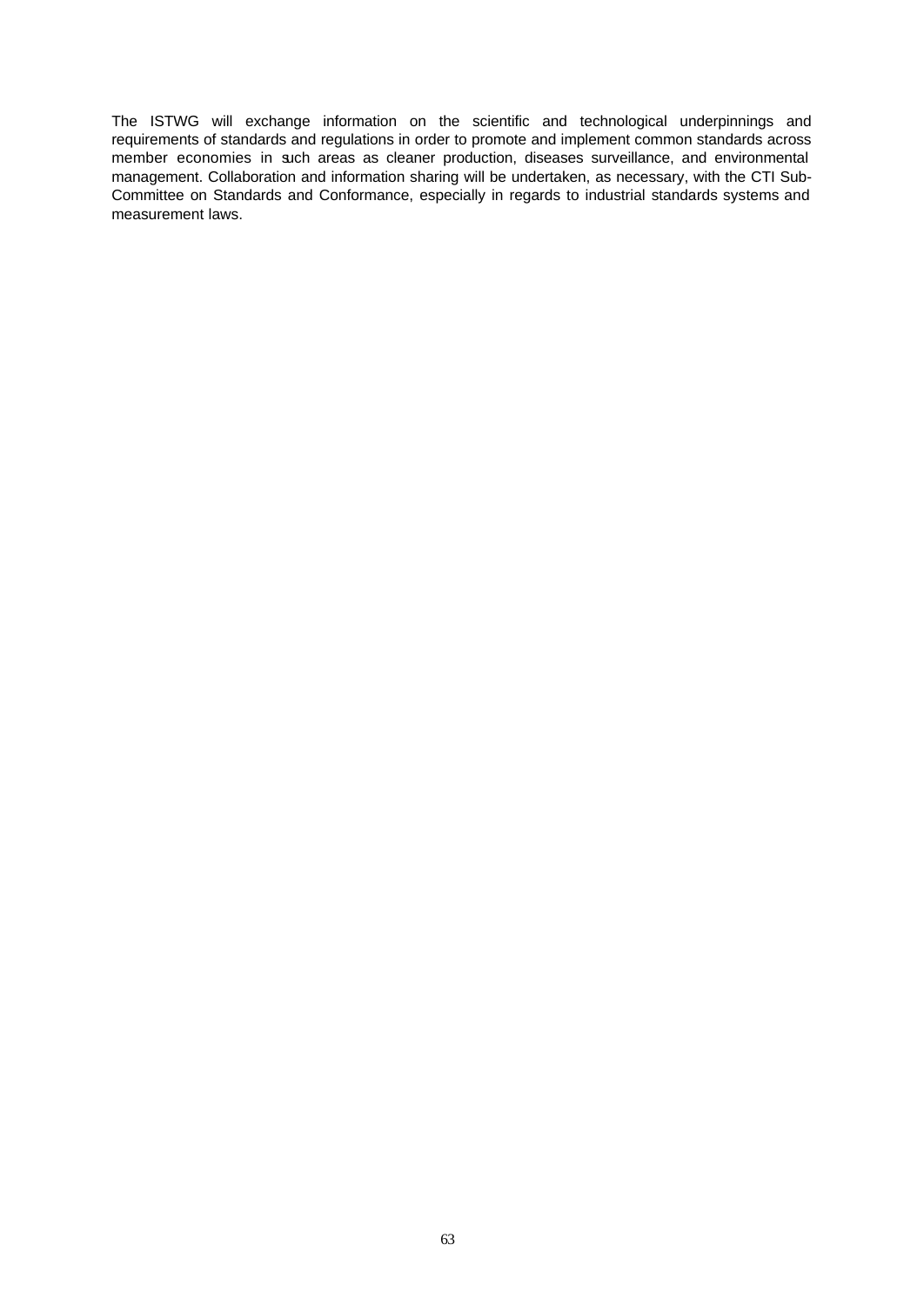The ISTWG will exchange information on the scientific and technological underpinnings and requirements of standards and regulations in order to promote and implement common standards across member economies in such areas as cleaner production, diseases surveillance, and environmental management. Collaboration and information sharing will be undertaken, as necessary, with the CTI Sub-Committee on Standards and Conformance, especially in regards to industrial standards systems and measurement laws.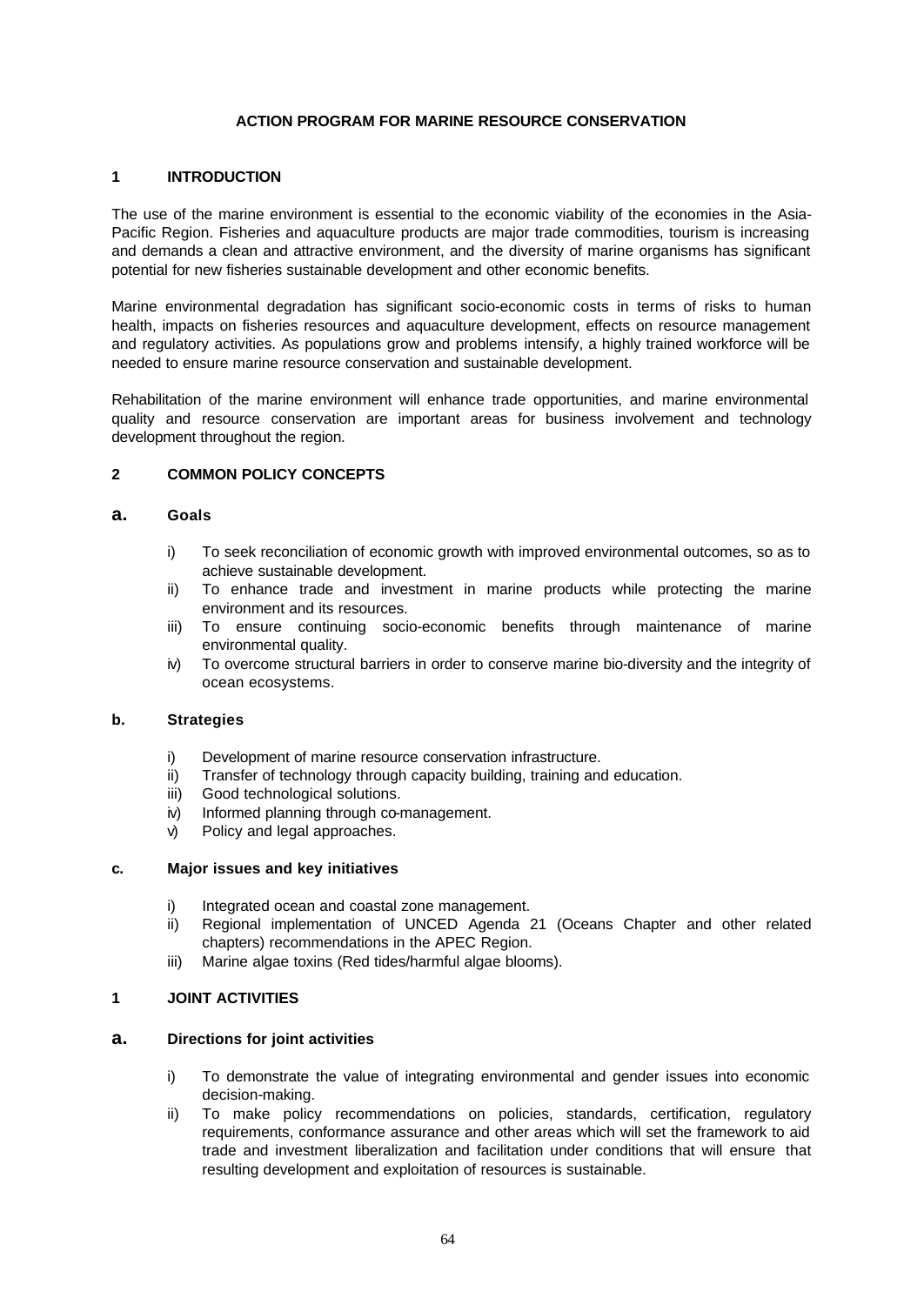# ACTION PROGRAM FOR MARINE RESOURCE CONSERVATION

## 1 INTRODUCTION

The use of the marine environment is essential to the economic viability of the economies in the Asia-Pacific Region. Fisheries and aquaculture products are major trade commodities, tourism is increasing and demands a clean and attractive environment, and the diversity of marine organisms has significant potential for new fisheries sustainable development and other economic benefits.

Marine environmental degradation has significant socio-economic costs in terms of risks to human health, impacts on fisheries resources and aquaculture development, effects on resource management and regulatory activities. As populations grow and problems intensify, a highly trained workforce will be needed to ensure marine resource conservation and sustainable development.

Rehabilitation of the marine environment will enhance trade opportunities, and marine environmental quality and resource conservation are important areas for business involvement and technology development throughout the region.

## 2 COMMON POLICY CONCEPTS

### a. Goals

i) To seek reconciliation of economic growth with improved environmental outcomes, so as to achieve sustainable development.

ii) To enhance trade and investment in marine products while protecting the marine environment and its resources.

iii) To ensure continuing socio-economic benefits through maintenance of marine environmental quality.

iv) To overcome structural barriers in order to conserve marine bio-diversity and the integrity of ocean ecosystems.

### b. Strategies

i) Development of marine resource conservation infrastructure.

ii) Transfer of technology through capacity building, training and education.

iii) Good technological solutions.

iv) Informed planning through co-management.

v) Policy and legal approaches.

### c. Major issues and key initiatives

i) Integrated ocean and coastal zone management.

ii) Regional implementation of UNCED Agenda 21 (Oceans Chapter and other related chapters) recommendations in the APEC Region.

iii) Marine algae toxins (Red tides/harmful algae blooms).

## 1 JOINT ACTIVITIES

### a. Directions for joint activities

i) To demonstrate the value of integrating environmental and gender issues into economic decision-making.

ii) To make policy recommendations on policies, standards, certification, regulatory requirements, conformance assurance and other areas which will set the framework to aid trade and investment liberalization and facilitation under conditions that will ensure that resulting development and exploitation of resources is sustainable.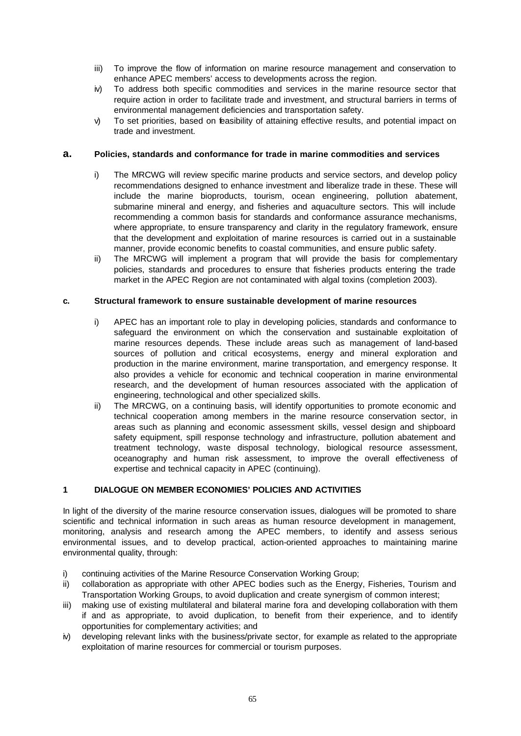iii) To improve the flow of information on marine resource management and conservation to enhance APEC members' access to developments across the region.

iv) To address both specific commodities and services in the marine resource sector that require action in order to facilitate trade and investment, and structural barriers in terms of environmental management deficiencies and transportation safety.

v) To set priorities, based on feasibility of attaining effective results, and potential impact on trade and investment.

## a. Policies, standards and conformance for trade in marine commodities and services

i) The MRCWG will review specific marine products and service sectors, and develop policy recommendations designed to enhance investment and liberalize trade in these. These will include the marine bioproducts, tourism, ocean engineering, pollution abatement, submarine mineral and energy, and fisheries and aquaculture sectors. This will include recommending a common basis for standards and conformance assurance mechanisms, where appropriate, to ensure transparency and clarity in the regulatory framework, ensure that the development and exploitation of marine resources is carried out in a sustainable manner, provide economic benefits to coastal communities, and ensure public safety.

ii) The MRCWG will implement a program that will provide the basis for complementary policies, standards and procedures to ensure that fisheries products entering the trade market in the APEC Region are not contaminated with algal toxins (completion 2003).

## c. Structural framework to ensure sustainable development of marine resources

i) APEC has an important role to play in developing policies, standards and conformance to safeguard the environment on which the conservation and sustainable exploitation of marine resources depends. These include areas such as management of land-based sources of pollution and critical ecosystems, energy and mineral exploration and production in the marine environment, marine transportation, and emergency response. It also provides a vehicle for economic and technical cooperation in marine environmental research, and the development of human resources associated with the application of engineering, technological and other specialized skills.

ii) The MRCWG, on a continuing basis, will identify opportunities to promote economic and technical cooperation among members in the marine resource conservation sector, in areas such as planning and economic assessment skills, vessel design and shipboard safety equipment, spill response technology and infrastructure, pollution abatement and treatment technology, waste disposal technology, biological resource assessment, oceanography and human risk assessment, to improve the overall effectiveness of expertise and technical capacity in APEC (continuing).

## 1 DIALOGUE ON MEMBER ECONOMIES' POLICIES AND ACTIVITIES

In light of the diversity of the marine resource conservation issues, dialogues will be promoted to share scientific and technical information in such areas as human resource development in management, monitoring, analysis and research among the APEC members, to identify and assess serious environmental issues, and to develop practical, action-oriented approaches to maintaining marine environmental quality, through:

i) continuing activities of the Marine Resource Conservation Working Group;

ii) collaboration as appropriate with other APEC bodies such as the Energy, Fisheries, Tourism and Transportation Working Groups, to avoid duplication and create synergism of common interest;

iii) making use of existing multilateral and bilateral marine fora and developing collaboration with them if and as appropriate, to avoid duplication, to benefit from their experience, and to identify opportunities for complementary activities; and

iv) developing relevant links with the business/private sector, for example as related to the appropriate exploitation of marine resources for commercial or tourism purposes.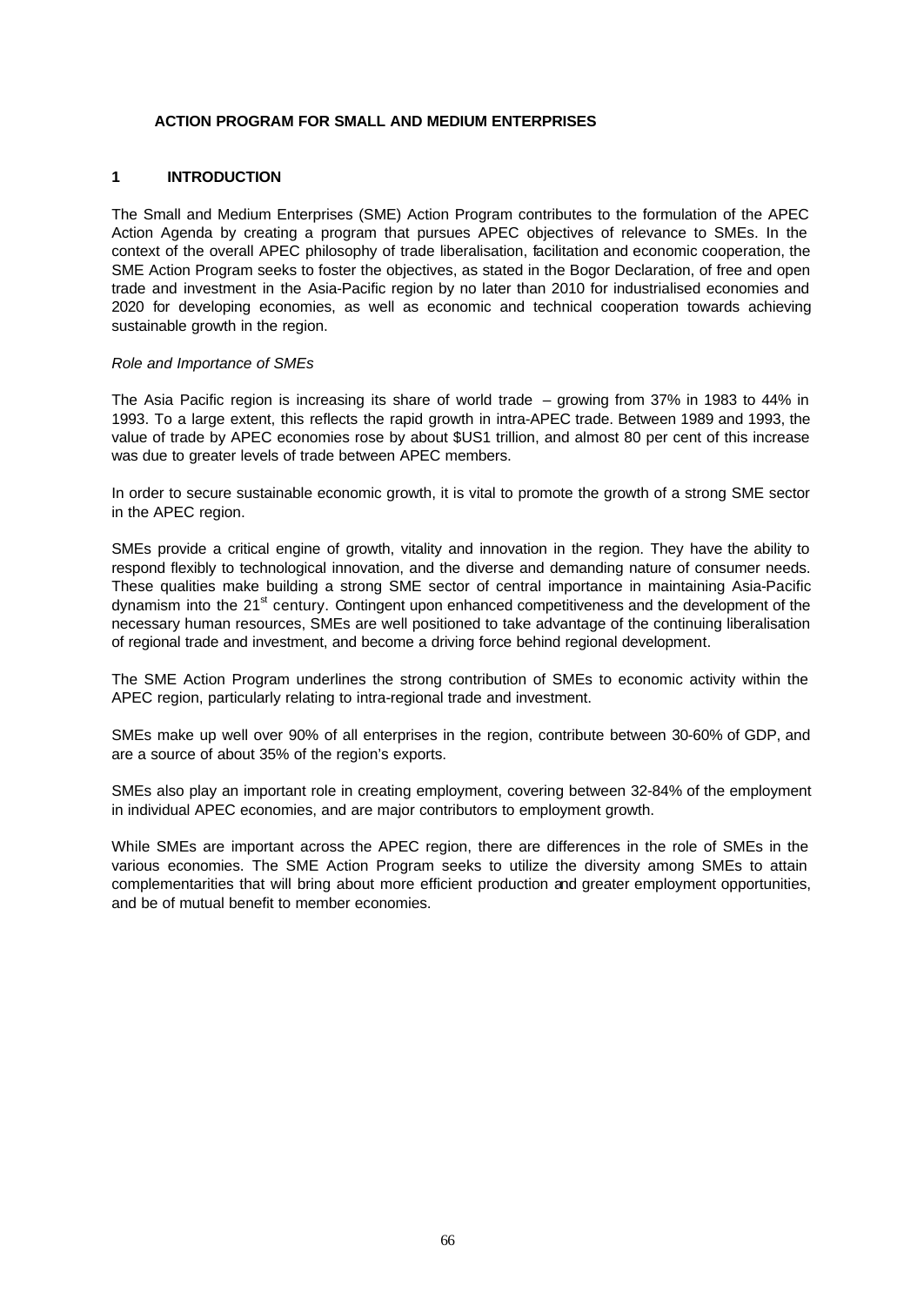**ACTION PROGRAM FOR SMALL AND MEDIUM ENTERPRISES**

## 1 INTRODUCTION

The Small and Medium Enterprises (SME) Action Program contributes to the formulation of the APEC Action Agenda by creating a program that pursues APEC objectives of relevance to SMEs. In the context of the overall APEC philosophy of trade liberalisation, facilitation and economic cooperation, the SME Action Program seeks to foster the objectives, as stated in the Bogor Declaration, of free and open trade and investment in the Asia-Pacific region by no later than 2010 for industrialised economies and 2020 for developing economies, as well as economic and technical cooperation towards achieving sustainable growth in the region.

*Role and Importance of SMEs*

The Asia Pacific region is increasing its share of world trade – growing from 37% in 1983 to 44% in 1993. To a large extent, this reflects the rapid growth in intra-APEC trade. Between 1989 and 1993, the value of trade by APEC economies rose by about $US1 trillion, and almost 80 per cent of this increase was due to greater levels of trade between APEC members.

In order to secure sustainable economic growth, it is vital to promote the growth of a strong SME sector in the APEC region.

SMEs provide a critical engine of growth, vitality and innovation in the region. They have the ability to respond flexibly to technological innovation, and the diverse and demanding nature of consumer needs. These qualities make building a strong SME sector of central importance in maintaining Asia-Pacific dynamism into the 21st century. Contingent upon enhanced competitiveness and the development of the necessary human resources, SMEs are well positioned to take advantage of the continuing liberalisation of regional trade and investment, and become a driving force behind regional development.

The SME Action Program underlines the strong contribution of SMEs to economic activity within the APEC region, particularly relating to intra-regional trade and investment.

SMEs make up well over 90% of all enterprises in the region, contribute between 30-60% of GDP, and are a source of about 35% of the region's exports.

SMEs also play an important role in creating employment, covering between 32-84% of the employment in individual APEC economies, and are major contributors to employment growth.

While SMEs are important across the APEC region, there are differences in the role of SMEs in the various economies. The SME Action Program seeks to utilize the diversity among SMEs to attain complementarities that will bring about more efficient production and greater employment opportunities, and be of mutual benefit to member economies.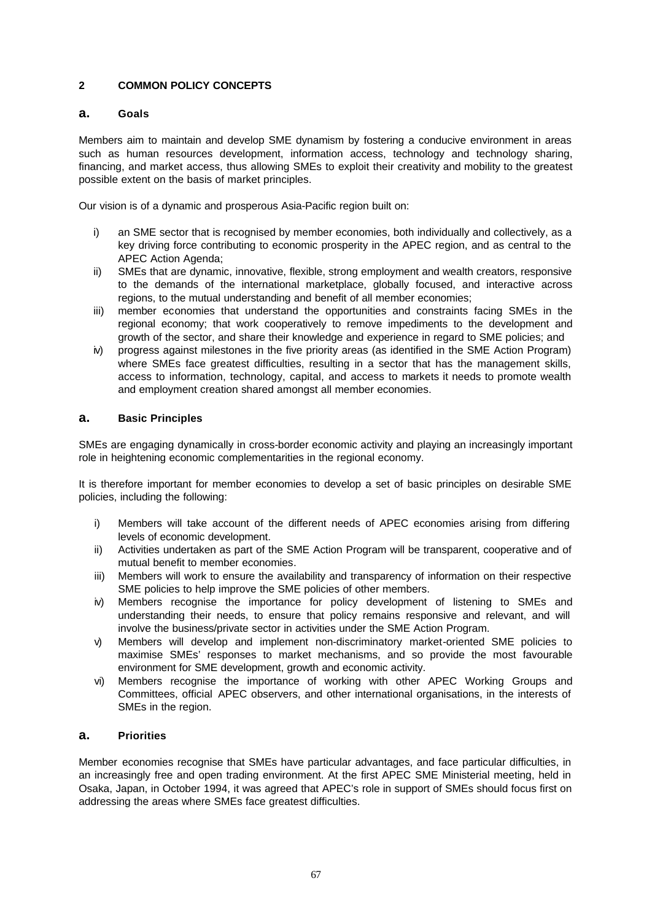## 2 COMMON POLICY CONCEPTS

### a. Goals

Members aim to maintain and develop SME dynamism by fostering a conducive environment in areas such as human resources development, information access, technology and technology sharing, financing, and market access, thus allowing SMEs to exploit their creativity and mobility to the greatest possible extent on the basis of market principles.

Our vision is of a dynamic and prosperous Asia-Pacific region built on:

i) an SME sector that is recognised by member economies, both individually and collectively, as a key driving force contributing to economic prosperity in the APEC region, and as central to the APEC Action Agenda;
ii) SMEs that are dynamic, innovative, flexible, strong employment and wealth creators, responsive to the demands of the international marketplace, globally focused, and interactive across regions, to the mutual understanding and benefit of all member economies;
iii) member economies that understand the opportunities and constraints facing SMEs in the regional economy; that work cooperatively to remove impediments to the development and growth of the sector, and share their knowledge and experience in regard to SME policies; and
iv) progress against milestones in the five priority areas (as identified in the SME Action Program) where SMEs face greatest difficulties, resulting in a sector that has the management skills, access to information, technology, capital, and access to markets it needs to promote wealth and employment creation shared amongst all member economies.

### a. Basic Principles

SMEs are engaging dynamically in cross-border economic activity and playing an increasingly important role in heightening economic complementarities in the regional economy.

It is therefore important for member economies to develop a set of basic principles on desirable SME policies, including the following:

i) Members will take account of the different needs of APEC economies arising from differing levels of economic development.
ii) Activities undertaken as part of the SME Action Program will be transparent, cooperative and of mutual benefit to member economies.
iii) Members will work to ensure the availability and transparency of information on their respective SME policies to help improve the SME policies of other members.
iv) Members recognise the importance for policy development of listening to SMEs and understanding their needs, to ensure that policy remains responsive and relevant, and will involve the business/private sector in activities under the SME Action Program.
v) Members will develop and implement non-discriminatory market-oriented SME policies to maximise SMEs' responses to market mechanisms, and so provide the most favourable environment for SME development, growth and economic activity.
vi) Members recognise the importance of working with other APEC Working Groups and Committees, official APEC observers, and other international organisations, in the interests of SMEs in the region.

### a. Priorities

Member economies recognise that SMEs have particular advantages, and face particular difficulties, in an increasingly free and open trading environment. At the first APEC SME Ministerial meeting, held in Osaka, Japan, in October 1994, it was agreed that APEC's role in support of SMEs should focus first on addressing the areas where SMEs face greatest difficulties.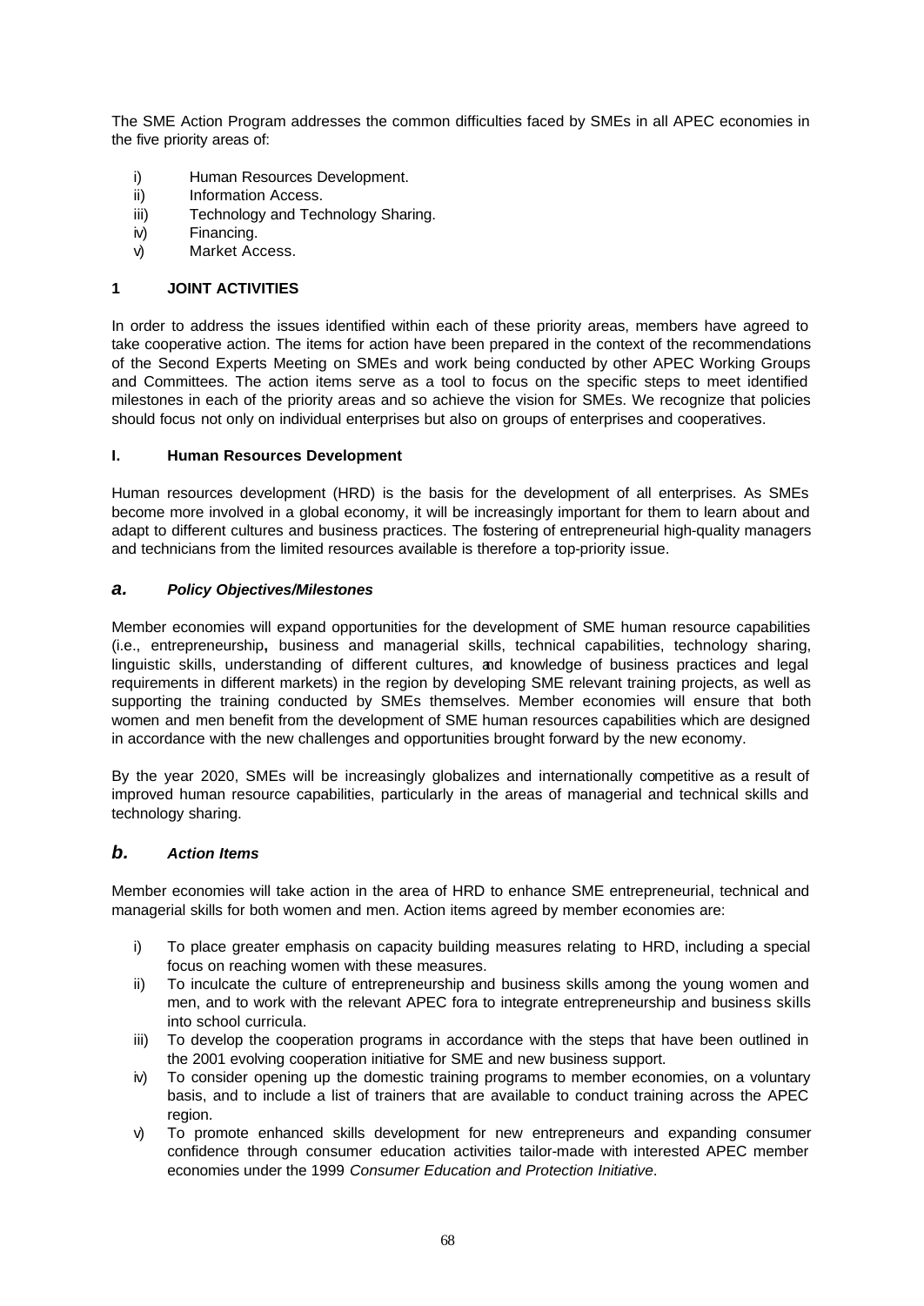The SME Action Program addresses the common difficulties faced by SMEs in all APEC economies in the five priority areas of:

- i) Human Resources Development.
- ii) Information Access.
- iii) Technology and Technology Sharing.
- iv) Financing.
- v) Market Access.

## 1 JOINT ACTIVITIES

In order to address the issues identified within each of these priority areas, members have agreed to take cooperative action. The items for action have been prepared in the context of the recommendations of the Second Experts Meeting on SMEs and work being conducted by other APEC Working Groups and Committees. The action items serve as a tool to focus on the specific steps to meet identified milestones in each of the priority areas and so achieve the vision for SMEs. We recognize that policies should focus not only on individual enterprises but also on groups of enterprises and cooperatives.

### I. Human Resources Development

Human resources development (HRD) is the basis for the development of all enterprises. As SMEs become more involved in a global economy, it will be increasingly important for them to learn about and adapt to different cultures and business practices. The fostering of entrepreneurial high-quality managers and technicians from the limited resources available is therefore a top-priority issue.

#### *a. Policy Objectives/Milestones*

Member economies will expand opportunities for the development of SME human resource capabilities (i.e., entrepreneurship**,** business and managerial skills, technical capabilities, technology sharing, linguistic skills, understanding of different cultures, and knowledge of business practices and legal requirements in different markets) in the region by developing SME relevant training projects, as well as supporting the training conducted by SMEs themselves. Member economies will ensure that both women and men benefit from the development of SME human resources capabilities which are designed in accordance with the new challenges and opportunities brought forward by the new economy.

By the year 2020, SMEs will be increasingly globalizes and internationally competitive as a result of improved human resource capabilities, particularly in the areas of managerial and technical skills and technology sharing.

#### *b. Action Items*

Member economies will take action in the area of HRD to enhance SME entrepreneurial, technical and managerial skills for both women and men. Action items agreed by member economies are:

- i) To place greater emphasis on capacity building measures relating to HRD, including a special focus on reaching women with these measures.
- ii) To inculcate the culture of entrepreneurship and business skills among the young women and men, and to work with the relevant APEC fora to integrate entrepreneurship and business skills into school curricula.
- iii) To develop the cooperation programs in accordance with the steps that have been outlined in the 2001 evolving cooperation initiative for SME and new business support.
- iv) To consider opening up the domestic training programs to member economies, on a voluntary basis, and to include a list of trainers that are available to conduct training across the APEC region.
- v) To promote enhanced skills development for new entrepreneurs and expanding consumer confidence through consumer education activities tailor-made with interested APEC member economies under the 1999 *Consumer Education and Protection Initiative*.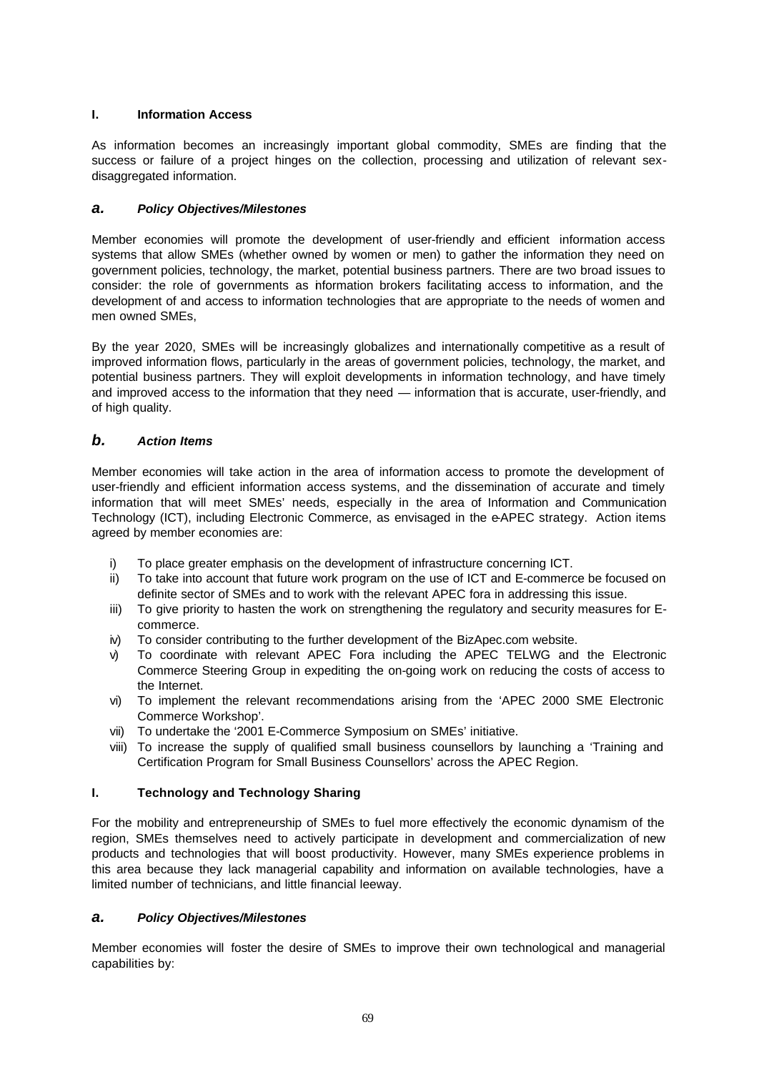## I. Information Access

As information becomes an increasingly important global commodity, SMEs are finding that the success or failure of a project hinges on the collection, processing and utilization of relevant sex-disaggregated information.

### *a. Policy Objectives/Milestones*

Member economies will promote the development of user-friendly and efficient information access systems that allow SMEs (whether owned by women or men) to gather the information they need on government policies, technology, the market, potential business partners. There are two broad issues to consider: the role of governments as information brokers facilitating access to information, and the development of and access to information technologies that are appropriate to the needs of women and men owned SMEs,

By the year 2020, SMEs will be increasingly globalizes and internationally competitive as a result of improved information flows, particularly in the areas of government policies, technology, the market, and potential business partners. They will exploit developments in information technology, and have timely and improved access to the information that they need — information that is accurate, user-friendly, and of high quality.

### *b. Action Items*

Member economies will take action in the area of information access to promote the development of user-friendly and efficient information access systems, and the dissemination of accurate and timely information that will meet SMEs' needs, especially in the area of Information and Communication Technology (ICT), including Electronic Commerce, as envisaged in the e-APEC strategy. Action items agreed by member economies are:

i) To place greater emphasis on the development of infrastructure concerning ICT.
ii) To take into account that future work program on the use of ICT and E-commerce be focused on definite sector of SMEs and to work with the relevant APEC fora in addressing this issue.
iii) To give priority to hasten the work on strengthening the regulatory and security measures for E-commerce.
iv) To consider contributing to the further development of the BizApec.com website.
v) To coordinate with relevant APEC Fora including the APEC TELWG and the Electronic Commerce Steering Group in expediting the on-going work on reducing the costs of access to the Internet.
vi) To implement the relevant recommendations arising from the 'APEC 2000 SME Electronic Commerce Workshop'.
vii) To undertake the '2001 E-Commerce Symposium on SMEs' initiative.
viii) To increase the supply of qualified small business counsellors by launching a 'Training and Certification Program for Small Business Counsellors' across the APEC Region.

## I. Technology and Technology Sharing

For the mobility and entrepreneurship of SMEs to fuel more effectively the economic dynamism of the region, SMEs themselves need to actively participate in development and commercialization of new products and technologies that will boost productivity. However, many SMEs experience problems in this area because they lack managerial capability and information on available technologies, have a limited number of technicians, and little financial leeway.

### *a. Policy Objectives/Milestones*

Member economies will foster the desire of SMEs to improve their own technological and managerial capabilities by: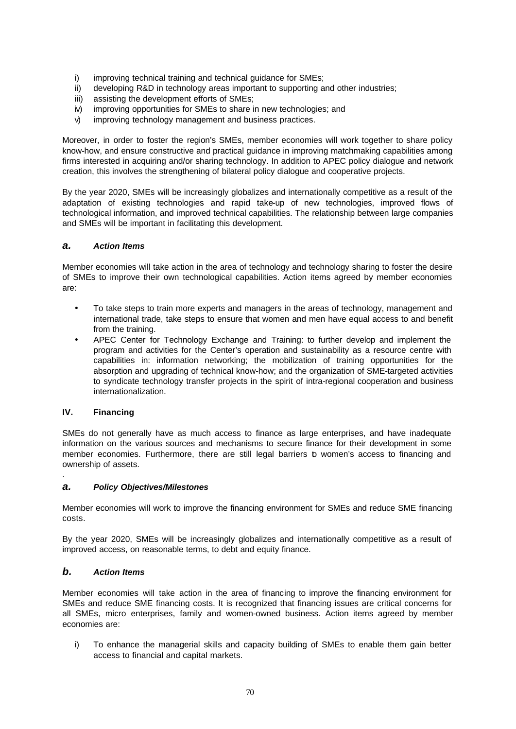i) improving technical training and technical guidance for SMEs;
ii) developing R&D in technology areas important to supporting and other industries;
iii) assisting the development efforts of SMEs;
iv) improving opportunities for SMEs to share in new technologies; and
v) improving technology management and business practices.

Moreover, in order to foster the region's SMEs, member economies will work together to share policy know-how, and ensure constructive and practical guidance in improving matchmaking capabilities among firms interested in acquiring and/or sharing technology. In addition to APEC policy dialogue and network creation, this involves the strengthening of bilateral policy dialogue and cooperative projects.

By the year 2020, SMEs will be increasingly globalizes and internationally competitive as a result of the adaptation of existing technologies and rapid take-up of new technologies, improved flows of technological information, and improved technical capabilities. The relationship between large companies and SMEs will be important in facilitating this development.

### *a. Action Items*

Member economies will take action in the area of technology and technology sharing to foster the desire of SMEs to improve their own technological capabilities. Action items agreed by member economies are:

- To take steps to train more experts and managers in the areas of technology, management and international trade, take steps to ensure that women and men have equal access to and benefit from the training.
- APEC Center for Technology Exchange and Training: to further develop and implement the program and activities for the Center's operation and sustainability as a resource centre with capabilities in: information networking; the mobilization of training opportunities for the absorption and upgrading of technical know-how; and the organization of SME-targeted activities to syndicate technology transfer projects in the spirit of intra-regional cooperation and business internationalization.

## IV. Financing

SMEs do not generally have as much access to finance as large enterprises, and have inadequate information on the various sources and mechanisms to secure finance for their development in some member economies. Furthermore, there are still legal barriers to women's access to financing and ownership of assets.

### *a. Policy Objectives/Milestones*

Member economies will work to improve the financing environment for SMEs and reduce SME financing costs.

By the year 2020, SMEs will be increasingly globalizes and internationally competitive as a result of improved access, on reasonable terms, to debt and equity finance.

### *b. Action Items*

Member economies will take action in the area of financing to improve the financing environment for SMEs and reduce SME financing costs. It is recognized that financing issues are critical concerns for all SMEs, micro enterprises, family and women-owned business. Action items agreed by member economies are:

i) To enhance the managerial skills and capacity building of SMEs to enable them gain better access to financial and capital markets.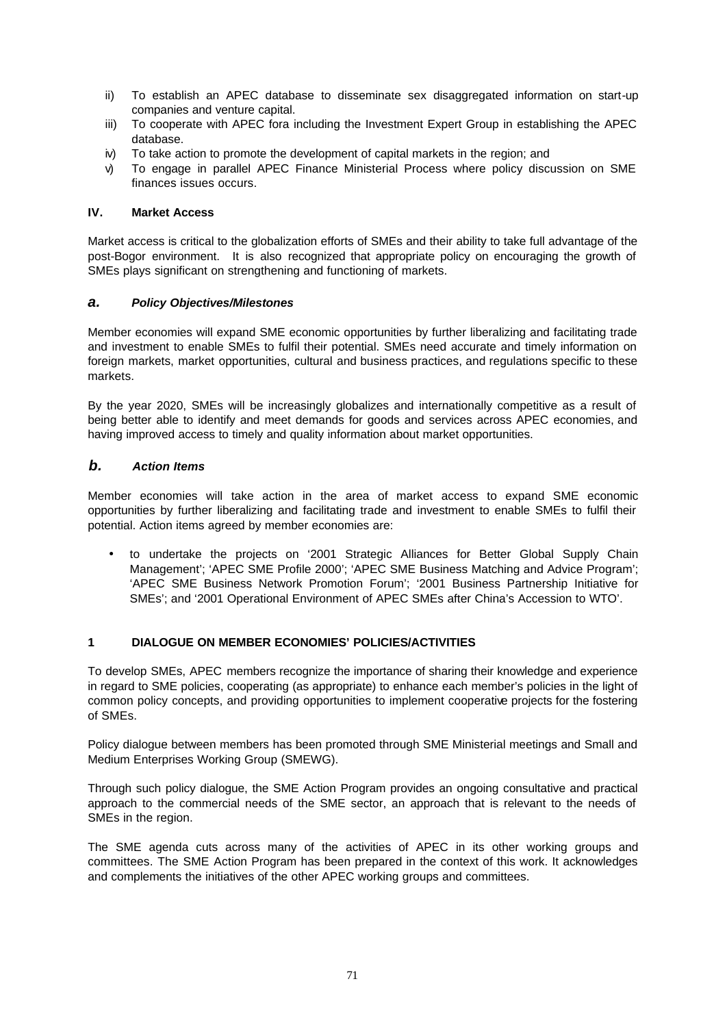ii) To establish an APEC database to disseminate sex disaggregated information on start-up companies and venture capital.
iii) To cooperate with APEC fora including the Investment Expert Group in establishing the APEC database.
iv) To take action to promote the development of capital markets in the region; and
v) To engage in parallel APEC Finance Ministerial Process where policy discussion on SME finances issues occurs.

### IV. Market Access

Market access is critical to the globalization efforts of SMEs and their ability to take full advantage of the post-Bogor environment. It is also recognized that appropriate policy on encouraging the growth of SMEs plays significant on strengthening and functioning of markets.

#### *a. Policy Objectives/Milestones*

Member economies will expand SME economic opportunities by further liberalizing and facilitating trade and investment to enable SMEs to fulfil their potential. SMEs need accurate and timely information on foreign markets, market opportunities, cultural and business practices, and regulations specific to these markets.

By the year 2020, SMEs will be increasingly globalizes and internationally competitive as a result of being better able to identify and meet demands for goods and services across APEC economies, and having improved access to timely and quality information about market opportunities.

#### *b. Action Items*

Member economies will take action in the area of market access to expand SME economic opportunities by further liberalizing and facilitating trade and investment to enable SMEs to fulfil their potential. Action items agreed by member economies are:

- to undertake the projects on '2001 Strategic Alliances for Better Global Supply Chain Management'; 'APEC SME Profile 2000'; 'APEC SME Business Matching and Advice Program'; 'APEC SME Business Network Promotion Forum'; '2001 Business Partnership Initiative for SMEs'; and '2001 Operational Environment of APEC SMEs after China's Accession to WTO'.

## 1 DIALOGUE ON MEMBER ECONOMIES' POLICIES/ACTIVITIES

To develop SMEs, APEC members recognize the importance of sharing their knowledge and experience in regard to SME policies, cooperating (as appropriate) to enhance each member's policies in the light of common policy concepts, and providing opportunities to implement cooperative projects for the fostering of SMEs.

Policy dialogue between members has been promoted through SME Ministerial meetings and Small and Medium Enterprises Working Group (SMEWG).

Through such policy dialogue, the SME Action Program provides an ongoing consultative and practical approach to the commercial needs of the SME sector, an approach that is relevant to the needs of SMEs in the region.

The SME agenda cuts across many of the activities of APEC in its other working groups and committees. The SME Action Program has been prepared in the context of this work. It acknowledges and complements the initiatives of the other APEC working groups and committees.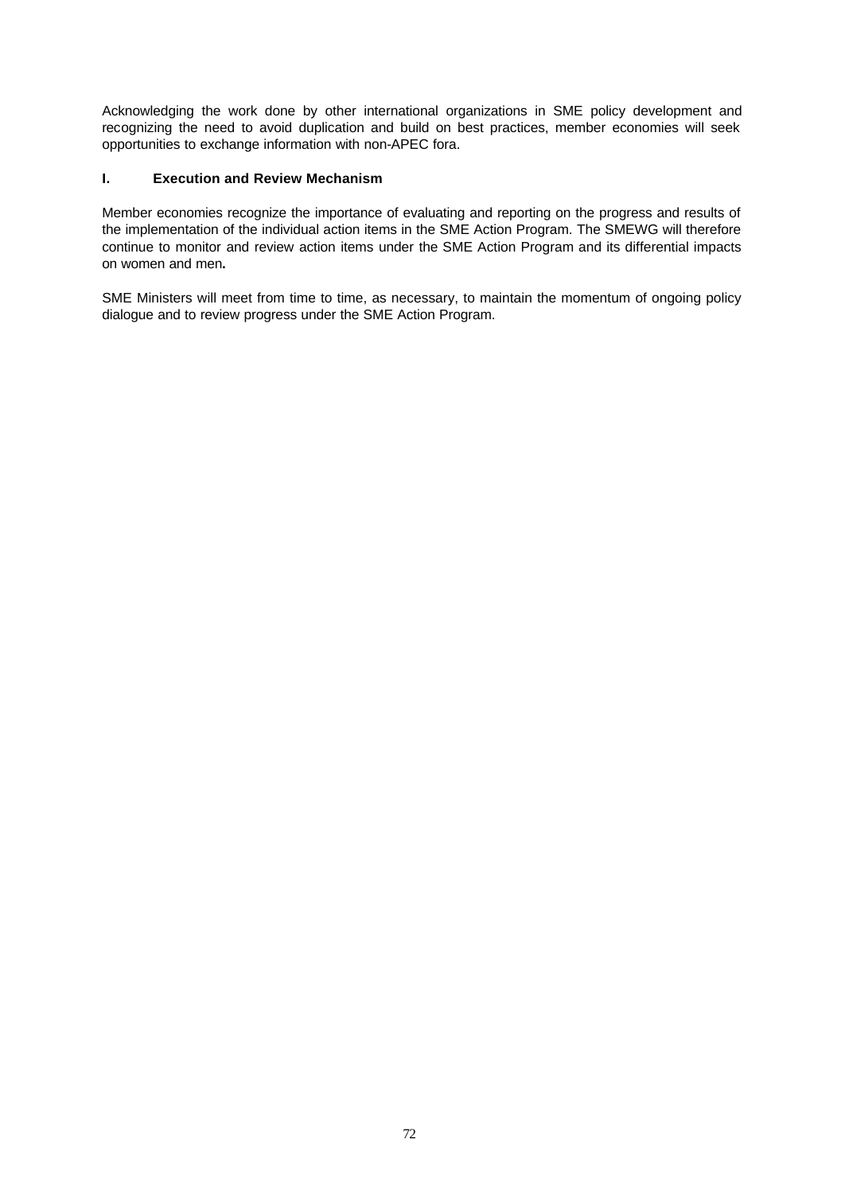Acknowledging the work done by other international organizations in SME policy development and recognizing the need to avoid duplication and build on best practices, member economies will seek opportunities to exchange information with non-APEC fora.

## I. Execution and Review Mechanism

Member economies recognize the importance of evaluating and reporting on the progress and results of the implementation of the individual action items in the SME Action Program. The SMEWG will therefore continue to monitor and review action items under the SME Action Program and its differential impacts on women and men.

SME Ministers will meet from time to time, as necessary, to maintain the momentum of ongoing policy dialogue and to review progress under the SME Action Program.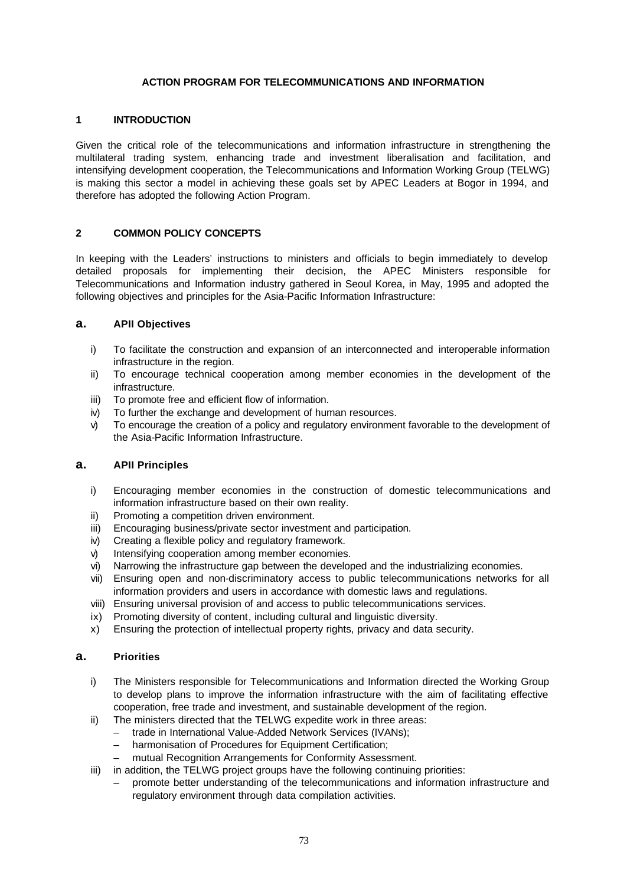# ACTION PROGRAM FOR TELECOMMUNICATIONS AND INFORMATION

## 1 INTRODUCTION

Given the critical role of the telecommunications and information infrastructure in strengthening the multilateral trading system, enhancing trade and investment liberalisation and facilitation, and intensifying development cooperation, the Telecommunications and Information Working Group (TELWG) is making this sector a model in achieving these goals set by APEC Leaders at Bogor in 1994, and therefore has adopted the following Action Program.

## 2 COMMON POLICY CONCEPTS

In keeping with the Leaders' instructions to ministers and officials to begin immediately to develop detailed proposals for implementing their decision, the APEC Ministers responsible for Telecommunications and Information industry gathered in Seoul Korea, in May, 1995 and adopted the following objectives and principles for the Asia-Pacific Information Infrastructure:

### a. APII Objectives

i) To facilitate the construction and expansion of an interconnected and interoperable information infrastructure in the region.
ii) To encourage technical cooperation among member economies in the development of the infrastructure.
iii) To promote free and efficient flow of information.
iv) To further the exchange and development of human resources.
v) To encourage the creation of a policy and regulatory environment favorable to the development of the Asia-Pacific Information Infrastructure.

### a. APII Principles

i) Encouraging member economies in the construction of domestic telecommunications and information infrastructure based on their own reality.
ii) Promoting a competition driven environment.
iii) Encouraging business/private sector investment and participation.
iv) Creating a flexible policy and regulatory framework.
v) Intensifying cooperation among member economies.
vi) Narrowing the infrastructure gap between the developed and the industrializing economies.
vii) Ensuring open and non-discriminatory access to public telecommunications networks for all information providers and users in accordance with domestic laws and regulations.
viii) Ensuring universal provision of and access to public telecommunications services.
ix) Promoting diversity of content, including cultural and linguistic diversity.
x) Ensuring the protection of intellectual property rights, privacy and data security.

### a. Priorities

i) The Ministers responsible for Telecommunications and Information directed the Working Group to develop plans to improve the information infrastructure with the aim of facilitating effective cooperation, free trade and investment, and sustainable development of the region.
ii) The ministers directed that the TELWG expedite work in three areas:
   - trade in International Value-Added Network Services (IVANs);
   - harmonisation of Procedures for Equipment Certification;
   - mutual Recognition Arrangements for Conformity Assessment.
iii) in addition, the TELWG project groups have the following continuing priorities:
   - promote better understanding of the telecommunications and information infrastructure and regulatory environment through data compilation activities.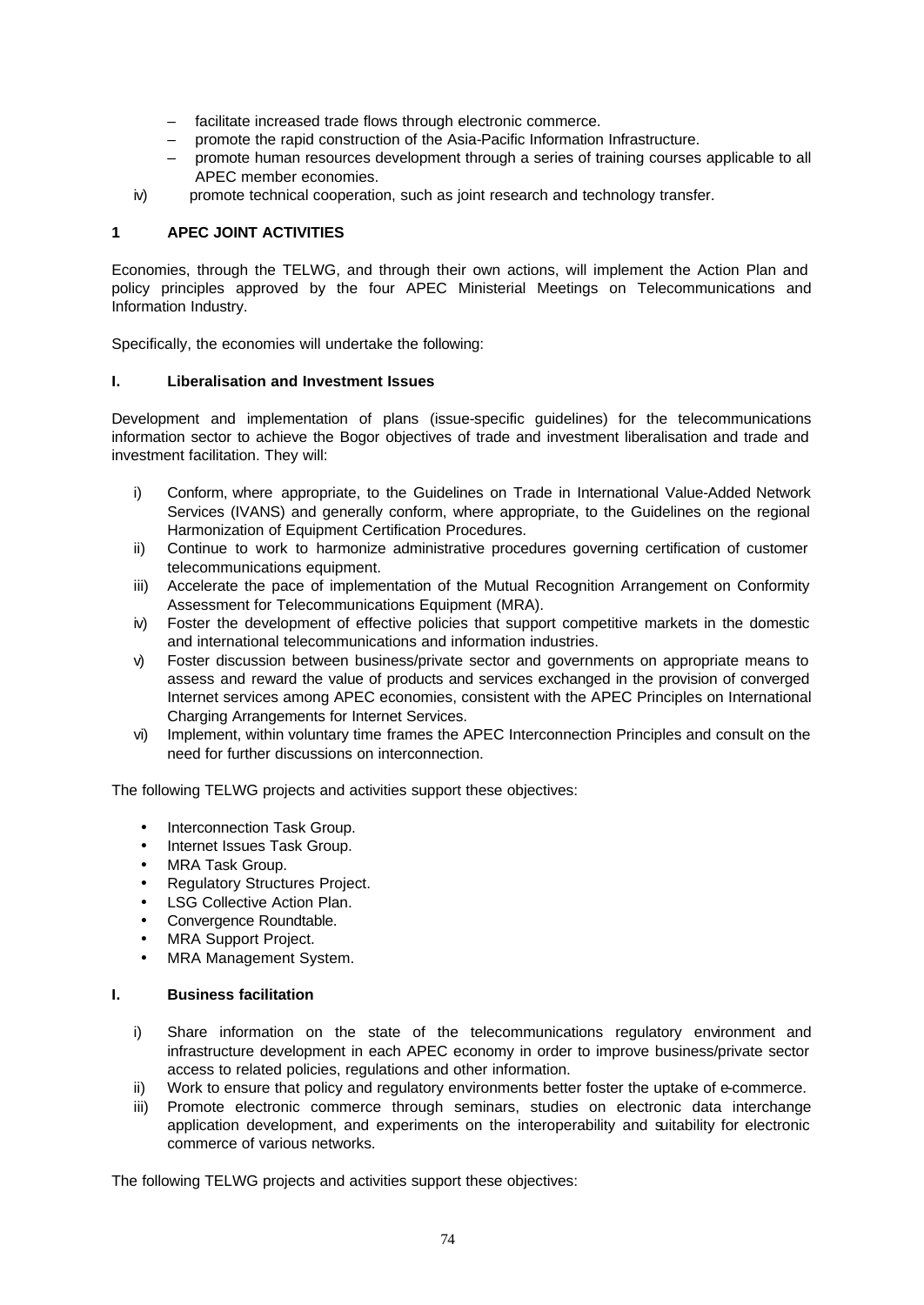- facilitate increased trade flows through electronic commerce.
- promote the rapid construction of the Asia-Pacific Information Infrastructure.
- promote human resources development through a series of training courses applicable to all APEC member economies.

iv) promote technical cooperation, such as joint research and technology transfer.

## 1 APEC JOINT ACTIVITIES

Economies, through the TELWG, and through their own actions, will implement the Action Plan and policy principles approved by the four APEC Ministerial Meetings on Telecommunications and Information Industry.

Specifically, the economies will undertake the following:

### I. Liberalisation and Investment Issues

Development and implementation of plans (issue-specific guidelines) for the telecommunications information sector to achieve the Bogor objectives of trade and investment liberalisation and trade and investment facilitation. They will:

i) Conform, where appropriate, to the Guidelines on Trade in International Value-Added Network Services (IVANS) and generally conform, where appropriate, to the Guidelines on the regional Harmonization of Equipment Certification Procedures.
ii) Continue to work to harmonize administrative procedures governing certification of customer telecommunications equipment.
iii) Accelerate the pace of implementation of the Mutual Recognition Arrangement on Conformity Assessment for Telecommunications Equipment (MRA).
iv) Foster the development of effective policies that support competitive markets in the domestic and international telecommunications and information industries.
v) Foster discussion between business/private sector and governments on appropriate means to assess and reward the value of products and services exchanged in the provision of converged Internet services among APEC economies, consistent with the APEC Principles on International Charging Arrangements for Internet Services.
vi) Implement, within voluntary time frames the APEC Interconnection Principles and consult on the need for further discussions on interconnection.

The following TELWG projects and activities support these objectives:

- Interconnection Task Group.
- Internet Issues Task Group.
- MRA Task Group.
- Regulatory Structures Project.
- LSG Collective Action Plan.
- Convergence Roundtable.
- MRA Support Project.
- MRA Management System.

### I. Business facilitation

i) Share information on the state of the telecommunications regulatory environment and infrastructure development in each APEC economy in order to improve business/private sector access to related policies, regulations and other information.
ii) Work to ensure that policy and regulatory environments better foster the uptake of e-commerce.
iii) Promote electronic commerce through seminars, studies on electronic data interchange application development, and experiments on the interoperability and suitability for electronic commerce of various networks.

The following TELWG projects and activities support these objectives: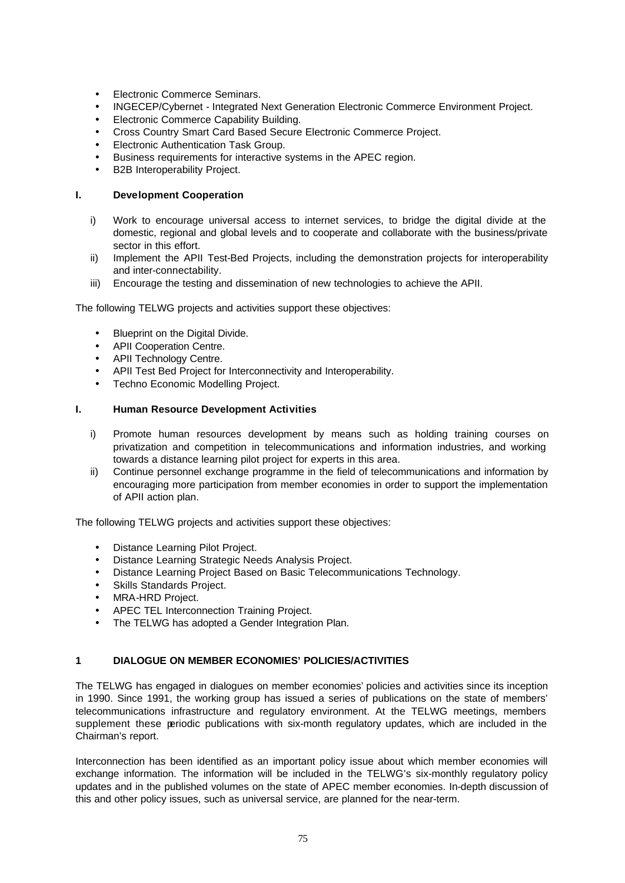- Electronic Commerce Seminars.
- INGECEP/Cybernet - Integrated Next Generation Electronic Commerce Environment Project.
- Electronic Commerce Capability Building.
- Cross Country Smart Card Based Secure Electronic Commerce Project.
- Electronic Authentication Task Group.
- Business requirements for interactive systems in the APEC region.
- B2B Interoperability Project.

### I. Development Cooperation

i) Work to encourage universal access to internet services, to bridge the digital divide at the domestic, regional and global levels and to cooperate and collaborate with the business/private sector in this effort.

ii) Implement the APII Test-Bed Projects, including the demonstration projects for interoperability and inter-connectability.

iii) Encourage the testing and dissemination of new technologies to achieve the APII.

The following TELWG projects and activities support these objectives:

- Blueprint on the Digital Divide.
- APII Cooperation Centre.
- APII Technology Centre.
- APII Test Bed Project for Interconnectivity and Interoperability.
- Techno Economic Modelling Project.

### I. Human Resource Development Activities

i) Promote human resources development by means such as holding training courses on privatization and competition in telecommunications and information industries, and working towards a distance learning pilot project for experts in this area.

ii) Continue personnel exchange programme in the field of telecommunications and information by encouraging more participation from member economies in order to support the implementation of APII action plan.

The following TELWG projects and activities support these objectives:

- Distance Learning Pilot Project.
- Distance Learning Strategic Needs Analysis Project.
- Distance Learning Project Based on Basic Telecommunications Technology.
- Skills Standards Project.
- MRA-HRD Project.
- APEC TEL Interconnection Training Project.
- The TELWG has adopted a Gender Integration Plan.

## 1 DIALOGUE ON MEMBER ECONOMIES' POLICIES/ACTIVITIES

The TELWG has engaged in dialogues on member economies' policies and activities since its inception in 1990. Since 1991, the working group has issued a series of publications on the state of members' telecommunications infrastructure and regulatory environment. At the TELWG meetings, members supplement these periodic publications with six-month regulatory updates, which are included in the Chairman's report.

Interconnection has been identified as an important policy issue about which member economies will exchange information. The information will be included in the TELWG's six-monthly regulatory policy updates and in the published volumes on the state of APEC member economies. In-depth discussion of this and other policy issues, such as universal service, are planned for the near-term.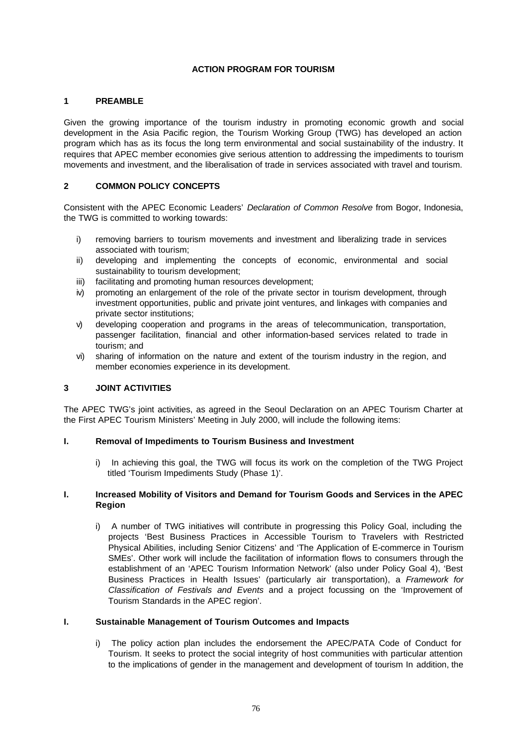## ACTION PROGRAM FOR TOURISM

### 1 PREAMBLE

Given the growing importance of the tourism industry in promoting economic growth and social development in the Asia Pacific region, the Tourism Working Group (TWG) has developed an action program which has as its focus the long term environmental and social sustainability of the industry. It requires that APEC member economies give serious attention to addressing the impediments to tourism movements and investment, and the liberalisation of trade in services associated with travel and tourism.

### 2 COMMON POLICY CONCEPTS

Consistent with the APEC Economic Leaders' *Declaration of Common Resolve* from Bogor, Indonesia, the TWG is committed to working towards:

i) removing barriers to tourism movements and investment and liberalizing trade in services associated with tourism;
ii) developing and implementing the concepts of economic, environmental and social sustainability to tourism development;
iii) facilitating and promoting human resources development;
iv) promoting an enlargement of the role of the private sector in tourism development, through investment opportunities, public and private joint ventures, and linkages with companies and private sector institutions;
v) developing cooperation and programs in the areas of telecommunication, transportation, passenger facilitation, financial and other information-based services related to trade in tourism; and
vi) sharing of information on the nature and extent of the tourism industry in the region, and member economies experience in its development.

### 3 JOINT ACTIVITIES

The APEC TWG's joint activities, as agreed in the Seoul Declaration on an APEC Tourism Charter at the First APEC Tourism Ministers' Meeting in July 2000, will include the following items:

#### I. Removal of Impediments to Tourism Business and Investment

i) In achieving this goal, the TWG will focus its work on the completion of the TWG Project titled 'Tourism Impediments Study (Phase 1)'.

#### I. Increased Mobility of Visitors and Demand for Tourism Goods and Services in the APEC Region

i) A number of TWG initiatives will contribute in progressing this Policy Goal, including the projects 'Best Business Practices in Accessible Tourism to Travelers with Restricted Physical Abilities, including Senior Citizens' and 'The Application of E-commerce in Tourism SMEs'. Other work will include the facilitation of information flows to consumers through the establishment of an 'APEC Tourism Information Network' (also under Policy Goal 4), 'Best Business Practices in Health Issues' (particularly air transportation), a *Framework for Classification of Festivals and Events* and a project focussing on the 'Improvement of Tourism Standards in the APEC region'.

#### I. Sustainable Management of Tourism Outcomes and Impacts

i) The policy action plan includes the endorsement the APEC/PATA Code of Conduct for Tourism. It seeks to protect the social integrity of host communities with particular attention to the implications of gender in the management and development of tourism In addition, the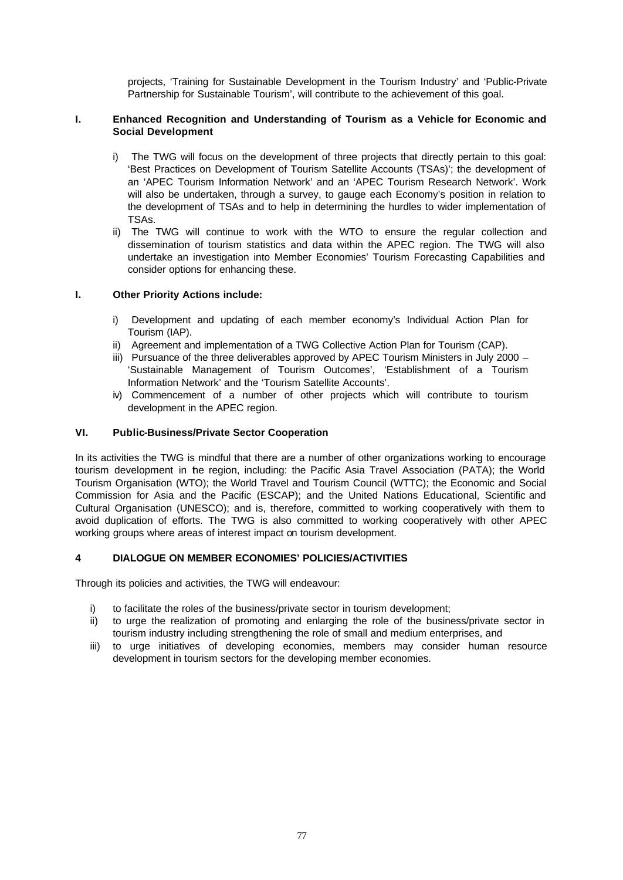projects, 'Training for Sustainable Development in the Tourism Industry' and 'Public-Private Partnership for Sustainable Tourism', will contribute to the achievement of this goal.

**I. Enhanced Recognition and Understanding of Tourism as a Vehicle for Economic and Social Development**

i) The TWG will focus on the development of three projects that directly pertain to this goal: 'Best Practices on Development of Tourism Satellite Accounts (TSAs)'; the development of an 'APEC Tourism Information Network' and an 'APEC Tourism Research Network'. Work will also be undertaken, through a survey, to gauge each Economy's position in relation to the development of TSAs and to help in determining the hurdles to wider implementation of TSAs.

ii) The TWG will continue to work with the WTO to ensure the regular collection and dissemination of tourism statistics and data within the APEC region. The TWG will also undertake an investigation into Member Economies' Tourism Forecasting Capabilities and consider options for enhancing these.

**I. Other Priority Actions include:**

i) Development and updating of each member economy's Individual Action Plan for Tourism (IAP).

ii) Agreement and implementation of a TWG Collective Action Plan for Tourism (CAP).

iii) Pursuance of the three deliverables approved by APEC Tourism Ministers in July 2000 – 'Sustainable Management of Tourism Outcomes', 'Establishment of a Tourism Information Network' and the 'Tourism Satellite Accounts'.

iv) Commencement of a number of other projects which will contribute to tourism development in the APEC region.

**VI. Public-Business/Private Sector Cooperation**

In its activities the TWG is mindful that there are a number of other organizations working to encourage tourism development in the region, including: the Pacific Asia Travel Association (PATA); the World Tourism Organisation (WTO); the World Travel and Tourism Council (WTTC); the Economic and Social Commission for Asia and the Pacific (ESCAP); and the United Nations Educational, Scientific and Cultural Organisation (UNESCO); and is, therefore, committed to working cooperatively with them to avoid duplication of efforts. The TWG is also committed to working cooperatively with other APEC working groups where areas of interest impact on tourism development.

## 4 DIALOGUE ON MEMBER ECONOMIES' POLICIES/ACTIVITIES

Through its policies and activities, the TWG will endeavour:

i) to facilitate the roles of the business/private sector in tourism development;

ii) to urge the realization of promoting and enlarging the role of the business/private sector in tourism industry including strengthening the role of small and medium enterprises, and

iii) to urge initiatives of developing economies, members may consider human resource development in tourism sectors for the developing member economies.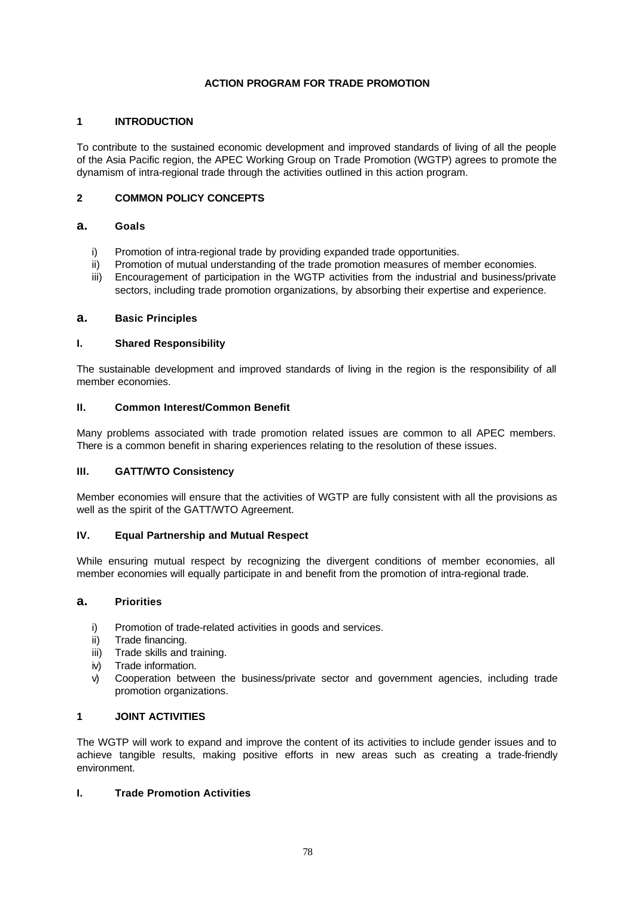## ACTION PROGRAM FOR TRADE PROMOTION

### 1 INTRODUCTION

To contribute to the sustained economic development and improved standards of living of all the people of the Asia Pacific region, the APEC Working Group on Trade Promotion (WGTP) agrees to promote the dynamism of intra-regional trade through the activities outlined in this action program.

### 2 COMMON POLICY CONCEPTS

#### a. Goals

i) Promotion of intra-regional trade by providing expanded trade opportunities.
ii) Promotion of mutual understanding of the trade promotion measures of member economies.
iii) Encouragement of participation in the WGTP activities from the industrial and business/private sectors, including trade promotion organizations, by absorbing their expertise and experience.

#### a. Basic Principles

**I. Shared Responsibility**

The sustainable development and improved standards of living in the region is the responsibility of all member economies.

**II. Common Interest/Common Benefit**

Many problems associated with trade promotion related issues are common to all APEC members. There is a common benefit in sharing experiences relating to the resolution of these issues.

**III. GATT/WTO Consistency**

Member economies will ensure that the activities of WGTP are fully consistent with all the provisions as well as the spirit of the GATT/WTO Agreement.

**IV. Equal Partnership and Mutual Respect**

While ensuring mutual respect by recognizing the divergent conditions of member economies, all member economies will equally participate in and benefit from the promotion of intra-regional trade.

#### a. Priorities

i) Promotion of trade-related activities in goods and services.
ii) Trade financing.
iii) Trade skills and training.
iv) Trade information.
v) Cooperation between the business/private sector and government agencies, including trade promotion organizations.

### 1 JOINT ACTIVITIES

The WGTP will work to expand and improve the content of its activities to include gender issues and to achieve tangible results, making positive efforts in new areas such as creating a trade-friendly environment.

**I. Trade Promotion Activities**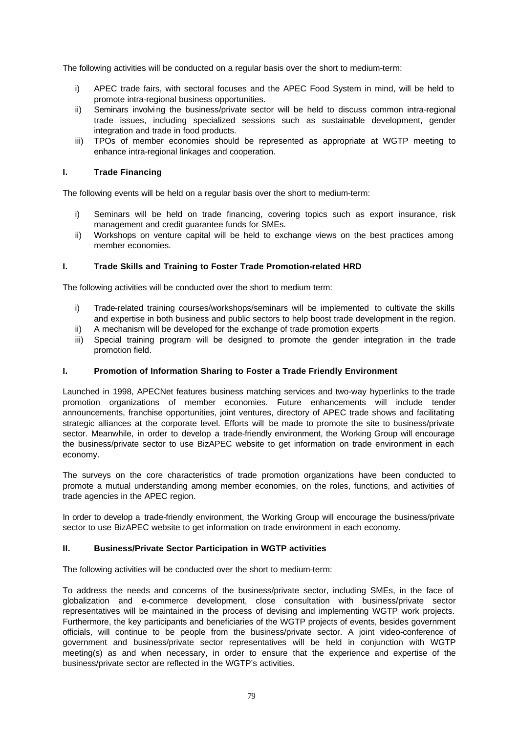The following activities will be conducted on a regular basis over the short to medium-term:

i) APEC trade fairs, with sectoral focuses and the APEC Food System in mind, will be held to promote intra-regional business opportunities.
ii) Seminars involving the business/private sector will be held to discuss common intra-regional trade issues, including specialized sessions such as sustainable development, gender integration and trade in food products.
iii) TPOs of member economies should be represented as appropriate at WGTP meeting to enhance intra-regional linkages and cooperation.

### I. Trade Financing

The following events will be held on a regular basis over the short to medium-term:

i) Seminars will be held on trade financing, covering topics such as export insurance, risk management and credit guarantee funds for SMEs.
ii) Workshops on venture capital will be held to exchange views on the best practices among member economies.

### I. Trade Skills and Training to Foster Trade Promotion-related HRD

The following activities will be conducted over the short to medium term:

i) Trade-related training courses/workshops/seminars will be implemented to cultivate the skills and expertise in both business and public sectors to help boost trade development in the region.
ii) A mechanism will be developed for the exchange of trade promotion experts
iii) Special training program will be designed to promote the gender integration in the trade promotion field.

### I. Promotion of Information Sharing to Foster a Trade Friendly Environment

Launched in 1998, APECNet features business matching services and two-way hyperlinks to the trade promotion organizations of member economies. Future enhancements will include tender announcements, franchise opportunities, joint ventures, directory of APEC trade shows and facilitating strategic alliances at the corporate level. Efforts will be made to promote the site to business/private sector. Meanwhile, in order to develop a trade-friendly environment, the Working Group will encourage the business/private sector to use BizAPEC website to get information on trade environment in each economy.

The surveys on the core characteristics of trade promotion organizations have been conducted to promote a mutual understanding among member economies, on the roles, functions, and activities of trade agencies in the APEC region.

In order to develop a trade-friendly environment, the Working Group will encourage the business/private sector to use BizAPEC website to get information on trade environment in each economy.

### II. Business/Private Sector Participation in WGTP activities

The following activities will be conducted over the short to medium-term:

To address the needs and concerns of the business/private sector, including SMEs, in the face of globalization and e-commerce development, close consultation with business/private sector representatives will be maintained in the process of devising and implementing WGTP work projects. Furthermore, the key participants and beneficiaries of the WGTP projects of events, besides government officials, will continue to be people from the business/private sector. A joint video-conference of government and business/private sector representatives will be held in conjunction with WGTP meeting(s) as and when necessary, in order to ensure that the experience and expertise of the business/private sector are reflected in the WGTP's activities.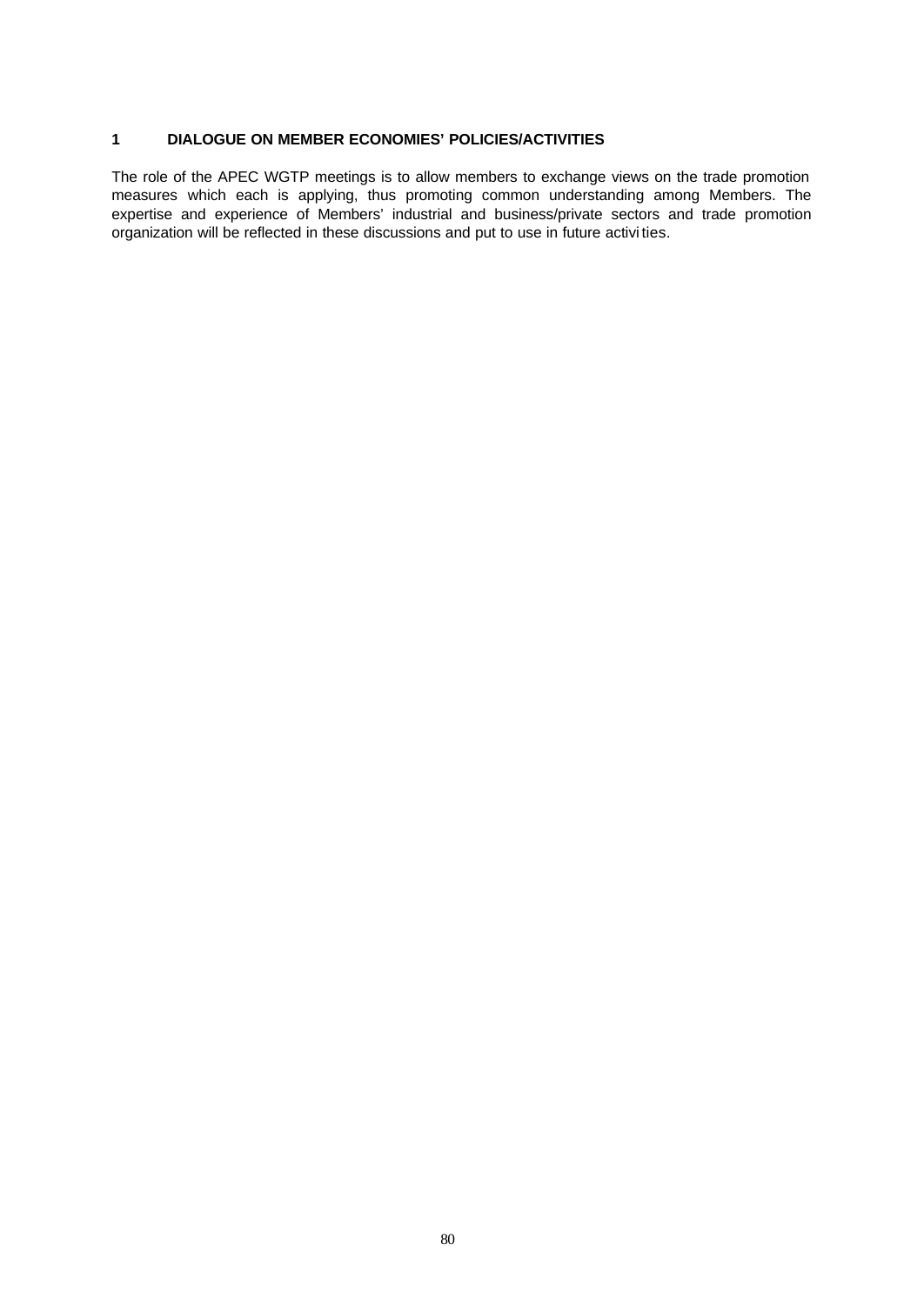## 1 DIALOGUE ON MEMBER ECONOMIES' POLICIES/ACTIVITIES

The role of the APEC WGTP meetings is to allow members to exchange views on the trade promotion measures which each is applying, thus promoting common understanding among Members. The expertise and experience of Members' industrial and business/private sectors and trade promotion organization will be reflected in these discussions and put to use in future activities.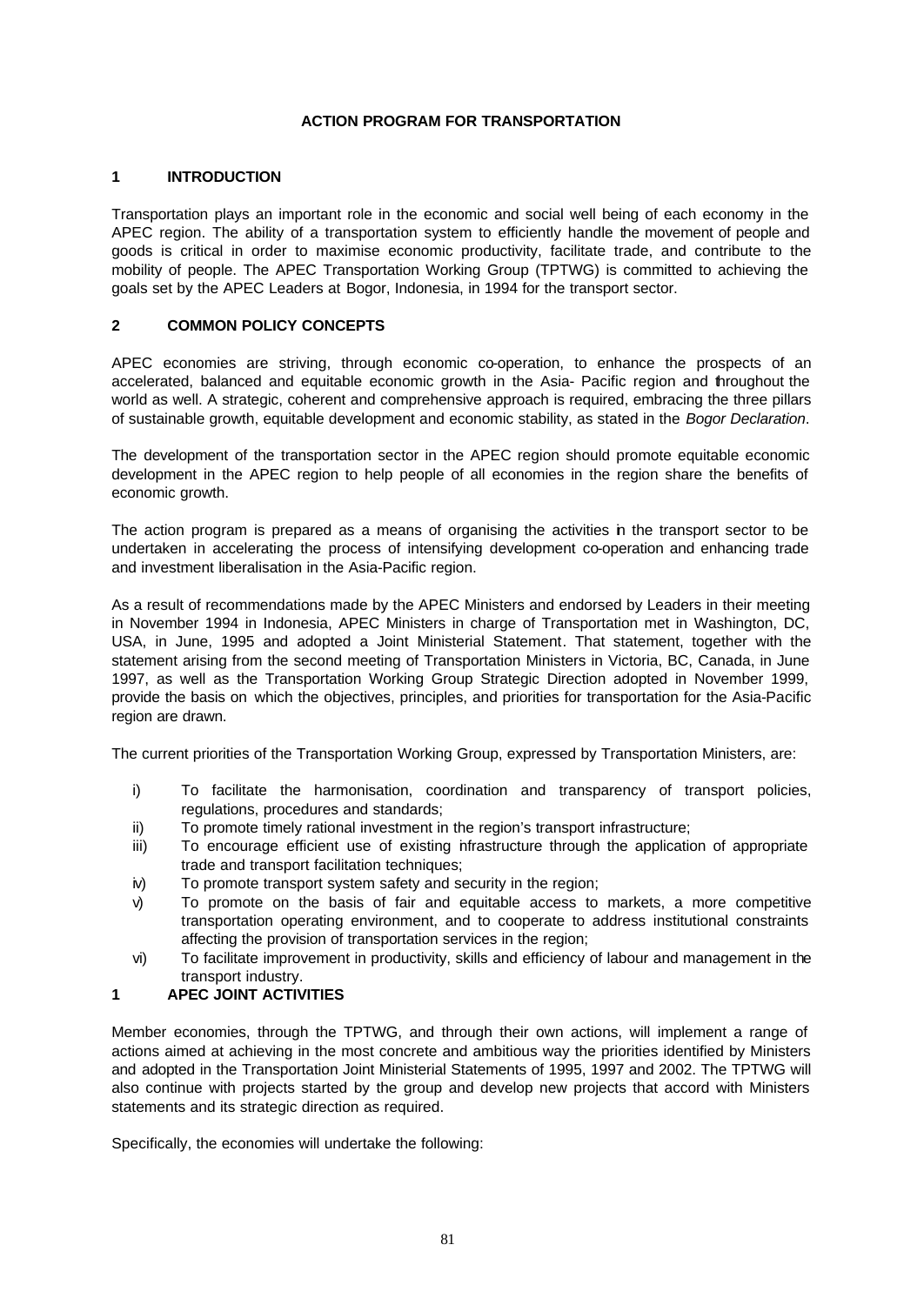# ACTION PROGRAM FOR TRANSPORTATION

## 1 INTRODUCTION

Transportation plays an important role in the economic and social well being of each economy in the APEC region. The ability of a transportation system to efficiently handle the movement of people and goods is critical in order to maximise economic productivity, facilitate trade, and contribute to the mobility of people. The APEC Transportation Working Group (TPTWG) is committed to achieving the goals set by the APEC Leaders at Bogor, Indonesia, in 1994 for the transport sector.

## 2 COMMON POLICY CONCEPTS

APEC economies are striving, through economic co-operation, to enhance the prospects of an accelerated, balanced and equitable economic growth in the Asia- Pacific region and throughout the world as well. A strategic, coherent and comprehensive approach is required, embracing the three pillars of sustainable growth, equitable development and economic stability, as stated in the *Bogor Declaration*.

The development of the transportation sector in the APEC region should promote equitable economic development in the APEC region to help people of all economies in the region share the benefits of economic growth.

The action program is prepared as a means of organising the activities in the transport sector to be undertaken in accelerating the process of intensifying development co-operation and enhancing trade and investment liberalisation in the Asia-Pacific region.

As a result of recommendations made by the APEC Ministers and endorsed by Leaders in their meeting in November 1994 in Indonesia, APEC Ministers in charge of Transportation met in Washington, DC, USA, in June, 1995 and adopted a Joint Ministerial Statement. That statement, together with the statement arising from the second meeting of Transportation Ministers in Victoria, BC, Canada, in June 1997, as well as the Transportation Working Group Strategic Direction adopted in November 1999, provide the basis on which the objectives, principles, and priorities for transportation for the Asia-Pacific region are drawn.

The current priorities of the Transportation Working Group, expressed by Transportation Ministers, are:

- i) To facilitate the harmonisation, coordination and transparency of transport policies, regulations, procedures and standards;
- ii) To promote timely rational investment in the region's transport infrastructure;
- iii) To encourage efficient use of existing infrastructure through the application of appropriate trade and transport facilitation techniques;
- iv) To promote transport system safety and security in the region;
- v) To promote on the basis of fair and equitable access to markets, a more competitive transportation operating environment, and to cooperate to address institutional constraints affecting the provision of transportation services in the region;
- vi) To facilitate improvement in productivity, skills and efficiency of labour and management in the transport industry.

## 1 APEC JOINT ACTIVITIES

Member economies, through the TPTWG, and through their own actions, will implement a range of actions aimed at achieving in the most concrete and ambitious way the priorities identified by Ministers and adopted in the Transportation Joint Ministerial Statements of 1995, 1997 and 2002. The TPTWG will also continue with projects started by the group and develop new projects that accord with Ministers statements and its strategic direction as required.

Specifically, the economies will undertake the following: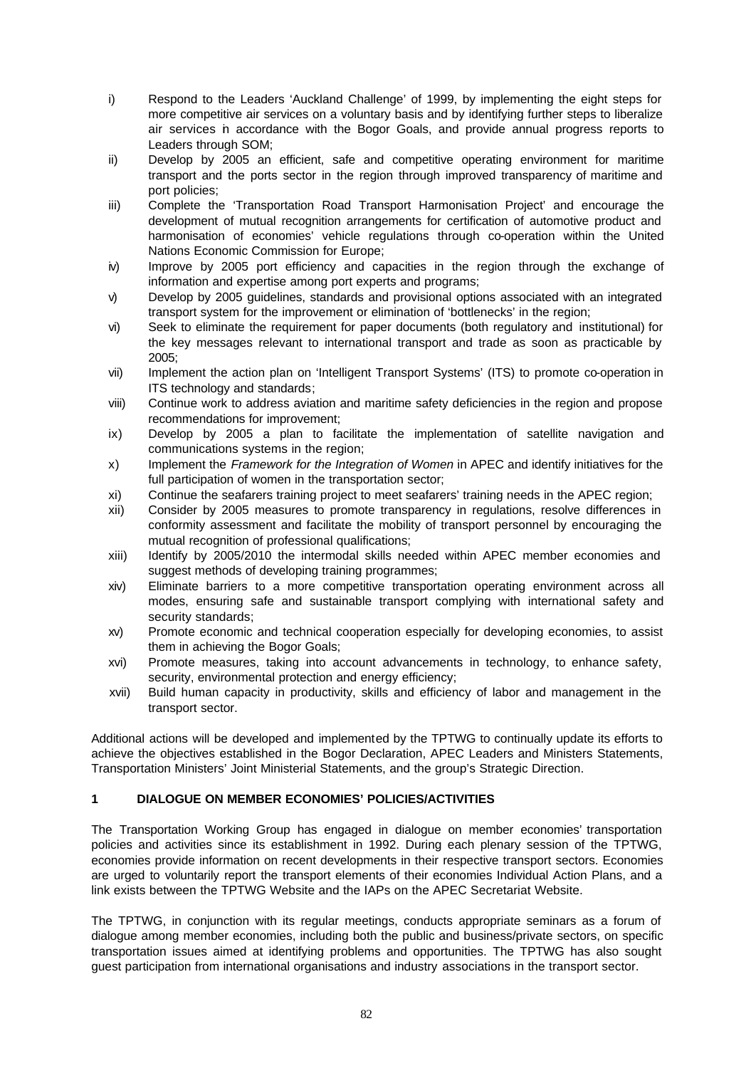i) Respond to the Leaders 'Auckland Challenge' of 1999, by implementing the eight steps for more competitive air services on a voluntary basis and by identifying further steps to liberalize air services in accordance with the Bogor Goals, and provide annual progress reports to Leaders through SOM;

ii) Develop by 2005 an efficient, safe and competitive operating environment for maritime transport and the ports sector in the region through improved transparency of maritime and port policies;

iii) Complete the 'Transportation Road Transport Harmonisation Project' and encourage the development of mutual recognition arrangements for certification of automotive product and harmonisation of economies' vehicle regulations through co-operation within the United Nations Economic Commission for Europe;

iv) Improve by 2005 port efficiency and capacities in the region through the exchange of information and expertise among port experts and programs;

v) Develop by 2005 guidelines, standards and provisional options associated with an integrated transport system for the improvement or elimination of 'bottlenecks' in the region;

vi) Seek to eliminate the requirement for paper documents (both regulatory and institutional) for the key messages relevant to international transport and trade as soon as practicable by 2005;

vii) Implement the action plan on 'Intelligent Transport Systems' (ITS) to promote co-operation in ITS technology and standards;

viii) Continue work to address aviation and maritime safety deficiencies in the region and propose recommendations for improvement;

ix) Develop by 2005 a plan to facilitate the implementation of satellite navigation and communications systems in the region;

x) Implement the *Framework for the Integration of Women* in APEC and identify initiatives for the full participation of women in the transportation sector;

xi) Continue the seafarers training project to meet seafarers' training needs in the APEC region;

xii) Consider by 2005 measures to promote transparency in regulations, resolve differences in conformity assessment and facilitate the mobility of transport personnel by encouraging the mutual recognition of professional qualifications;

xiii) Identify by 2005/2010 the intermodal skills needed within APEC member economies and suggest methods of developing training programmes;

xiv) Eliminate barriers to a more competitive transportation operating environment across all modes, ensuring safe and sustainable transport complying with international safety and security standards;

xv) Promote economic and technical cooperation especially for developing economies, to assist them in achieving the Bogor Goals;

xvi) Promote measures, taking into account advancements in technology, to enhance safety, security, environmental protection and energy efficiency;

xvii) Build human capacity in productivity, skills and efficiency of labor and management in the transport sector.

Additional actions will be developed and implemented by the TPTWG to continually update its efforts to achieve the objectives established in the Bogor Declaration, APEC Leaders and Ministers Statements, Transportation Ministers' Joint Ministerial Statements, and the group's Strategic Direction.

## 1 DIALOGUE ON MEMBER ECONOMIES' POLICIES/ACTIVITIES

The Transportation Working Group has engaged in dialogue on member economies' transportation policies and activities since its establishment in 1992. During each plenary session of the TPTWG, economies provide information on recent developments in their respective transport sectors. Economies are urged to voluntarily report the transport elements of their economies Individual Action Plans, and a link exists between the TPTWG Website and the IAPs on the APEC Secretariat Website.

The TPTWG, in conjunction with its regular meetings, conducts appropriate seminars as a forum of dialogue among member economies, including both the public and business/private sectors, on specific transportation issues aimed at identifying problems and opportunities. The TPTWG has also sought guest participation from international organisations and industry associations in the transport sector.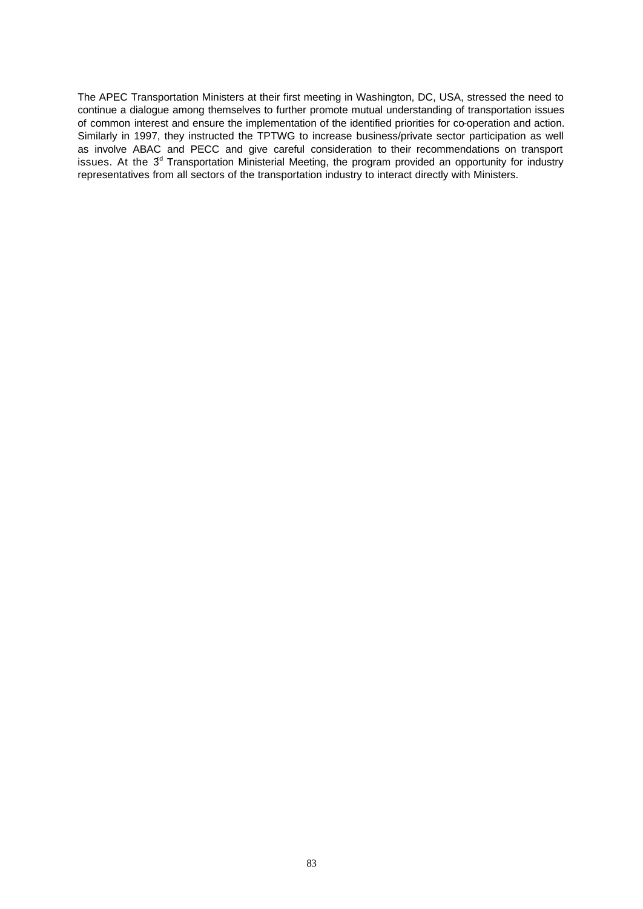The APEC Transportation Ministers at their first meeting in Washington, DC, USA, stressed the need to continue a dialogue among themselves to further promote mutual understanding of transportation issues of common interest and ensure the implementation of the identified priorities for co-operation and action. Similarly in 1997, they instructed the TPTWG to increase business/private sector participation as well as involve ABAC and PECC and give careful consideration to their recommendations on transport issues. At the 3rd Transportation Ministerial Meeting, the program provided an opportunity for industry representatives from all sectors of the transportation industry to interact directly with Ministers.